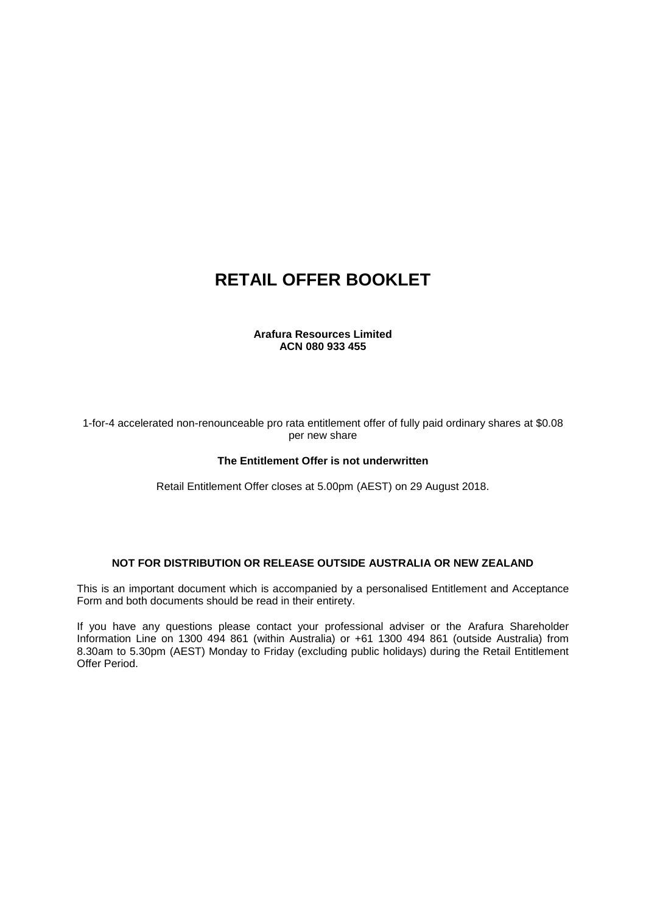# RETAIL OFFER BOOKLET

**Arafura Resources Limited**
**ACN 080 933 455**

1-for-4 accelerated non-renounceable pro rata entitlement offer of fully paid ordinary shares at $0.08 per new share

**The Entitlement Offer is not underwritten**

Retail Entitlement Offer closes at 5.00pm (AEST) on 29 August 2018.

**NOT FOR DISTRIBUTION OR RELEASE OUTSIDE AUSTRALIA OR NEW ZEALAND**

This is an important document which is accompanied by a personalised Entitlement and Acceptance Form and both documents should be read in their entirety.

If you have any questions please contact your professional adviser or the Arafura Shareholder Information Line on 1300 494 861 (within Australia) or +61 1300 494 861 (outside Australia) from 8.30am to 5.30pm (AEST) Monday to Friday (excluding public holidays) during the Retail Entitlement Offer Period.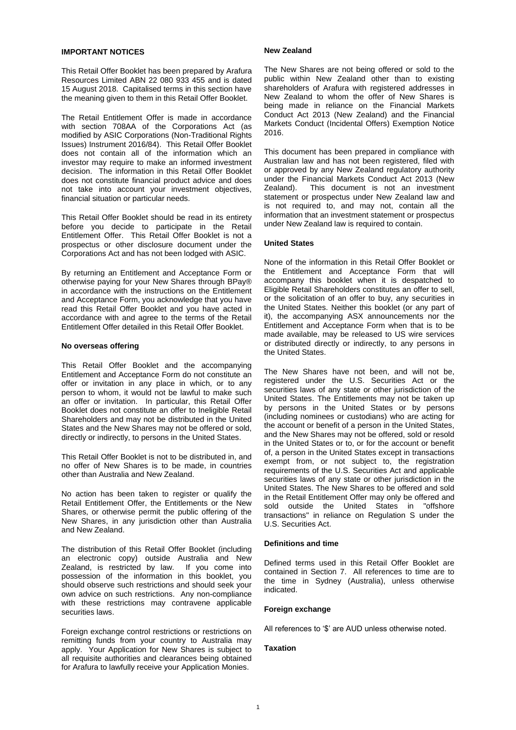## IMPORTANT NOTICES

This Retail Offer Booklet has been prepared by Arafura Resources Limited ABN 22 080 933 455 and is dated 15 August 2018. Capitalised terms in this section have the meaning given to them in this Retail Offer Booklet.

The Retail Entitlement Offer is made in accordance with section 708AA of the Corporations Act (as modified by ASIC Corporations (Non-Traditional Rights Issues) Instrument 2016/84). This Retail Offer Booklet does not contain all of the information which an investor may require to make an informed investment decision. The information in this Retail Offer Booklet does not constitute financial product advice and does not take into account your investment objectives, financial situation or particular needs.

This Retail Offer Booklet should be read in its entirety before you decide to participate in the Retail Entitlement Offer. This Retail Offer Booklet is not a prospectus or other disclosure document under the Corporations Act and has not been lodged with ASIC.

By returning an Entitlement and Acceptance Form or otherwise paying for your New Shares through BPay® in accordance with the instructions on the Entitlement and Acceptance Form, you acknowledge that you have read this Retail Offer Booklet and you have acted in accordance with and agree to the terms of the Retail Entitlement Offer detailed in this Retail Offer Booklet.

### No overseas offering

This Retail Offer Booklet and the accompanying Entitlement and Acceptance Form do not constitute an offer or invitation in any place in which, or to any person to whom, it would not be lawful to make such an offer or invitation. In particular, this Retail Offer Booklet does not constitute an offer to Ineligible Retail Shareholders and may not be distributed in the United States and the New Shares may not be offered or sold, directly or indirectly, to persons in the United States.

This Retail Offer Booklet is not to be distributed in, and no offer of New Shares is to be made, in countries other than Australia and New Zealand.

No action has been taken to register or qualify the Retail Entitlement Offer, the Entitlements or the New Shares, or otherwise permit the public offering of the New Shares, in any jurisdiction other than Australia and New Zealand.

The distribution of this Retail Offer Booklet (including an electronic copy) outside Australia and New Zealand, is restricted by law. If you come into possession of the information in this booklet, you should observe such restrictions and should seek your own advice on such restrictions. Any non-compliance with these restrictions may contravene applicable securities laws.

Foreign exchange control restrictions or restrictions on remitting funds from your country to Australia may apply. Your Application for New Shares is subject to all requisite authorities and clearances being obtained for Arafura to lawfully receive your Application Monies.

### New Zealand

The New Shares are not being offered or sold to the public within New Zealand other than to existing shareholders of Arafura with registered addresses in New Zealand to whom the offer of New Shares is being made in reliance on the Financial Markets Conduct Act 2013 (New Zealand) and the Financial Markets Conduct (Incidental Offers) Exemption Notice 2016.

This document has been prepared in compliance with Australian law and has not been registered, filed with or approved by any New Zealand regulatory authority under the Financial Markets Conduct Act 2013 (New Zealand). This document is not an investment statement or prospectus under New Zealand law and is not required to, and may not, contain all the information that an investment statement or prospectus under New Zealand law is required to contain.

### United States

None of the information in this Retail Offer Booklet or the Entitlement and Acceptance Form that will accompany this booklet when it is despatched to Eligible Retail Shareholders constitutes an offer to sell, or the solicitation of an offer to buy, any securities in the United States. Neither this booklet (or any part of it), the accompanying ASX announcements nor the Entitlement and Acceptance Form when that is to be made available, may be released to US wire services or distributed directly or indirectly, to any persons in the United States.

The New Shares have not been, and will not be, registered under the U.S. Securities Act or the securities laws of any state or other jurisdiction of the United States. The Entitlements may not be taken up by persons in the United States or by persons (including nominees or custodians) who are acting for the account or benefit of a person in the United States, and the New Shares may not be offered, sold or resold in the United States or to, or for the account or benefit of, a person in the United States except in transactions exempt from, or not subject to, the registration requirements of the U.S. Securities Act and applicable securities laws of any state or other jurisdiction in the United States. The New Shares to be offered and sold in the Retail Entitlement Offer may only be offered and sold outside the United States in "offshore transactions" in reliance on Regulation S under the U.S. Securities Act.

### Definitions and time

Defined terms used in this Retail Offer Booklet are contained in Section 7. All references to time are to the time in Sydney (Australia), unless otherwise indicated.

### Foreign exchange

All references to '$' are AUD unless otherwise noted.

### Taxation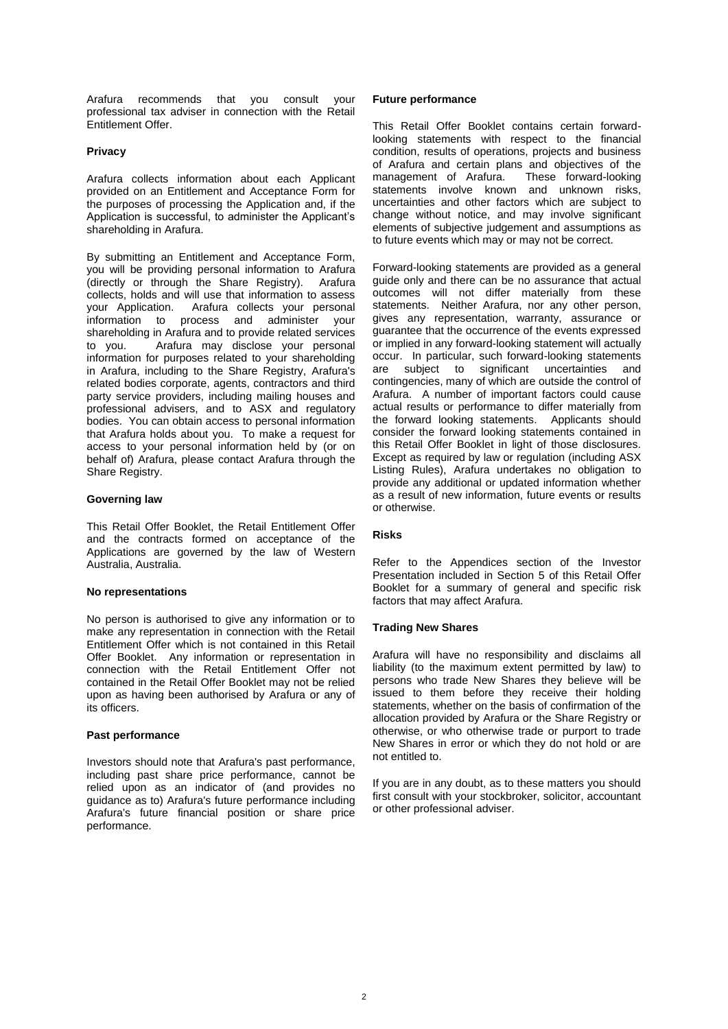Arafura recommends that you consult your professional tax adviser in connection with the Retail Entitlement Offer.

**Privacy**

Arafura collects information about each Applicant provided on an Entitlement and Acceptance Form for the purposes of processing the Application and, if the Application is successful, to administer the Applicant's shareholding in Arafura.

By submitting an Entitlement and Acceptance Form, you will be providing personal information to Arafura (directly or through the Share Registry). Arafura collects, holds and will use that information to assess your Application. Arafura collects your personal information to process and administer your shareholding in Arafura and to provide related services to you. Arafura may disclose your personal information for purposes related to your shareholding in Arafura, including to the Share Registry, Arafura's related bodies corporate, agents, contractors and third party service providers, including mailing houses and professional advisers, and to ASX and regulatory bodies. You can obtain access to personal information that Arafura holds about you. To make a request for access to your personal information held by (or on behalf of) Arafura, please contact Arafura through the Share Registry.

**Governing law**

This Retail Offer Booklet, the Retail Entitlement Offer and the contracts formed on acceptance of the Applications are governed by the law of Western Australia, Australia.

**No representations**

No person is authorised to give any information or to make any representation in connection with the Retail Entitlement Offer which is not contained in this Retail Offer Booklet. Any information or representation in connection with the Retail Entitlement Offer not contained in the Retail Offer Booklet may not be relied upon as having been authorised by Arafura or any of its officers.

**Past performance**

Investors should note that Arafura's past performance, including past share price performance, cannot be relied upon as an indicator of (and provides no guidance as to) Arafura's future performance including Arafura's future financial position or share price performance.

**Future performance**

This Retail Offer Booklet contains certain forward-looking statements with respect to the financial condition, results of operations, projects and business of Arafura and certain plans and objectives of the management of Arafura. These forward-looking statements involve known and unknown risks, uncertainties and other factors which are subject to change without notice, and may involve significant elements of subjective judgement and assumptions as to future events which may or may not be correct.

Forward-looking statements are provided as a general guide only and there can be no assurance that actual outcomes will not differ materially from these statements. Neither Arafura, nor any other person, gives any representation, warranty, assurance or guarantee that the occurrence of the events expressed or implied in any forward-looking statement will actually occur. In particular, such forward-looking statements are subject to significant uncertainties and contingencies, many of which are outside the control of Arafura. A number of important factors could cause actual results or performance to differ materially from the forward looking statements. Applicants should consider the forward looking statements contained in this Retail Offer Booklet in light of those disclosures. Except as required by law or regulation (including ASX Listing Rules), Arafura undertakes no obligation to provide any additional or updated information whether as a result of new information, future events or results or otherwise.

**Risks**

Refer to the Appendices section of the Investor Presentation included in Section 5 of this Retail Offer Booklet for a summary of general and specific risk factors that may affect Arafura.

**Trading New Shares**

Arafura will have no responsibility and disclaims all liability (to the maximum extent permitted by law) to persons who trade New Shares they believe will be issued to them before they receive their holding statements, whether on the basis of confirmation of the allocation provided by Arafura or the Share Registry or otherwise, or who otherwise trade or purport to trade New Shares in error or which they do not hold or are not entitled to.

If you are in any doubt, as to these matters you should first consult with your stockbroker, solicitor, accountant or other professional adviser.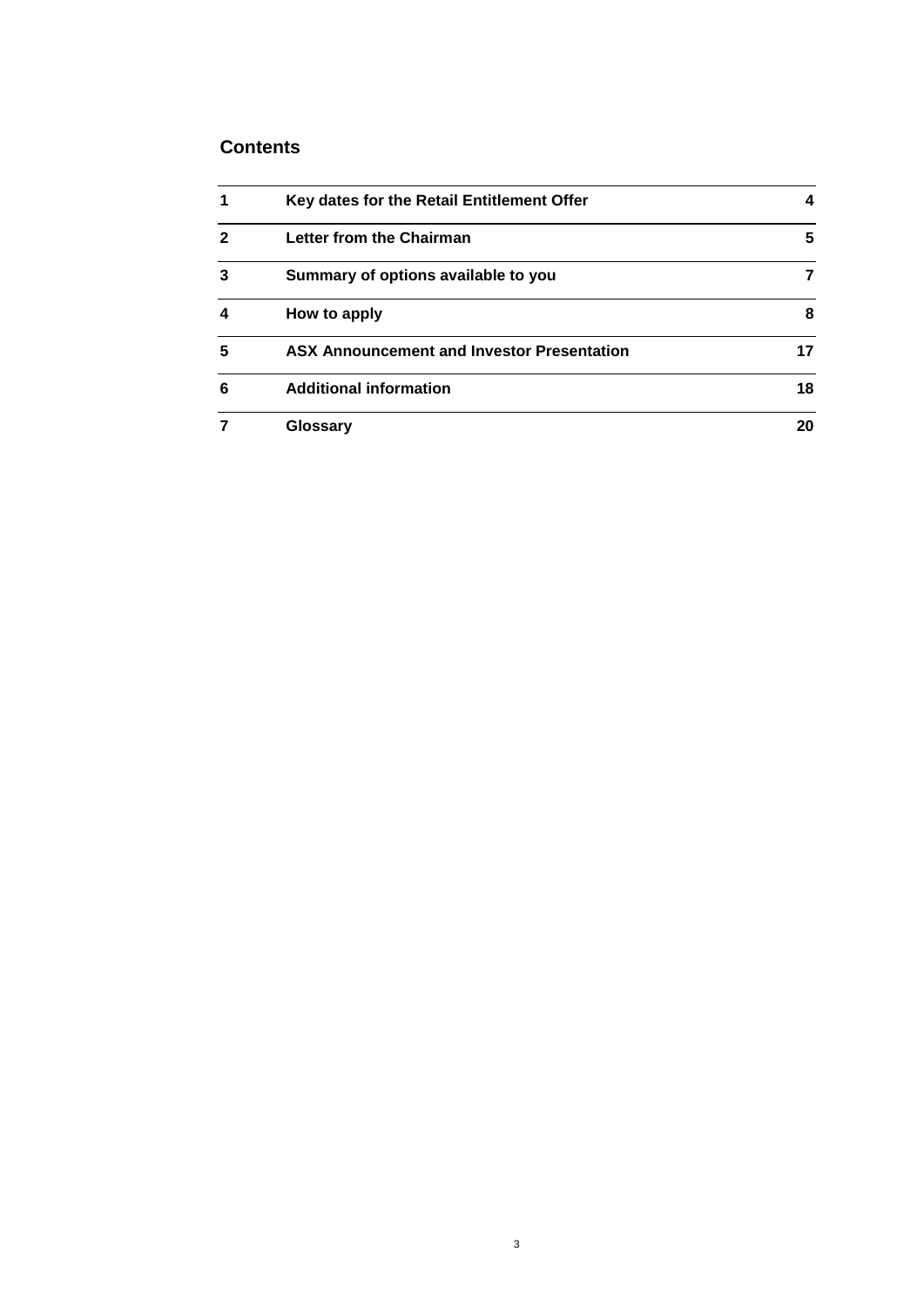## Contents

| | | |
|---|---|---|
| 1 | **Key dates for the Retail Entitlement Offer** | 4 |
| 2 | **Letter from the Chairman** | 5 |
| 3 | **Summary of options available to you** | 7 |
| 4 | **How to apply** | 8 |
| 5 | **ASX Announcement and Investor Presentation** | 17 |
| 6 | **Additional information** | 18 |
| 7 | **Glossary** | 20 |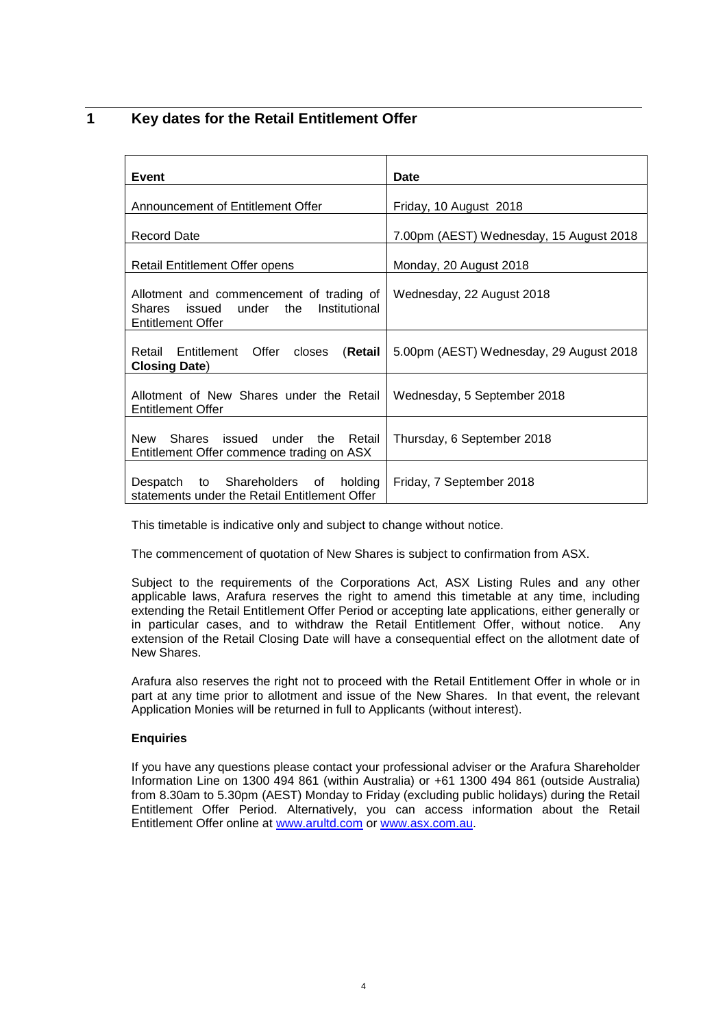# 1 Key dates for the Retail Entitlement Offer

| **Event** | **Date** |
|---|---|
| Announcement of Entitlement Offer | Friday, 10 August 2018 |
| Record Date | 7.00pm (AEST) Wednesday, 15 August 2018 |
| Retail Entitlement Offer opens | Monday, 20 August 2018 |
| Allotment and commencement of trading of Shares issued under the Institutional Entitlement Offer | Wednesday, 22 August 2018 |
| Retail Entitlement Offer closes (**Retail Closing Date**) | 5.00pm (AEST) Wednesday, 29 August 2018 |
| Allotment of New Shares under the Retail Entitlement Offer | Wednesday, 5 September 2018 |
| New Shares issued under the Retail Entitlement Offer commence trading on ASX | Thursday, 6 September 2018 |
| Despatch to Shareholders of holding statements under the Retail Entitlement Offer | Friday, 7 September 2018 |

This timetable is indicative only and subject to change without notice.

The commencement of quotation of New Shares is subject to confirmation from ASX.

Subject to the requirements of the Corporations Act, ASX Listing Rules and any other applicable laws, Arafura reserves the right to amend this timetable at any time, including extending the Retail Entitlement Offer Period or accepting late applications, either generally or in particular cases, and to withdraw the Retail Entitlement Offer, without notice. Any extension of the Retail Closing Date will have a consequential effect on the allotment date of New Shares.

Arafura also reserves the right not to proceed with the Retail Entitlement Offer in whole or in part at any time prior to allotment and issue of the New Shares. In that event, the relevant Application Monies will be returned in full to Applicants (without interest).

**Enquiries**

If you have any questions please contact your professional adviser or the Arafura Shareholder Information Line on 1300 494 861 (within Australia) or +61 1300 494 861 (outside Australia) from 8.30am to 5.30pm (AEST) Monday to Friday (excluding public holidays) during the Retail Entitlement Offer Period. Alternatively, you can access information about the Retail Entitlement Offer online at www.arultd.com or www.asx.com.au.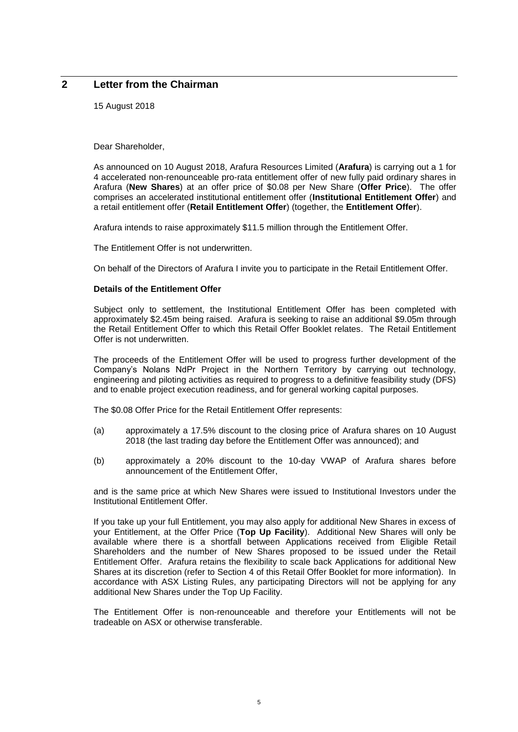## 2 Letter from the Chairman

15 August 2018

Dear Shareholder,

As announced on 10 August 2018, Arafura Resources Limited (**Arafura**) is carrying out a 1 for 4 accelerated non-renounceable pro-rata entitlement offer of new fully paid ordinary shares in Arafura (**New Shares**) at an offer price of $0.08 per New Share (**Offer Price**). The offer comprises an accelerated institutional entitlement offer (**Institutional Entitlement Offer**) and a retail entitlement offer (**Retail Entitlement Offer**) (together, the **Entitlement Offer**).

Arafura intends to raise approximately $11.5 million through the Entitlement Offer.

The Entitlement Offer is not underwritten.

On behalf of the Directors of Arafura I invite you to participate in the Retail Entitlement Offer.

**Details of the Entitlement Offer**

Subject only to settlement, the Institutional Entitlement Offer has been completed with approximately $2.45m being raised. Arafura is seeking to raise an additional $9.05m through the Retail Entitlement Offer to which this Retail Offer Booklet relates. The Retail Entitlement Offer is not underwritten.

The proceeds of the Entitlement Offer will be used to progress further development of the Company's Nolans NdPr Project in the Northern Territory by carrying out technology, engineering and piloting activities as required to progress to a definitive feasibility study (DFS) and to enable project execution readiness, and for general working capital purposes.

The $0.08 Offer Price for the Retail Entitlement Offer represents:

(a) approximately a 17.5% discount to the closing price of Arafura shares on 10 August 2018 (the last trading day before the Entitlement Offer was announced); and

(b) approximately a 20% discount to the 10-day VWAP of Arafura shares before announcement of the Entitlement Offer,

and is the same price at which New Shares were issued to Institutional Investors under the Institutional Entitlement Offer.

If you take up your full Entitlement, you may also apply for additional New Shares in excess of your Entitlement, at the Offer Price (**Top Up Facility**). Additional New Shares will only be available where there is a shortfall between Applications received from Eligible Retail Shareholders and the number of New Shares proposed to be issued under the Retail Entitlement Offer. Arafura retains the flexibility to scale back Applications for additional New Shares at its discretion (refer to Section 4 of this Retail Offer Booklet for more information). In accordance with ASX Listing Rules, any participating Directors will not be applying for any additional New Shares under the Top Up Facility.

The Entitlement Offer is non-renounceable and therefore your Entitlements will not be tradeable on ASX or otherwise transferable.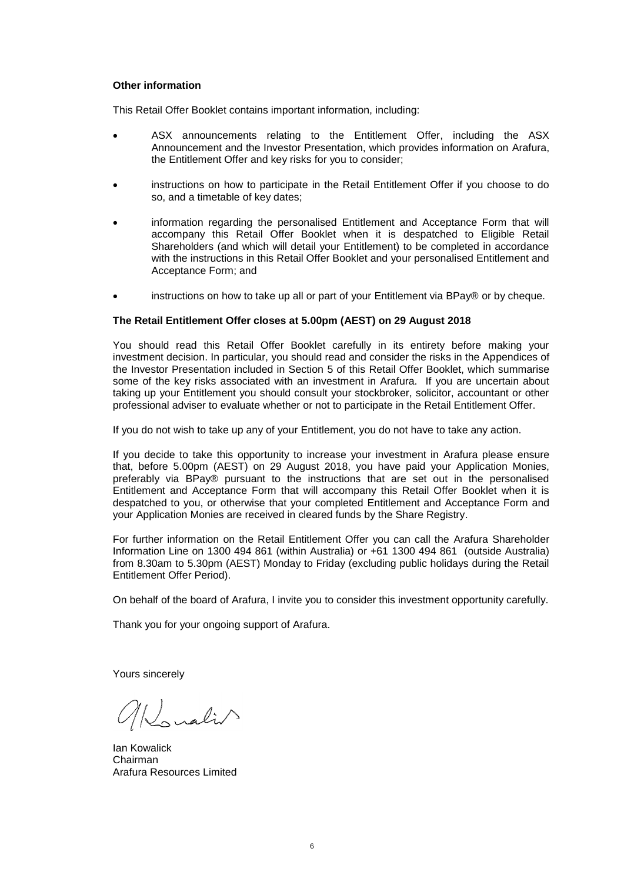**Other information**

This Retail Offer Booklet contains important information, including:

- ASX announcements relating to the Entitlement Offer, including the ASX Announcement and the Investor Presentation, which provides information on Arafura, the Entitlement Offer and key risks for you to consider;
- instructions on how to participate in the Retail Entitlement Offer if you choose to do so, and a timetable of key dates;
- information regarding the personalised Entitlement and Acceptance Form that will accompany this Retail Offer Booklet when it is despatched to Eligible Retail Shareholders (and which will detail your Entitlement) to be completed in accordance with the instructions in this Retail Offer Booklet and your personalised Entitlement and Acceptance Form; and
- instructions on how to take up all or part of your Entitlement via BPay® or by cheque.

**The Retail Entitlement Offer closes at 5.00pm (AEST) on 29 August 2018**

You should read this Retail Offer Booklet carefully in its entirety before making your investment decision. In particular, you should read and consider the risks in the Appendices of the Investor Presentation included in Section 5 of this Retail Offer Booklet, which summarise some of the key risks associated with an investment in Arafura. If you are uncertain about taking up your Entitlement you should consult your stockbroker, solicitor, accountant or other professional adviser to evaluate whether or not to participate in the Retail Entitlement Offer.

If you do not wish to take up any of your Entitlement, you do not have to take any action.

If you decide to take this opportunity to increase your investment in Arafura please ensure that, before 5.00pm (AEST) on 29 August 2018, you have paid your Application Monies, preferably via BPay® pursuant to the instructions that are set out in the personalised Entitlement and Acceptance Form that will accompany this Retail Offer Booklet when it is despatched to you, or otherwise that your completed Entitlement and Acceptance Form and your Application Monies are received in cleared funds by the Share Registry.

For further information on the Retail Entitlement Offer you can call the Arafura Shareholder Information Line on 1300 494 861 (within Australia) or +61 1300 494 861 (outside Australia) from 8.30am to 5.30pm (AEST) Monday to Friday (excluding public holidays during the Retail Entitlement Offer Period).

On behalf of the board of Arafura, I invite you to consider this investment opportunity carefully.

Thank you for your ongoing support of Arafura.

Yours sincerely

Ian Kowalick
Chairman
Arafura Resources Limited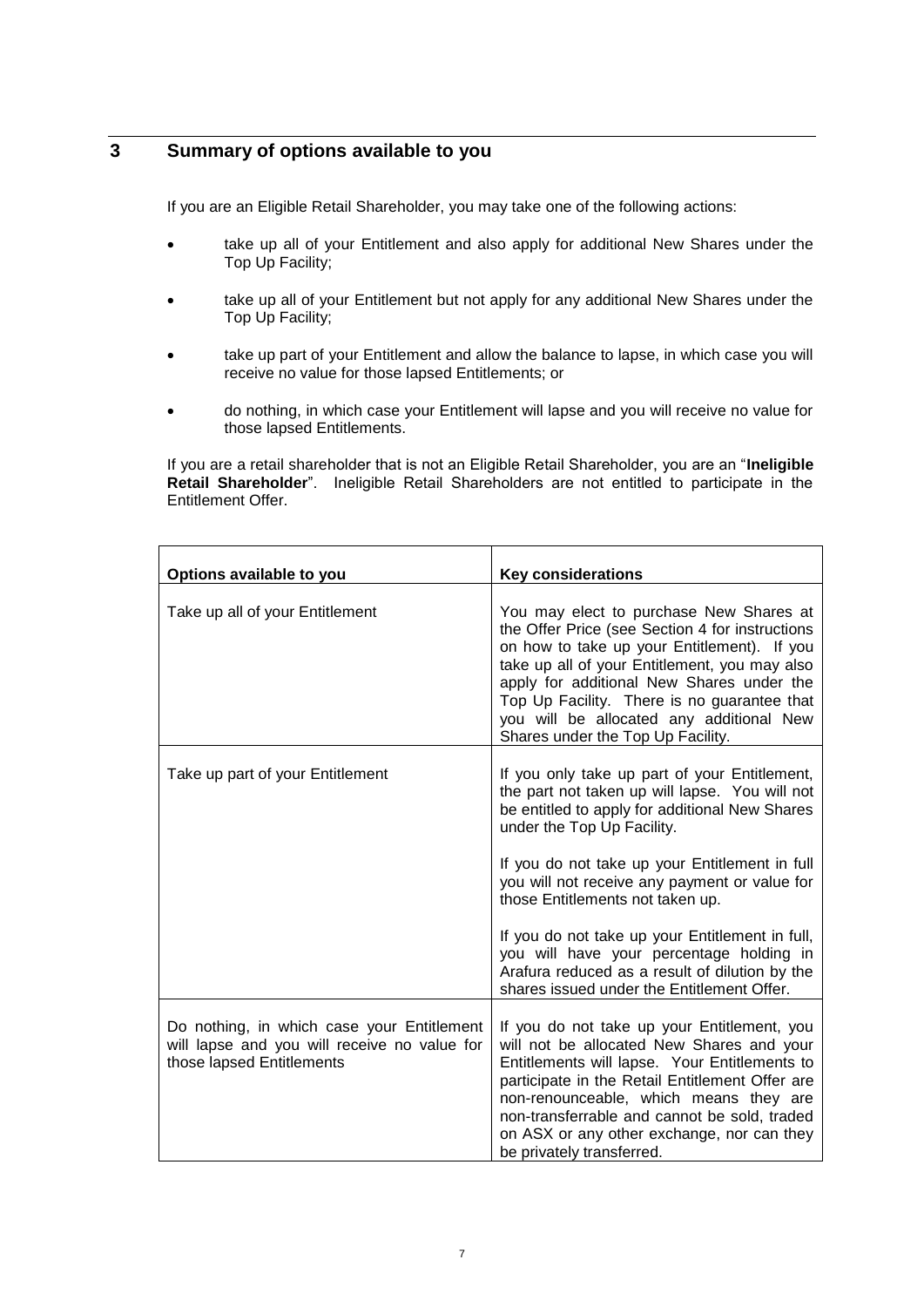# 3 Summary of options available to you

If you are an Eligible Retail Shareholder, you may take one of the following actions:

- take up all of your Entitlement and also apply for additional New Shares under the Top Up Facility;
- take up all of your Entitlement but not apply for any additional New Shares under the Top Up Facility;
- take up part of your Entitlement and allow the balance to lapse, in which case you will receive no value for those lapsed Entitlements; or
- do nothing, in which case your Entitlement will lapse and you will receive no value for those lapsed Entitlements.

If you are a retail shareholder that is not an Eligible Retail Shareholder, you are an "**Ineligible Retail Shareholder**". Ineligible Retail Shareholders are not entitled to participate in the Entitlement Offer.

| Options available to you | Key considerations |
|---|---|
| Take up all of your Entitlement | You may elect to purchase New Shares at the Offer Price (see Section 4 for instructions on how to take up your Entitlement). If you take up all of your Entitlement, you may also apply for additional New Shares under the Top Up Facility. There is no guarantee that you will be allocated any additional New Shares under the Top Up Facility. |
| Take up part of your Entitlement | If you only take up part of your Entitlement, the part not taken up will lapse. You will not be entitled to apply for additional New Shares under the Top Up Facility.<br><br>If you do not take up your Entitlement in full you will not receive any payment or value for those Entitlements not taken up.<br><br>If you do not take up your Entitlement in full, you will have your percentage holding in Arafura reduced as a result of dilution by the shares issued under the Entitlement Offer. |
| Do nothing, in which case your Entitlement will lapse and you will receive no value for those lapsed Entitlements | If you do not take up your Entitlement, you will not be allocated New Shares and your Entitlements will lapse. Your Entitlements to participate in the Retail Entitlement Offer are non-renounceable, which means they are non-transferrable and cannot be sold, traded on ASX or any other exchange, nor can they be privately transferred. |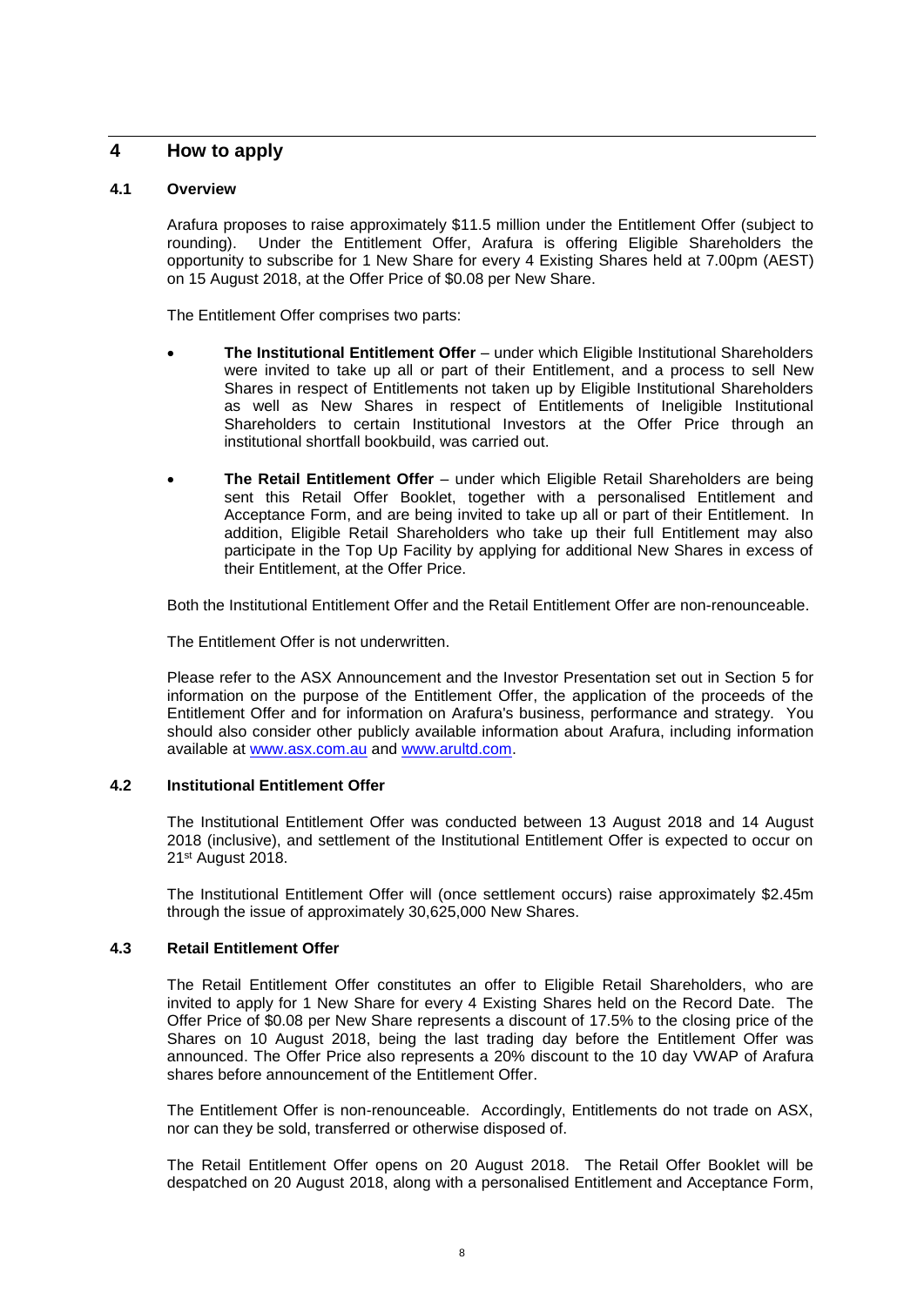# 4 How to apply

## 4.1 Overview

Arafura proposes to raise approximately $11.5 million under the Entitlement Offer (subject to rounding). Under the Entitlement Offer, Arafura is offering Eligible Shareholders the opportunity to subscribe for 1 New Share for every 4 Existing Shares held at 7.00pm (AEST) on 15 August 2018, at the Offer Price of $0.08 per New Share.

The Entitlement Offer comprises two parts:

- **The Institutional Entitlement Offer** – under which Eligible Institutional Shareholders were invited to take up all or part of their Entitlement, and a process to sell New Shares in respect of Entitlements not taken up by Eligible Institutional Shareholders as well as New Shares in respect of Entitlements of Ineligible Institutional Shareholders to certain Institutional Investors at the Offer Price through an institutional shortfall bookbuild, was carried out.
- **The Retail Entitlement Offer** – under which Eligible Retail Shareholders are being sent this Retail Offer Booklet, together with a personalised Entitlement and Acceptance Form, and are being invited to take up all or part of their Entitlement. In addition, Eligible Retail Shareholders who take up their full Entitlement may also participate in the Top Up Facility by applying for additional New Shares in excess of their Entitlement, at the Offer Price.

Both the Institutional Entitlement Offer and the Retail Entitlement Offer are non-renounceable.

The Entitlement Offer is not underwritten.

Please refer to the ASX Announcement and the Investor Presentation set out in Section 5 for information on the purpose of the Entitlement Offer, the application of the proceeds of the Entitlement Offer and for information on Arafura's business, performance and strategy. You should also consider other publicly available information about Arafura, including information available at www.asx.com.au and www.arultd.com.

## 4.2 Institutional Entitlement Offer

The Institutional Entitlement Offer was conducted between 13 August 2018 and 14 August 2018 (inclusive), and settlement of the Institutional Entitlement Offer is expected to occur on 21st August 2018.

The Institutional Entitlement Offer will (once settlement occurs) raise approximately $2.45m through the issue of approximately 30,625,000 New Shares.

## 4.3 Retail Entitlement Offer

The Retail Entitlement Offer constitutes an offer to Eligible Retail Shareholders, who are invited to apply for 1 New Share for every 4 Existing Shares held on the Record Date. The Offer Price of $0.08 per New Share represents a discount of 17.5% to the closing price of the Shares on 10 August 2018, being the last trading day before the Entitlement Offer was announced. The Offer Price also represents a 20% discount to the 10 day VWAP of Arafura shares before announcement of the Entitlement Offer.

The Entitlement Offer is non-renounceable. Accordingly, Entitlements do not trade on ASX, nor can they be sold, transferred or otherwise disposed of.

The Retail Entitlement Offer opens on 20 August 2018. The Retail Offer Booklet will be despatched on 20 August 2018, along with a personalised Entitlement and Acceptance Form,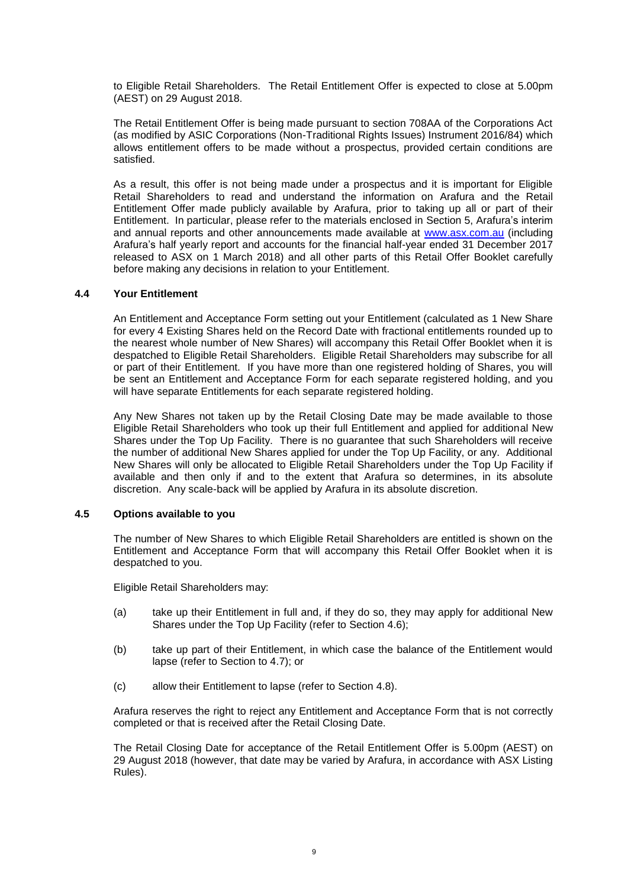to Eligible Retail Shareholders. The Retail Entitlement Offer is expected to close at 5.00pm (AEST) on 29 August 2018.

The Retail Entitlement Offer is being made pursuant to section 708AA of the Corporations Act (as modified by ASIC Corporations (Non-Traditional Rights Issues) Instrument 2016/84) which allows entitlement offers to be made without a prospectus, provided certain conditions are satisfied.

As a result, this offer is not being made under a prospectus and it is important for Eligible Retail Shareholders to read and understand the information on Arafura and the Retail Entitlement Offer made publicly available by Arafura, prior to taking up all or part of their Entitlement. In particular, please refer to the materials enclosed in Section 5, Arafura's interim and annual reports and other announcements made available at www.asx.com.au (including Arafura's half yearly report and accounts for the financial half-year ended 31 December 2017 released to ASX on 1 March 2018) and all other parts of this Retail Offer Booklet carefully before making any decisions in relation to your Entitlement.

### 4.4 Your Entitlement

An Entitlement and Acceptance Form setting out your Entitlement (calculated as 1 New Share for every 4 Existing Shares held on the Record Date with fractional entitlements rounded up to the nearest whole number of New Shares) will accompany this Retail Offer Booklet when it is despatched to Eligible Retail Shareholders. Eligible Retail Shareholders may subscribe for all or part of their Entitlement. If you have more than one registered holding of Shares, you will be sent an Entitlement and Acceptance Form for each separate registered holding, and you will have separate Entitlements for each separate registered holding.

Any New Shares not taken up by the Retail Closing Date may be made available to those Eligible Retail Shareholders who took up their full Entitlement and applied for additional New Shares under the Top Up Facility. There is no guarantee that such Shareholders will receive the number of additional New Shares applied for under the Top Up Facility, or any. Additional New Shares will only be allocated to Eligible Retail Shareholders under the Top Up Facility if available and then only if and to the extent that Arafura so determines, in its absolute discretion. Any scale-back will be applied by Arafura in its absolute discretion.

### 4.5 Options available to you

The number of New Shares to which Eligible Retail Shareholders are entitled is shown on the Entitlement and Acceptance Form that will accompany this Retail Offer Booklet when it is despatched to you.

Eligible Retail Shareholders may:

(a) take up their Entitlement in full and, if they do so, they may apply for additional New Shares under the Top Up Facility (refer to Section 4.6);

(b) take up part of their Entitlement, in which case the balance of the Entitlement would lapse (refer to Section to 4.7); or

(c) allow their Entitlement to lapse (refer to Section 4.8).

Arafura reserves the right to reject any Entitlement and Acceptance Form that is not correctly completed or that is received after the Retail Closing Date.

The Retail Closing Date for acceptance of the Retail Entitlement Offer is 5.00pm (AEST) on 29 August 2018 (however, that date may be varied by Arafura, in accordance with ASX Listing Rules).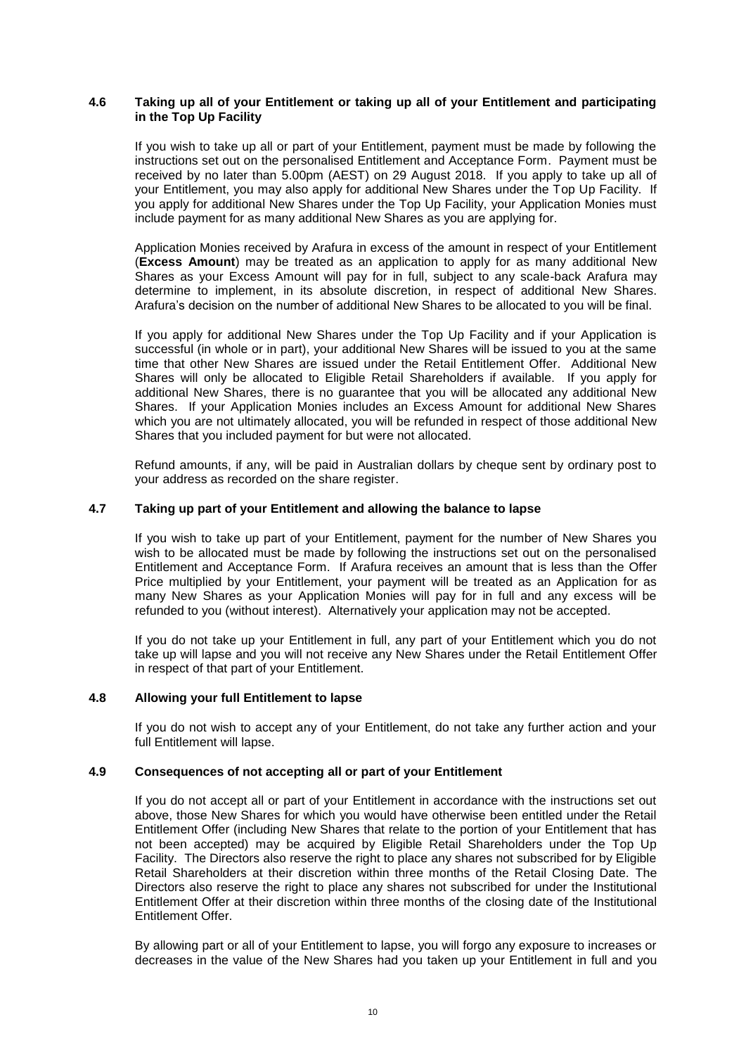### 4.6 Taking up all of your Entitlement or taking up all of your Entitlement and participating in the Top Up Facility

If you wish to take up all or part of your Entitlement, payment must be made by following the instructions set out on the personalised Entitlement and Acceptance Form. Payment must be received by no later than 5.00pm (AEST) on 29 August 2018. If you apply to take up all of your Entitlement, you may also apply for additional New Shares under the Top Up Facility. If you apply for additional New Shares under the Top Up Facility, your Application Monies must include payment for as many additional New Shares as you are applying for.

Application Monies received by Arafura in excess of the amount in respect of your Entitlement (**Excess Amount**) may be treated as an application to apply for as many additional New Shares as your Excess Amount will pay for in full, subject to any scale-back Arafura may determine to implement, in its absolute discretion, in respect of additional New Shares. Arafura's decision on the number of additional New Shares to be allocated to you will be final.

If you apply for additional New Shares under the Top Up Facility and if your Application is successful (in whole or in part), your additional New Shares will be issued to you at the same time that other New Shares are issued under the Retail Entitlement Offer. Additional New Shares will only be allocated to Eligible Retail Shareholders if available. If you apply for additional New Shares, there is no guarantee that you will be allocated any additional New Shares. If your Application Monies includes an Excess Amount for additional New Shares which you are not ultimately allocated, you will be refunded in respect of those additional New Shares that you included payment for but were not allocated.

Refund amounts, if any, will be paid in Australian dollars by cheque sent by ordinary post to your address as recorded on the share register.

### 4.7 Taking up part of your Entitlement and allowing the balance to lapse

If you wish to take up part of your Entitlement, payment for the number of New Shares you wish to be allocated must be made by following the instructions set out on the personalised Entitlement and Acceptance Form. If Arafura receives an amount that is less than the Offer Price multiplied by your Entitlement, your payment will be treated as an Application for as many New Shares as your Application Monies will pay for in full and any excess will be refunded to you (without interest). Alternatively your application may not be accepted.

If you do not take up your Entitlement in full, any part of your Entitlement which you do not take up will lapse and you will not receive any New Shares under the Retail Entitlement Offer in respect of that part of your Entitlement.

### 4.8 Allowing your full Entitlement to lapse

If you do not wish to accept any of your Entitlement, do not take any further action and your full Entitlement will lapse.

### 4.9 Consequences of not accepting all or part of your Entitlement

If you do not accept all or part of your Entitlement in accordance with the instructions set out above, those New Shares for which you would have otherwise been entitled under the Retail Entitlement Offer (including New Shares that relate to the portion of your Entitlement that has not been accepted) may be acquired by Eligible Retail Shareholders under the Top Up Facility. The Directors also reserve the right to place any shares not subscribed for by Eligible Retail Shareholders at their discretion within three months of the Retail Closing Date. The Directors also reserve the right to place any shares not subscribed for under the Institutional Entitlement Offer at their discretion within three months of the closing date of the Institutional Entitlement Offer.

By allowing part or all of your Entitlement to lapse, you will forgo any exposure to increases or decreases in the value of the New Shares had you taken up your Entitlement in full and you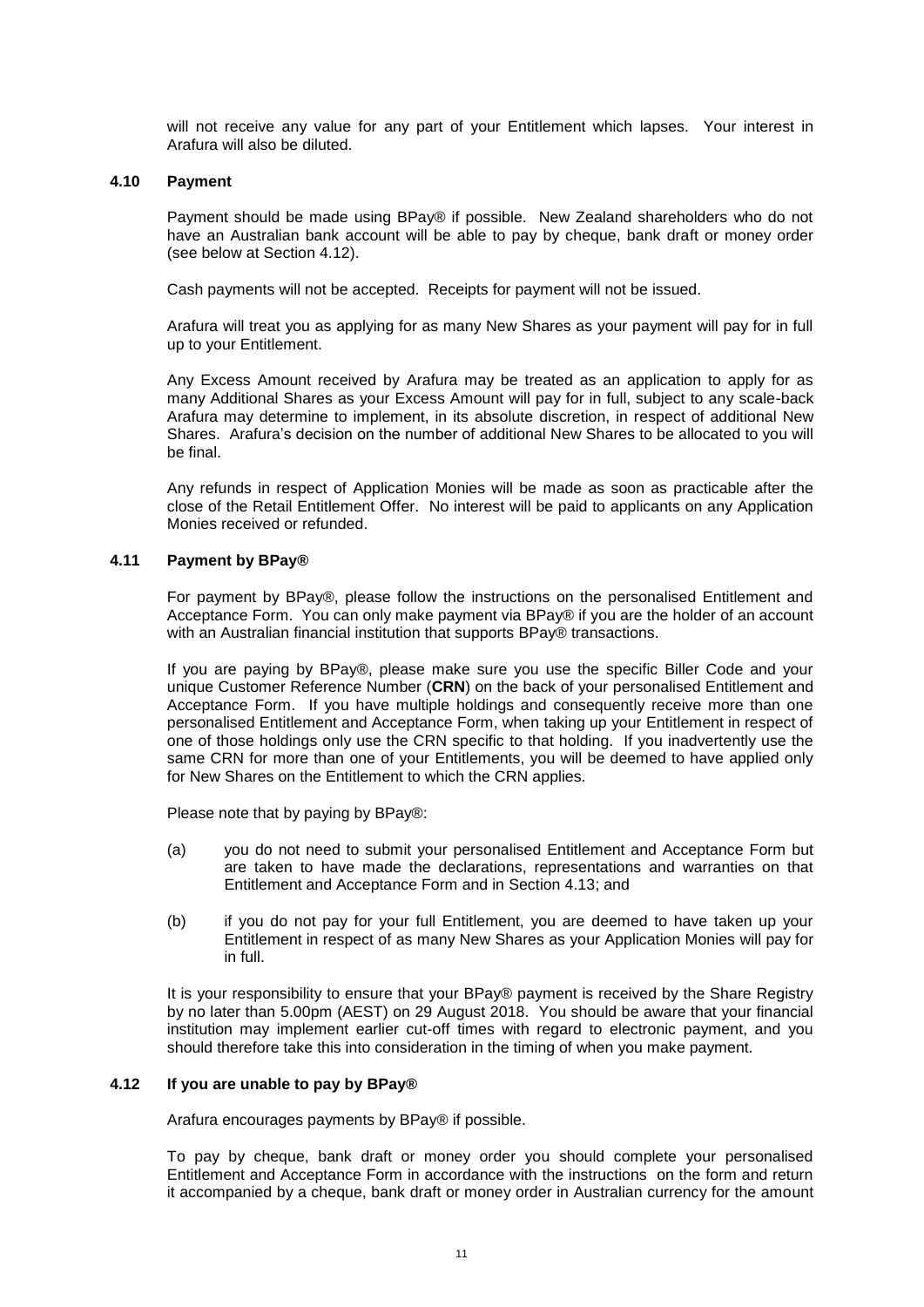will not receive any value for any part of your Entitlement which lapses. Your interest in Arafura will also be diluted.

### 4.10 Payment

Payment should be made using BPay® if possible. New Zealand shareholders who do not have an Australian bank account will be able to pay by cheque, bank draft or money order (see below at Section 4.12).

Cash payments will not be accepted. Receipts for payment will not be issued.

Arafura will treat you as applying for as many New Shares as your payment will pay for in full up to your Entitlement.

Any Excess Amount received by Arafura may be treated as an application to apply for as many Additional Shares as your Excess Amount will pay for in full, subject to any scale-back Arafura may determine to implement, in its absolute discretion, in respect of additional New Shares. Arafura's decision on the number of additional New Shares to be allocated to you will be final.

Any refunds in respect of Application Monies will be made as soon as practicable after the close of the Retail Entitlement Offer. No interest will be paid to applicants on any Application Monies received or refunded.

### 4.11 Payment by BPay®

For payment by BPay®, please follow the instructions on the personalised Entitlement and Acceptance Form. You can only make payment via BPay® if you are the holder of an account with an Australian financial institution that supports BPay® transactions.

If you are paying by BPay®, please make sure you use the specific Biller Code and your unique Customer Reference Number (**CRN**) on the back of your personalised Entitlement and Acceptance Form. If you have multiple holdings and consequently receive more than one personalised Entitlement and Acceptance Form, when taking up your Entitlement in respect of one of those holdings only use the CRN specific to that holding. If you inadvertently use the same CRN for more than one of your Entitlements, you will be deemed to have applied only for New Shares on the Entitlement to which the CRN applies.

Please note that by paying by BPay®:

(a) you do not need to submit your personalised Entitlement and Acceptance Form but are taken to have made the declarations, representations and warranties on that Entitlement and Acceptance Form and in Section 4.13; and

(b) if you do not pay for your full Entitlement, you are deemed to have taken up your Entitlement in respect of as many New Shares as your Application Monies will pay for in full.

It is your responsibility to ensure that your BPay® payment is received by the Share Registry by no later than 5.00pm (AEST) on 29 August 2018. You should be aware that your financial institution may implement earlier cut-off times with regard to electronic payment, and you should therefore take this into consideration in the timing of when you make payment.

### 4.12 If you are unable to pay by BPay®

Arafura encourages payments by BPay® if possible.

To pay by cheque, bank draft or money order you should complete your personalised Entitlement and Acceptance Form in accordance with the instructions on the form and return it accompanied by a cheque, bank draft or money order in Australian currency for the amount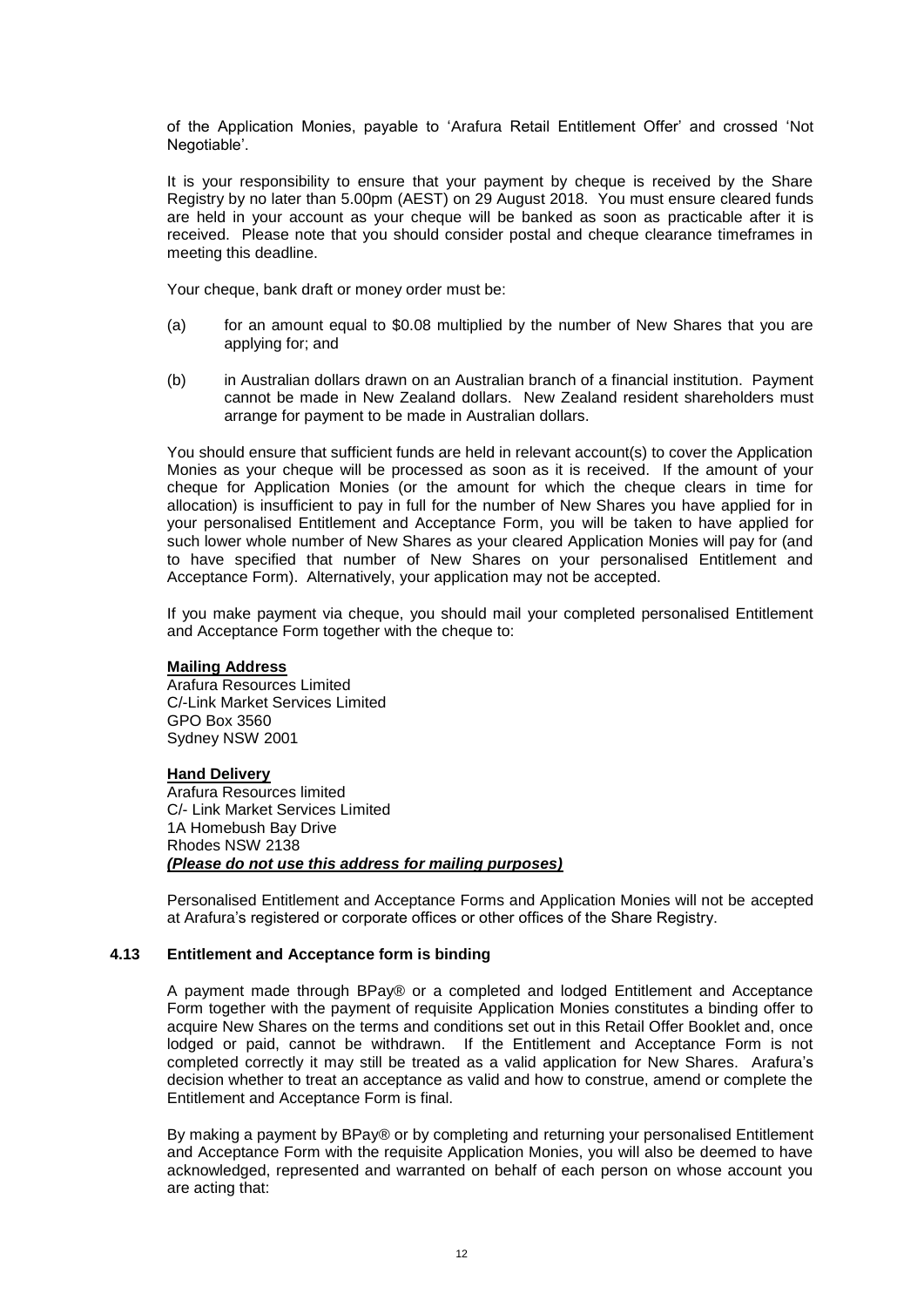of the Application Monies, payable to 'Arafura Retail Entitlement Offer' and crossed 'Not Negotiable'.

It is your responsibility to ensure that your payment by cheque is received by the Share Registry by no later than 5.00pm (AEST) on 29 August 2018. You must ensure cleared funds are held in your account as your cheque will be banked as soon as practicable after it is received. Please note that you should consider postal and cheque clearance timeframes in meeting this deadline.

Your cheque, bank draft or money order must be:

(a) for an amount equal to $0.08 multiplied by the number of New Shares that you are applying for; and

(b) in Australian dollars drawn on an Australian branch of a financial institution. Payment cannot be made in New Zealand dollars. New Zealand resident shareholders must arrange for payment to be made in Australian dollars.

You should ensure that sufficient funds are held in relevant account(s) to cover the Application Monies as your cheque will be processed as soon as it is received. If the amount of your cheque for Application Monies (or the amount for which the cheque clears in time for allocation) is insufficient to pay in full for the number of New Shares you have applied for in your personalised Entitlement and Acceptance Form, you will be taken to have applied for such lower whole number of New Shares as your cleared Application Monies will pay for (and to have specified that number of New Shares on your personalised Entitlement and Acceptance Form). Alternatively, your application may not be accepted.

If you make payment via cheque, you should mail your completed personalised Entitlement and Acceptance Form together with the cheque to:

**Mailing Address**
Arafura Resources Limited
C/-Link Market Services Limited
GPO Box 3560
Sydney NSW 2001

**Hand Delivery**
Arafura Resources limited
C/- Link Market Services Limited
1A Homebush Bay Drive
Rhodes NSW 2138
***(Please do not use this address for mailing purposes)***

Personalised Entitlement and Acceptance Forms and Application Monies will not be accepted at Arafura's registered or corporate offices or other offices of the Share Registry.

### 4.13 Entitlement and Acceptance form is binding

A payment made through BPay® or a completed and lodged Entitlement and Acceptance Form together with the payment of requisite Application Monies constitutes a binding offer to acquire New Shares on the terms and conditions set out in this Retail Offer Booklet and, once lodged or paid, cannot be withdrawn. If the Entitlement and Acceptance Form is not completed correctly it may still be treated as a valid application for New Shares. Arafura's decision whether to treat an acceptance as valid and how to construe, amend or complete the Entitlement and Acceptance Form is final.

By making a payment by BPay® or by completing and returning your personalised Entitlement and Acceptance Form with the requisite Application Monies, you will also be deemed to have acknowledged, represented and warranted on behalf of each person on whose account you are acting that: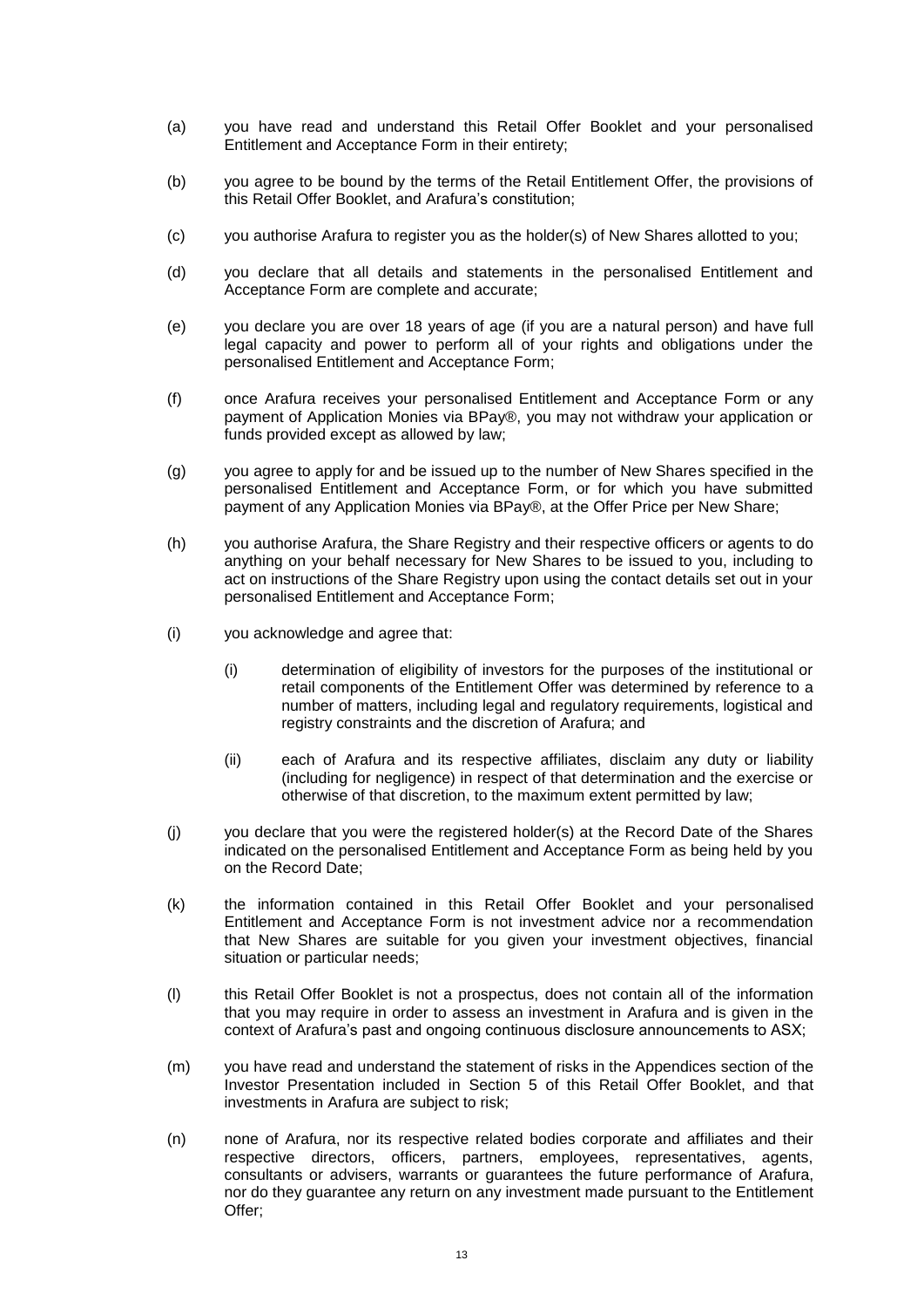(a) you have read and understand this Retail Offer Booklet and your personalised Entitlement and Acceptance Form in their entirety;

(b) you agree to be bound by the terms of the Retail Entitlement Offer, the provisions of this Retail Offer Booklet, and Arafura's constitution;

(c) you authorise Arafura to register you as the holder(s) of New Shares allotted to you;

(d) you declare that all details and statements in the personalised Entitlement and Acceptance Form are complete and accurate;

(e) you declare you are over 18 years of age (if you are a natural person) and have full legal capacity and power to perform all of your rights and obligations under the personalised Entitlement and Acceptance Form;

(f) once Arafura receives your personalised Entitlement and Acceptance Form or any payment of Application Monies via BPay®, you may not withdraw your application or funds provided except as allowed by law;

(g) you agree to apply for and be issued up to the number of New Shares specified in the personalised Entitlement and Acceptance Form, or for which you have submitted payment of any Application Monies via BPay®, at the Offer Price per New Share;

(h) you authorise Arafura, the Share Registry and their respective officers or agents to do anything on your behalf necessary for New Shares to be issued to you, including to act on instructions of the Share Registry upon using the contact details set out in your personalised Entitlement and Acceptance Form;

(i) you acknowledge and agree that:

    (i) determination of eligibility of investors for the purposes of the institutional or retail components of the Entitlement Offer was determined by reference to a number of matters, including legal and regulatory requirements, logistical and registry constraints and the discretion of Arafura; and

    (ii) each of Arafura and its respective affiliates, disclaim any duty or liability (including for negligence) in respect of that determination and the exercise or otherwise of that discretion, to the maximum extent permitted by law;

(j) you declare that you were the registered holder(s) at the Record Date of the Shares indicated on the personalised Entitlement and Acceptance Form as being held by you on the Record Date;

(k) the information contained in this Retail Offer Booklet and your personalised Entitlement and Acceptance Form is not investment advice nor a recommendation that New Shares are suitable for you given your investment objectives, financial situation or particular needs;

(l) this Retail Offer Booklet is not a prospectus, does not contain all of the information that you may require in order to assess an investment in Arafura and is given in the context of Arafura's past and ongoing continuous disclosure announcements to ASX;

(m) you have read and understand the statement of risks in the Appendices section of the Investor Presentation included in Section 5 of this Retail Offer Booklet, and that investments in Arafura are subject to risk;

(n) none of Arafura, nor its respective related bodies corporate and affiliates and their respective directors, officers, partners, employees, representatives, agents, consultants or advisers, warrants or guarantees the future performance of Arafura, nor do they guarantee any return on any investment made pursuant to the Entitlement Offer;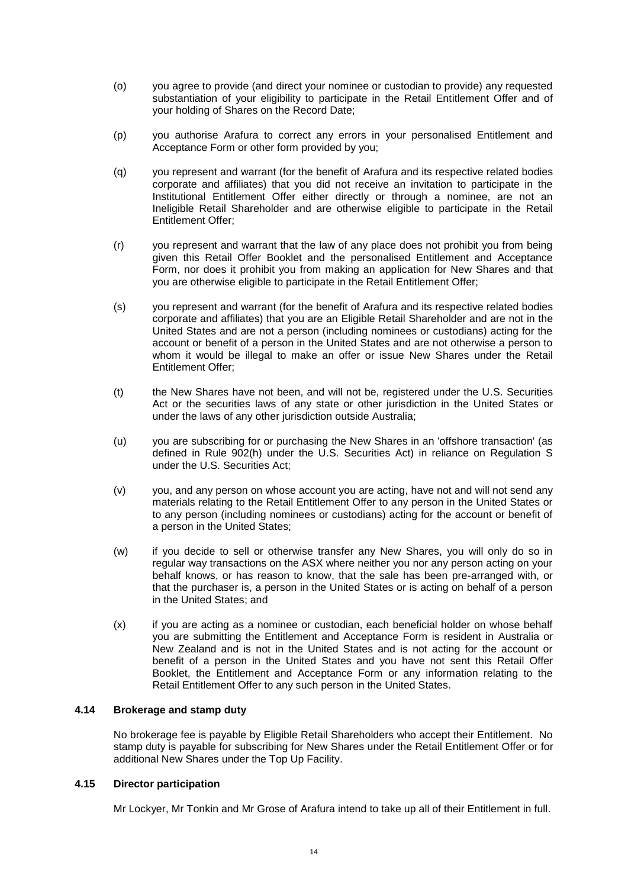(o) you agree to provide (and direct your nominee or custodian to provide) any requested substantiation of your eligibility to participate in the Retail Entitlement Offer and of your holding of Shares on the Record Date;

(p) you authorise Arafura to correct any errors in your personalised Entitlement and Acceptance Form or other form provided by you;

(q) you represent and warrant (for the benefit of Arafura and its respective related bodies corporate and affiliates) that you did not receive an invitation to participate in the Institutional Entitlement Offer either directly or through a nominee, are not an Ineligible Retail Shareholder and are otherwise eligible to participate in the Retail Entitlement Offer;

(r) you represent and warrant that the law of any place does not prohibit you from being given this Retail Offer Booklet and the personalised Entitlement and Acceptance Form, nor does it prohibit you from making an application for New Shares and that you are otherwise eligible to participate in the Retail Entitlement Offer;

(s) you represent and warrant (for the benefit of Arafura and its respective related bodies corporate and affiliates) that you are an Eligible Retail Shareholder and are not in the United States and are not a person (including nominees or custodians) acting for the account or benefit of a person in the United States and are not otherwise a person to whom it would be illegal to make an offer or issue New Shares under the Retail Entitlement Offer;

(t) the New Shares have not been, and will not be, registered under the U.S. Securities Act or the securities laws of any state or other jurisdiction in the United States or under the laws of any other jurisdiction outside Australia;

(u) you are subscribing for or purchasing the New Shares in an 'offshore transaction' (as defined in Rule 902(h) under the U.S. Securities Act) in reliance on Regulation S under the U.S. Securities Act;

(v) you, and any person on whose account you are acting, have not and will not send any materials relating to the Retail Entitlement Offer to any person in the United States or to any person (including nominees or custodians) acting for the account or benefit of a person in the United States;

(w) if you decide to sell or otherwise transfer any New Shares, you will only do so in regular way transactions on the ASX where neither you nor any person acting on your behalf knows, or has reason to know, that the sale has been pre-arranged with, or that the purchaser is, a person in the United States or is acting on behalf of a person in the United States; and

(x) if you are acting as a nominee or custodian, each beneficial holder on whose behalf you are submitting the Entitlement and Acceptance Form is resident in Australia or New Zealand and is not in the United States and is not acting for the account or benefit of a person in the United States and you have not sent this Retail Offer Booklet, the Entitlement and Acceptance Form or any information relating to the Retail Entitlement Offer to any such person in the United States.

### 4.14 Brokerage and stamp duty

No brokerage fee is payable by Eligible Retail Shareholders who accept their Entitlement. No stamp duty is payable for subscribing for New Shares under the Retail Entitlement Offer or for additional New Shares under the Top Up Facility.

### 4.15 Director participation

Mr Lockyer, Mr Tonkin and Mr Grose of Arafura intend to take up all of their Entitlement in full.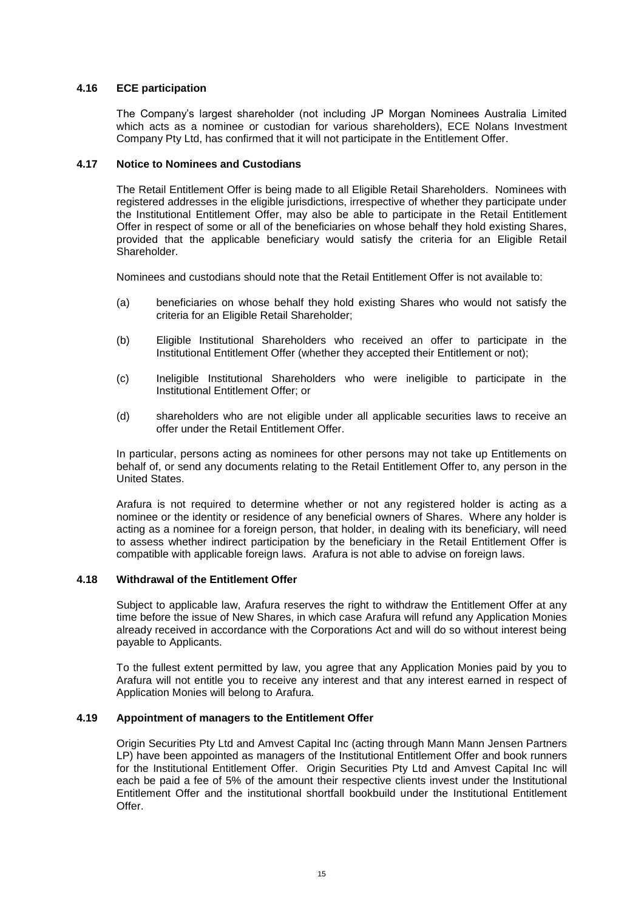### 4.16 ECE participation

The Company's largest shareholder (not including JP Morgan Nominees Australia Limited which acts as a nominee or custodian for various shareholders), ECE Nolans Investment Company Pty Ltd, has confirmed that it will not participate in the Entitlement Offer.

### 4.17 Notice to Nominees and Custodians

The Retail Entitlement Offer is being made to all Eligible Retail Shareholders. Nominees with registered addresses in the eligible jurisdictions, irrespective of whether they participate under the Institutional Entitlement Offer, may also be able to participate in the Retail Entitlement Offer in respect of some or all of the beneficiaries on whose behalf they hold existing Shares, provided that the applicable beneficiary would satisfy the criteria for an Eligible Retail Shareholder.

Nominees and custodians should note that the Retail Entitlement Offer is not available to:

(a) beneficiaries on whose behalf they hold existing Shares who would not satisfy the criteria for an Eligible Retail Shareholder;

(b) Eligible Institutional Shareholders who received an offer to participate in the Institutional Entitlement Offer (whether they accepted their Entitlement or not);

(c) Ineligible Institutional Shareholders who were ineligible to participate in the Institutional Entitlement Offer; or

(d) shareholders who are not eligible under all applicable securities laws to receive an offer under the Retail Entitlement Offer.

In particular, persons acting as nominees for other persons may not take up Entitlements on behalf of, or send any documents relating to the Retail Entitlement Offer to, any person in the United States.

Arafura is not required to determine whether or not any registered holder is acting as a nominee or the identity or residence of any beneficial owners of Shares. Where any holder is acting as a nominee for a foreign person, that holder, in dealing with its beneficiary, will need to assess whether indirect participation by the beneficiary in the Retail Entitlement Offer is compatible with applicable foreign laws. Arafura is not able to advise on foreign laws.

### 4.18 Withdrawal of the Entitlement Offer

Subject to applicable law, Arafura reserves the right to withdraw the Entitlement Offer at any time before the issue of New Shares, in which case Arafura will refund any Application Monies already received in accordance with the Corporations Act and will do so without interest being payable to Applicants.

To the fullest extent permitted by law, you agree that any Application Monies paid by you to Arafura will not entitle you to receive any interest and that any interest earned in respect of Application Monies will belong to Arafura.

### 4.19 Appointment of managers to the Entitlement Offer

Origin Securities Pty Ltd and Amvest Capital Inc (acting through Mann Mann Jensen Partners LP) have been appointed as managers of the Institutional Entitlement Offer and book runners for the Institutional Entitlement Offer. Origin Securities Pty Ltd and Amvest Capital Inc will each be paid a fee of 5% of the amount their respective clients invest under the Institutional Entitlement Offer and the institutional shortfall bookbuild under the Institutional Entitlement Offer.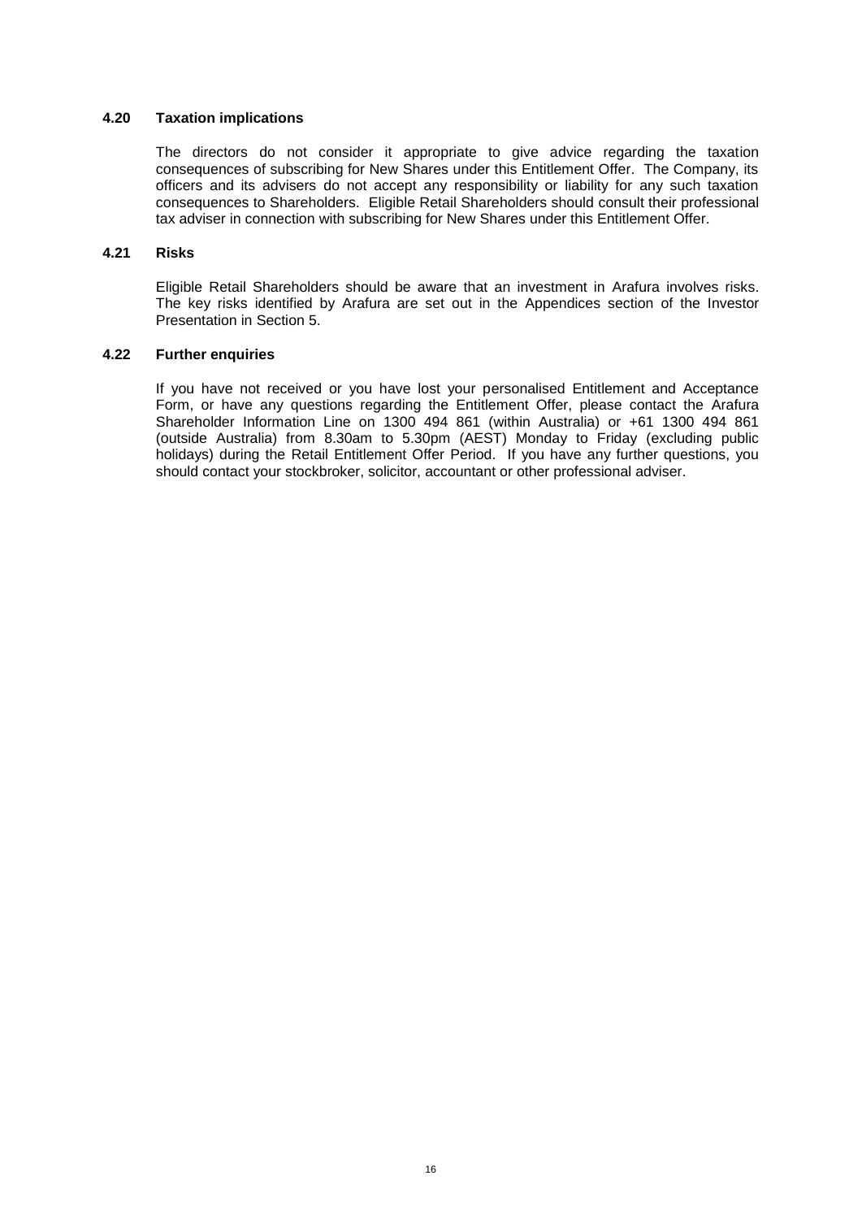### 4.20 Taxation implications

The directors do not consider it appropriate to give advice regarding the taxation consequences of subscribing for New Shares under this Entitlement Offer. The Company, its officers and its advisers do not accept any responsibility or liability for any such taxation consequences to Shareholders. Eligible Retail Shareholders should consult their professional tax adviser in connection with subscribing for New Shares under this Entitlement Offer.

### 4.21 Risks

Eligible Retail Shareholders should be aware that an investment in Arafura involves risks. The key risks identified by Arafura are set out in the Appendices section of the Investor Presentation in Section 5.

### 4.22 Further enquiries

If you have not received or you have lost your personalised Entitlement and Acceptance Form, or have any questions regarding the Entitlement Offer, please contact the Arafura Shareholder Information Line on 1300 494 861 (within Australia) or +61 1300 494 861 (outside Australia) from 8.30am to 5.30pm (AEST) Monday to Friday (excluding public holidays) during the Retail Entitlement Offer Period. If you have any further questions, you should contact your stockbroker, solicitor, accountant or other professional adviser.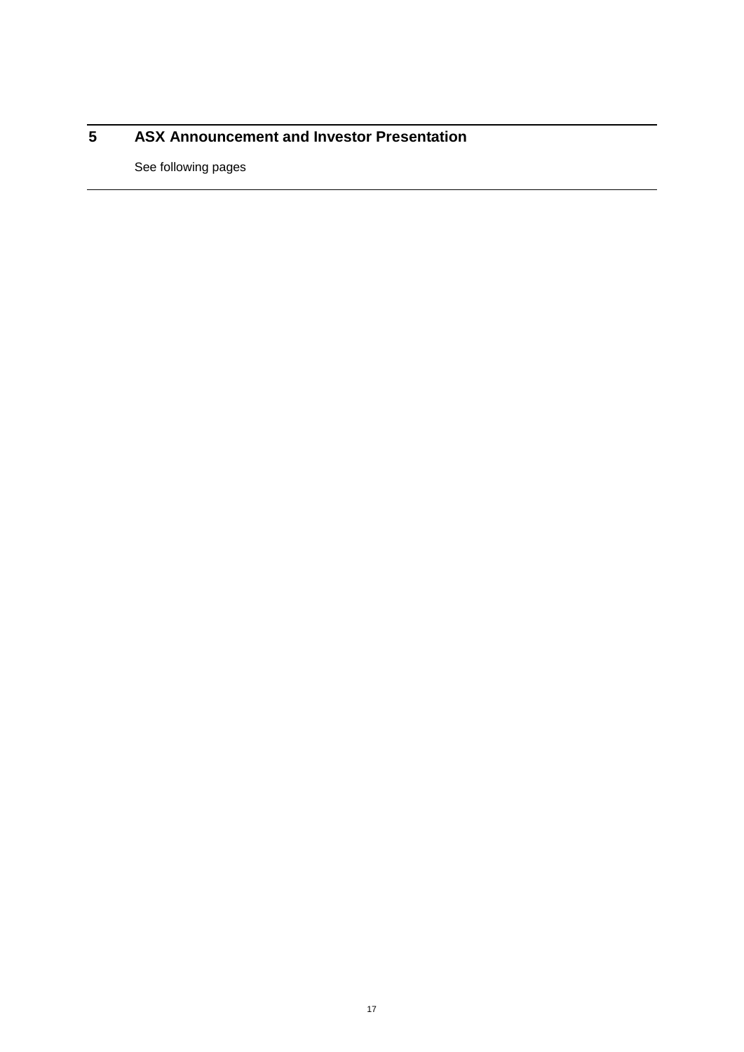## 5 ASX Announcement and Investor Presentation

See following pages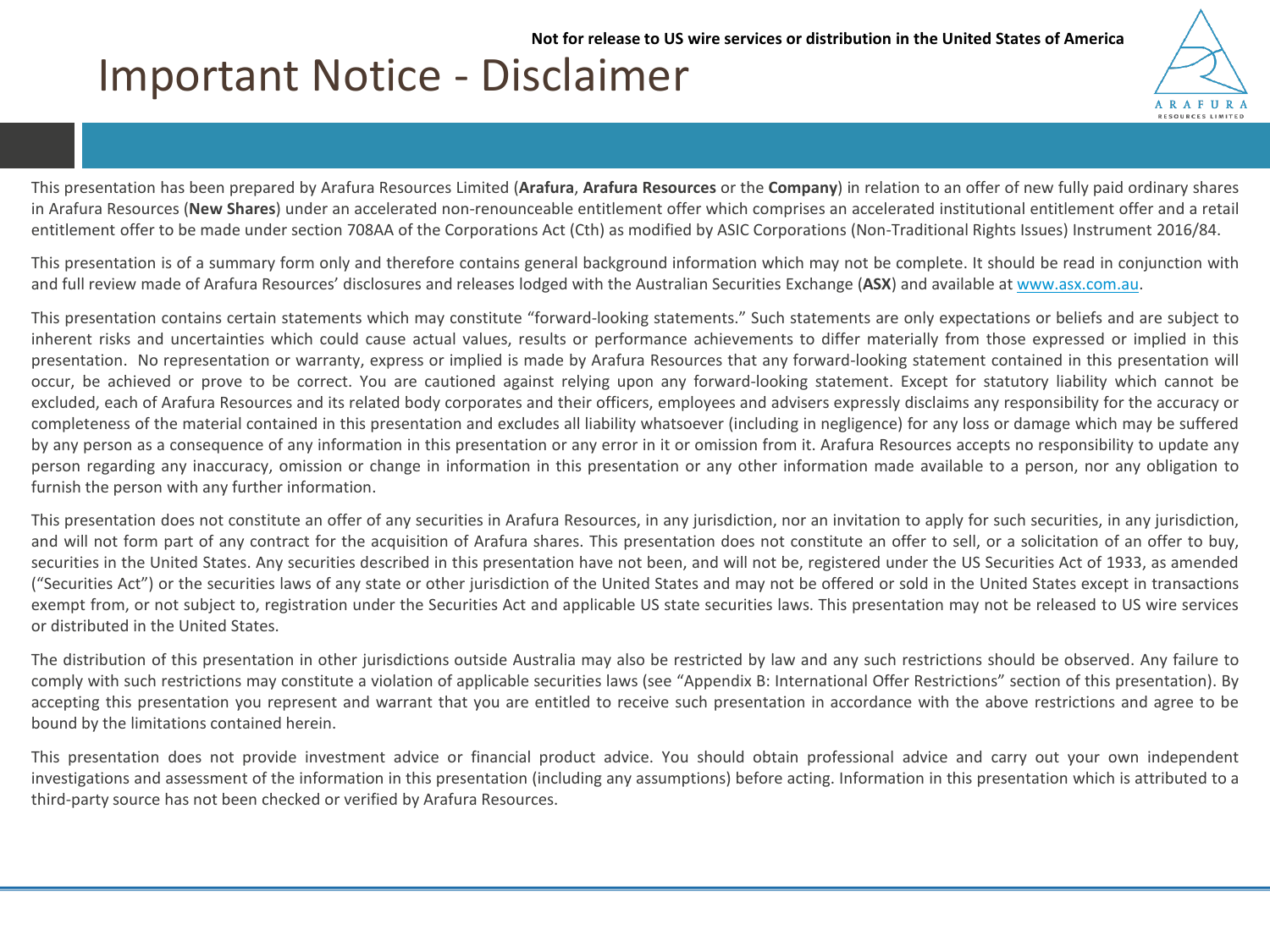Not for release to US wire services or distribution in the United States of America

# Important Notice - Disclaimer

This presentation has been prepared by Arafura Resources Limited (**Arafura**, **Arafura Resources** or the **Company**) in relation to an offer of new fully paid ordinary shares in Arafura Resources (**New Shares**) under an accelerated non-renounceable entitlement offer which comprises an accelerated institutional entitlement offer and a retail entitlement offer to be made under section 708AA of the Corporations Act (Cth) as modified by ASIC Corporations (Non-Traditional Rights Issues) Instrument 2016/84.

This presentation is of a summary form only and therefore contains general background information which may not be complete. It should be read in conjunction with and full review made of Arafura Resources' disclosures and releases lodged with the Australian Securities Exchange (**ASX**) and available at www.asx.com.au.

This presentation contains certain statements which may constitute "forward-looking statements." Such statements are only expectations or beliefs and are subject to inherent risks and uncertainties which could cause actual values, results or performance achievements to differ materially from those expressed or implied in this presentation. No representation or warranty, express or implied is made by Arafura Resources that any forward-looking statement contained in this presentation will occur, be achieved or prove to be correct. You are cautioned against relying upon any forward-looking statement. Except for statutory liability which cannot be excluded, each of Arafura Resources and its related body corporates and their officers, employees and advisers expressly disclaims any responsibility for the accuracy or completeness of the material contained in this presentation and excludes all liability whatsoever (including in negligence) for any loss or damage which may be suffered by any person as a consequence of any information in this presentation or any error in it or omission from it. Arafura Resources accepts no responsibility to update any person regarding any inaccuracy, omission or change in information in this presentation or any other information made available to a person, nor any obligation to furnish the person with any further information.

This presentation does not constitute an offer of any securities in Arafura Resources, in any jurisdiction, nor an invitation to apply for such securities, in any jurisdiction, and will not form part of any contract for the acquisition of Arafura shares. This presentation does not constitute an offer to sell, or a solicitation of an offer to buy, securities in the United States. Any securities described in this presentation have not been, and will not be, registered under the US Securities Act of 1933, as amended ("Securities Act") or the securities laws of any state or other jurisdiction of the United States and may not be offered or sold in the United States except in transactions exempt from, or not subject to, registration under the Securities Act and applicable US state securities laws. This presentation may not be released to US wire services or distributed in the United States.

The distribution of this presentation in other jurisdictions outside Australia may also be restricted by law and any such restrictions should be observed. Any failure to comply with such restrictions may constitute a violation of applicable securities laws (see "Appendix B: International Offer Restrictions" section of this presentation). By accepting this presentation you represent and warrant that you are entitled to receive such presentation in accordance with the above restrictions and agree to be bound by the limitations contained herein.

This presentation does not provide investment advice or financial product advice. You should obtain professional advice and carry out your own independent investigations and assessment of the information in this presentation (including any assumptions) before acting. Information in this presentation which is attributed to a third-party source has not been checked or verified by Arafura Resources.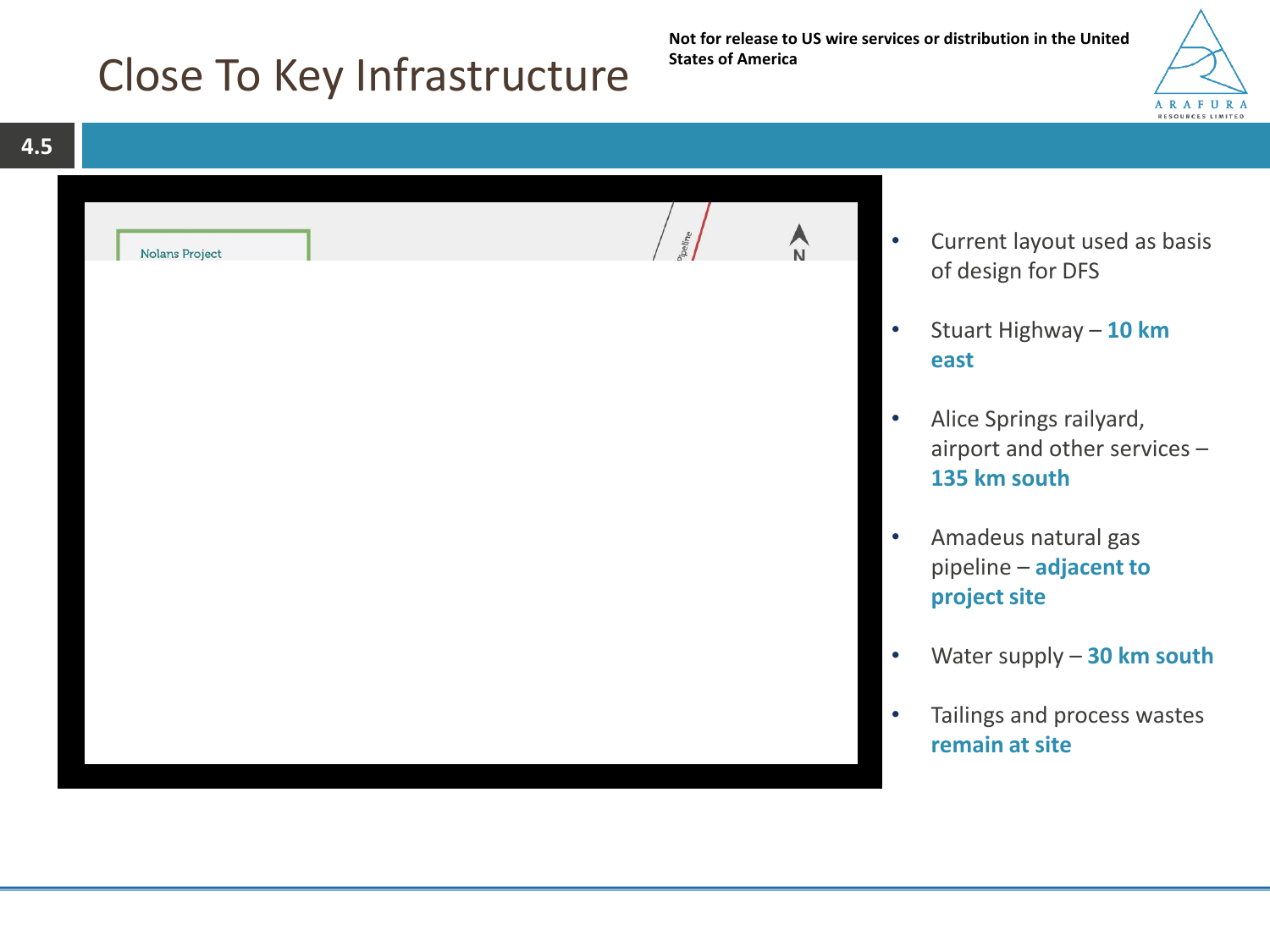# Close To Key Infrastructure

**Not for release to US wire services or distribution in the United States of America**

4.5

Nolans Project

Pipeline

N

- Current layout used as basis of design for DFS
- Stuart Highway – **10 km east**
- Alice Springs railyard, airport and other services – **135 km south**
- Amadeus natural gas pipeline – **adjacent to project site**
- Water supply – **30 km south**
- Tailings and process wastes **remain at site**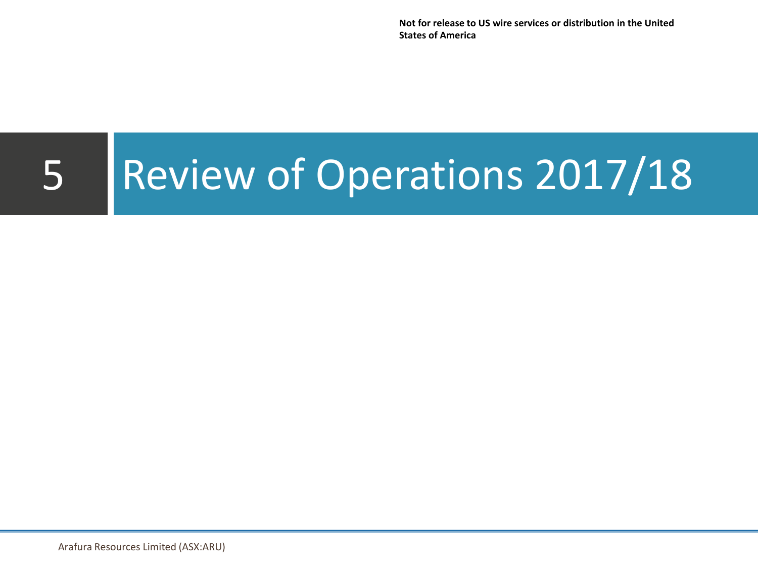Not for release to US wire services or distribution in the United States of America

# 5 Review of Operations 2017/18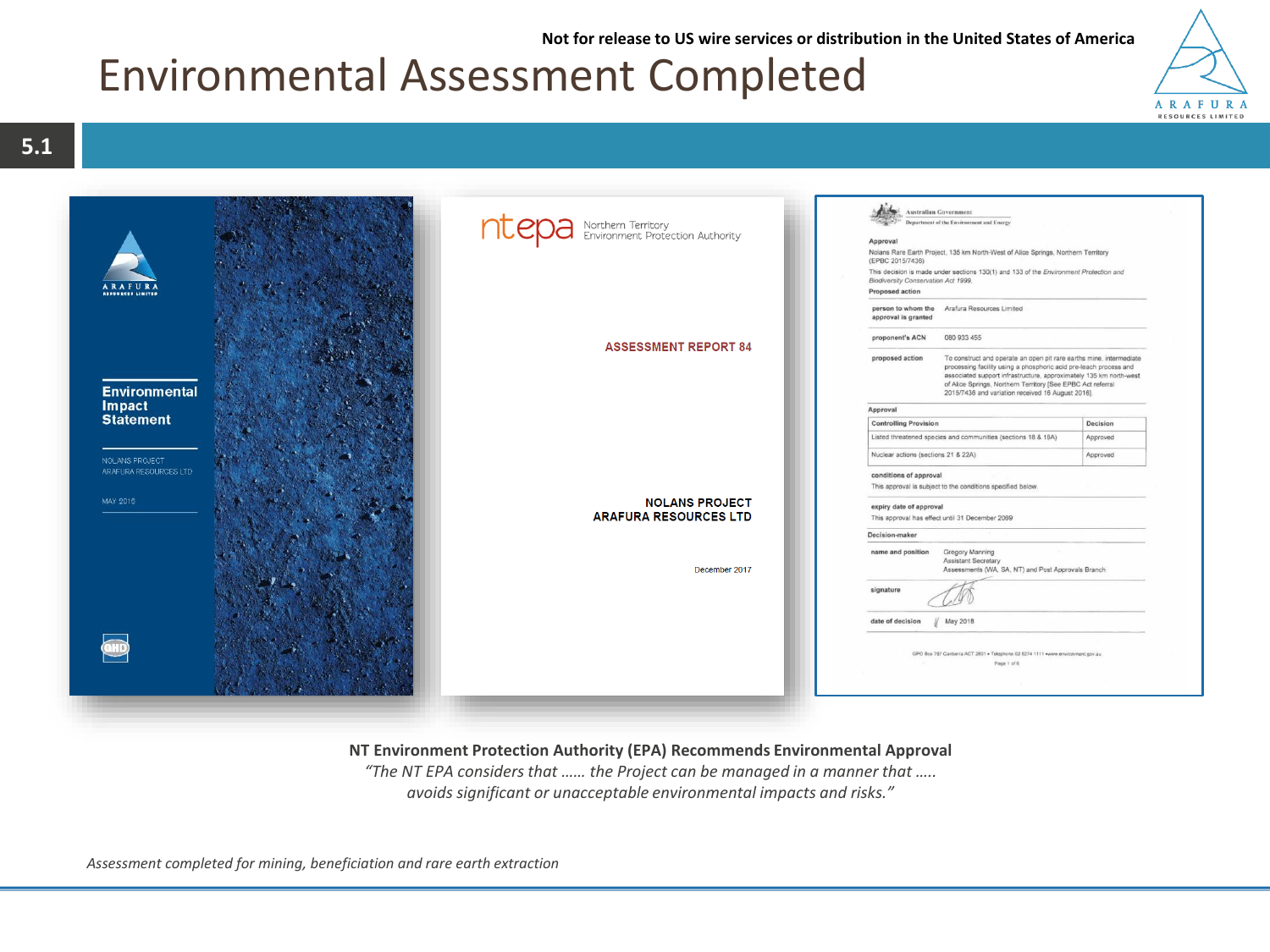Not for release to US wire services or distribution in the United States of America

# Environmental Assessment Completed

5.1

**Environmental Impact Statement**

NOLANS PROJECT
ARAFURA RESOURCES LTD

MAY 2016

ntepa Northern Territory Environment Protection Authority

**ASSESSMENT REPORT 84**

**NOLANS PROJECT**
**ARAFURA RESOURCES LTD**

December 2017

Australian Government
Department of the Environment and Energy

**Approval**

Nolans Rare Earth Project, 135 km North-West of Alice Springs, Northern Territory (EPBC 2015/7436)

This decision is made under sections 130(1) and 133 of the *Environment Protection and Biodiversity Conservation Act 1999*.

**Proposed action**

| | |
|---|---|
| person to whom the approval is granted | Arafura Resources Limited |
| proponent's ACN | 080 933 455 |
| proposed action | To construct and operate an open pit rare earths mine, intermediate processing facility using a phosphoric acid pre-leach process and associated support infrastructure, approximately 135 km north-west of Alice Springs, Northern Territory [See EPBC Act referral 2015/7436 and variation received 16 August 2016]. |

**Approval**

| Controlling Provision | Decision |
|---|---|
| Listed threatened species and communities (sections 18 & 18A) | Approved |
| Nuclear actions (sections 21 & 22A) | Approved |

**conditions of approval**

This approval is subject to the conditions specified below.

**expiry date of approval**

This approval has effect until 31 December 2069

**Decision-maker**

| | |
|---|---|
| name and position | Gregory Manning<br>Assistant Secretary<br>Assessments (WA, SA, NT) and Post Approvals Branch |
| signature | |
| date of decision | May 2018 |

**NT Environment Protection Authority (EPA) Recommends Environmental Approval**

*"The NT EPA considers that …… the Project can be managed in a manner that ….. avoids significant or unacceptable environmental impacts and risks."*

*Assessment completed for mining, beneficiation and rare earth extraction*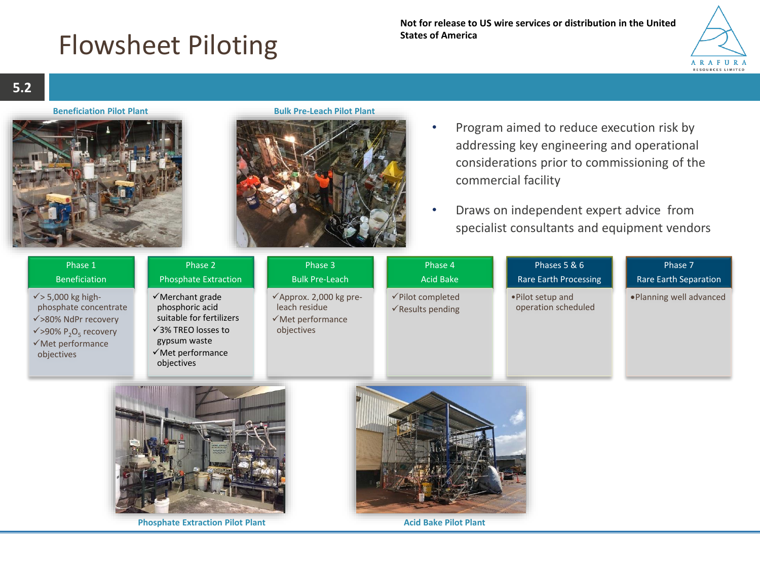# Flowsheet Piloting

Not for release to US wire services or distribution in the United States of America

5.2

Beneficiation Pilot Plant

Bulk Pre-Leach Pilot Plant

- Program aimed to reduce execution risk by addressing key engineering and operational considerations prior to commissioning of the commercial facility
- Draws on independent expert advice from specialist consultants and equipment vendors

| Phase 1 Beneficiation | Phase 2 Phosphate Extraction | Phase 3 Bulk Pre-Leach | Phase 4 Acid Bake | Phases 5 & 6 Rare Earth Processing | Phase 7 Rare Earth Separation |
|---|---|---|---|---|---|
| ✓> 5,000 kg high-phosphate concentrate<br>✓>80% NdPr recovery<br>✓>90% $P_2O_5$ recovery<br>✓Met performance objectives | ✓Merchant grade phosphoric acid suitable for fertilizers<br>✓3% TREO losses to gypsum waste<br>✓Met performance objectives | ✓Approx. 2,000 kg pre-leach residue<br>✓Met performance objectives | ✓Pilot completed<br>✓Results pending | •Pilot setup and operation scheduled | •Planning well advanced |

Phosphate Extraction Pilot Plant

Acid Bake Pilot Plant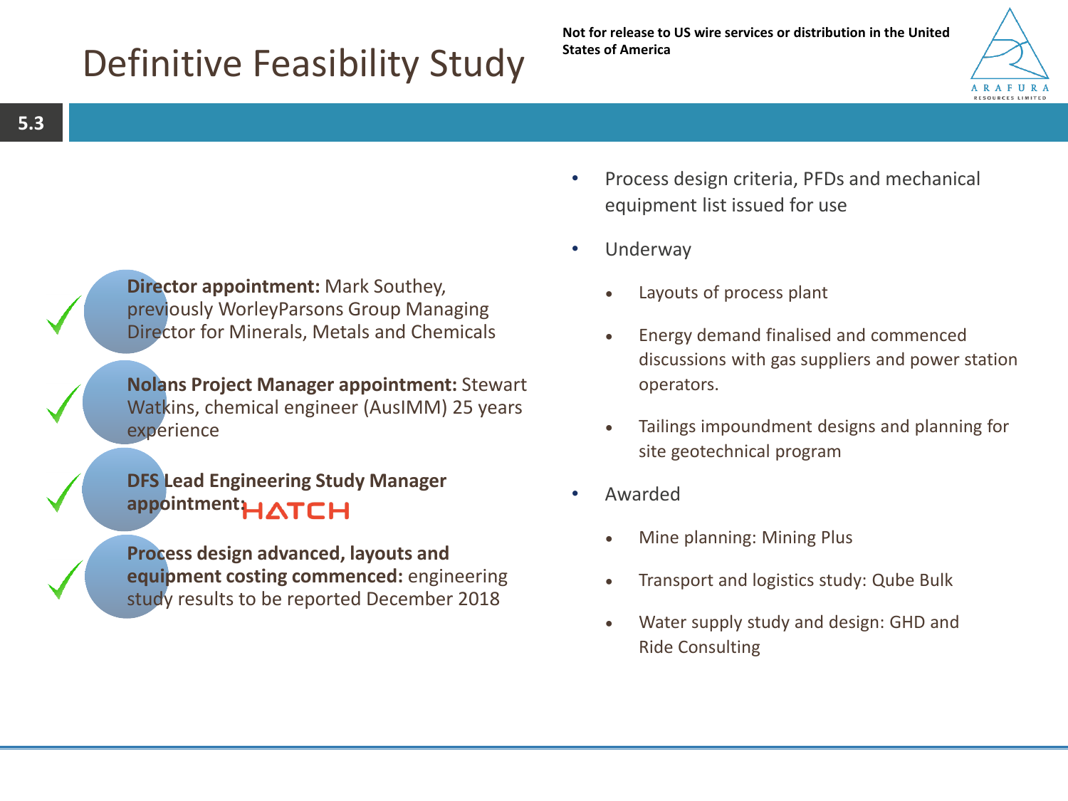# Definitive Feasibility Study

Not for release to US wire services or distribution in the United States of America

5.3

- **Director appointment:** Mark Southey, previously WorleyParsons Group Managing Director for Minerals, Metals and Chemicals
- **Nolans Project Manager appointment:** Stewart Watkins, chemical engineer (AusIMM) 25 years experience
- **DFS Lead Engineering Study Manager appointment:** HATCH
- **Process design advanced, layouts and equipment costing commenced:** engineering study results to be reported December 2018

- Process design criteria, PFDs and mechanical equipment list issued for use
- Underway
  - Layouts of process plant
  - Energy demand finalised and commenced discussions with gas suppliers and power station operators.
  - Tailings impoundment designs and planning for site geotechnical program
- Awarded
  - Mine planning: Mining Plus
  - Transport and logistics study: Qube Bulk
  - Water supply study and design: GHD and Ride Consulting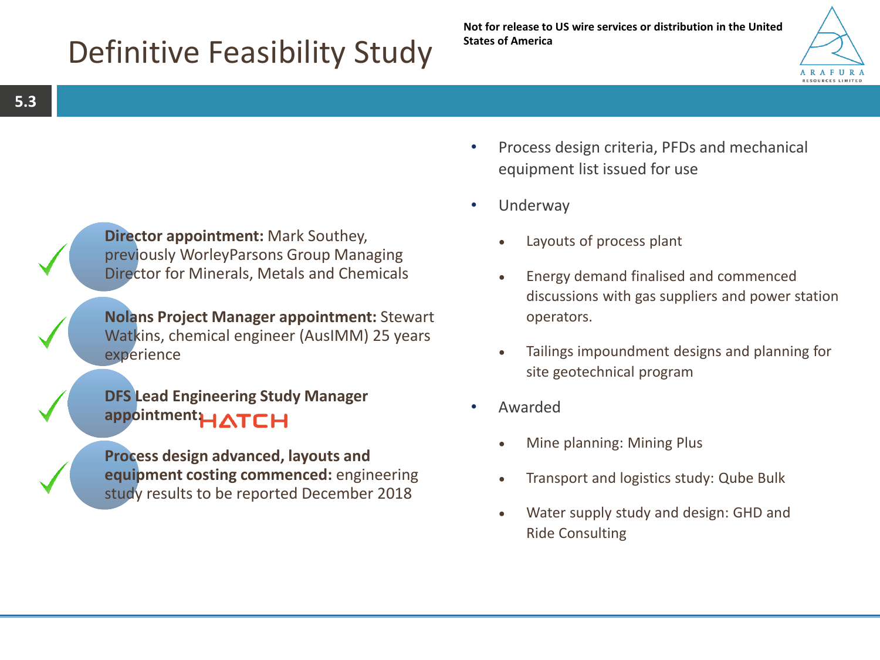# Definitive Feasibility Study

**Not for release to US wire services or distribution in the United States of America**

5.3

- **Director appointment:** Mark Southey, previously WorleyParsons Group Managing Director for Minerals, Metals and Chemicals
- **Nolans Project Manager appointment:** Stewart Watkins, chemical engineer (AusIMM) 25 years experience
- **DFS Lead Engineering Study Manager appointment:** HATCH
- **Process design advanced, layouts and equipment costing commenced:** engineering study results to be reported December 2018

- Process design criteria, PFDs and mechanical equipment list issued for use
- Underway
  - Layouts of process plant
  - Energy demand finalised and commenced discussions with gas suppliers and power station operators.
  - Tailings impoundment designs and planning for site geotechnical program
- Awarded
  - Mine planning: Mining Plus
  - Transport and logistics study: Qube Bulk
  - Water supply study and design: GHD and Ride Consulting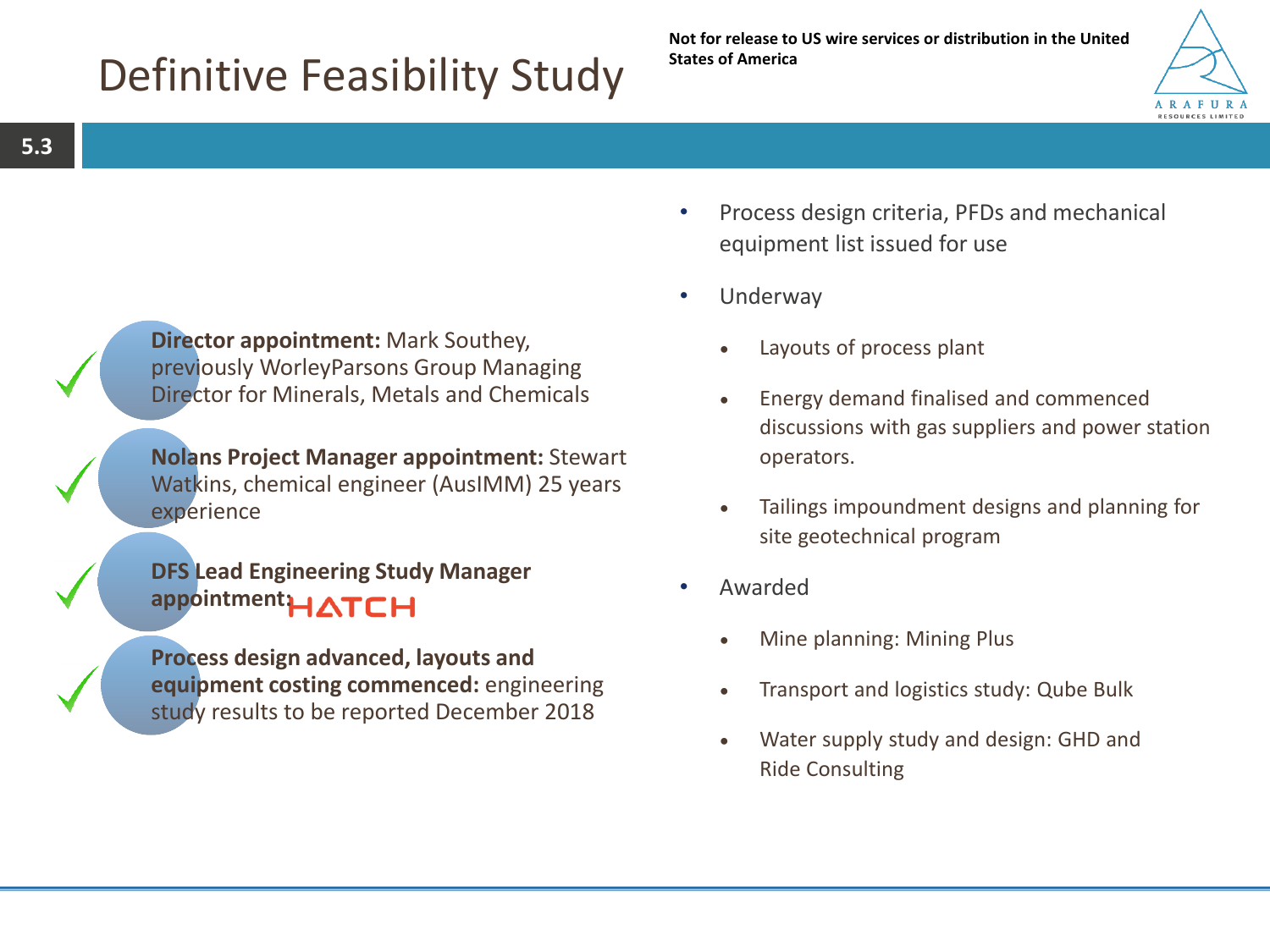# Definitive Feasibility Study

**Not for release to US wire services or distribution in the United States of America**

5.3

- **Director appointment:** Mark Southey, previously WorleyParsons Group Managing Director for Minerals, Metals and Chemicals
- **Nolans Project Manager appointment:** Stewart Watkins, chemical engineer (AusIMM) 25 years experience
- **DFS Lead Engineering Study Manager appointment:** HATCH
- **Process design advanced, layouts and equipment costing commenced:** engineering study results to be reported December 2018

- Process design criteria, PFDs and mechanical equipment list issued for use
- Underway
  - Layouts of process plant
  - Energy demand finalised and commenced discussions with gas suppliers and power station operators.
  - Tailings impoundment designs and planning for site geotechnical program
- Awarded
  - Mine planning: Mining Plus
  - Transport and logistics study: Qube Bulk
  - Water supply study and design: GHD and Ride Consulting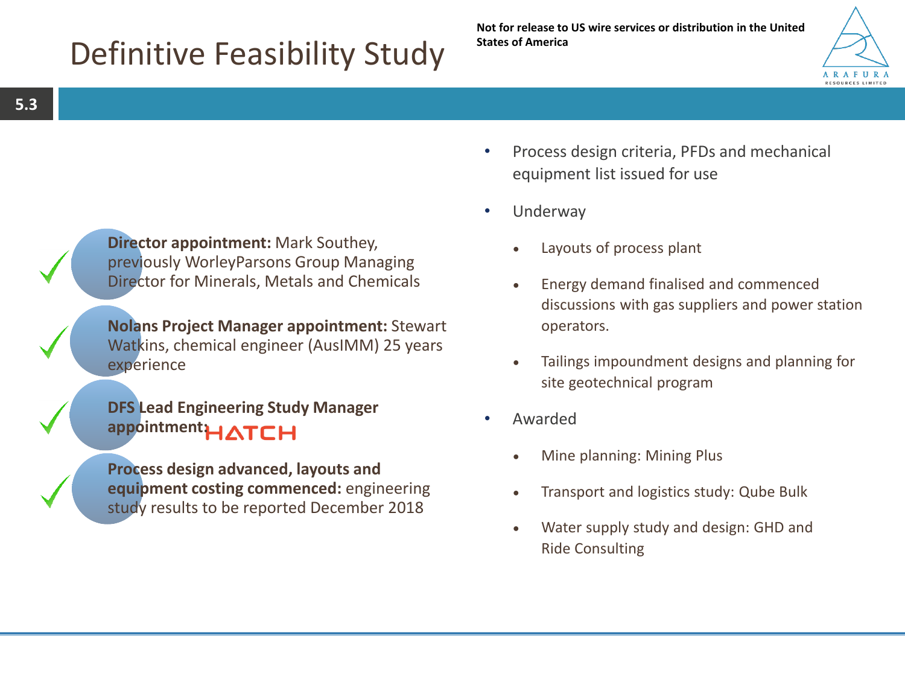# Definitive Feasibility Study

Not for release to US wire services or distribution in the United States of America

5.3

- **Director appointment:** Mark Southey, previously WorleyParsons Group Managing Director for Minerals, Metals and Chemicals
- **Nolans Project Manager appointment:** Stewart Watkins, chemical engineer (AusIMM) 25 years experience
- **DFS Lead Engineering Study Manager appointment:** HATCH
- **Process design advanced, layouts and equipment costing commenced:** engineering study results to be reported December 2018

- Process design criteria, PFDs and mechanical equipment list issued for use
- Underway
  - Layouts of process plant
  - Energy demand finalised and commenced discussions with gas suppliers and power station operators.
  - Tailings impoundment designs and planning for site geotechnical program
- Awarded
  - Mine planning: Mining Plus
  - Transport and logistics study: Qube Bulk
  - Water supply study and design: GHD and Ride Consulting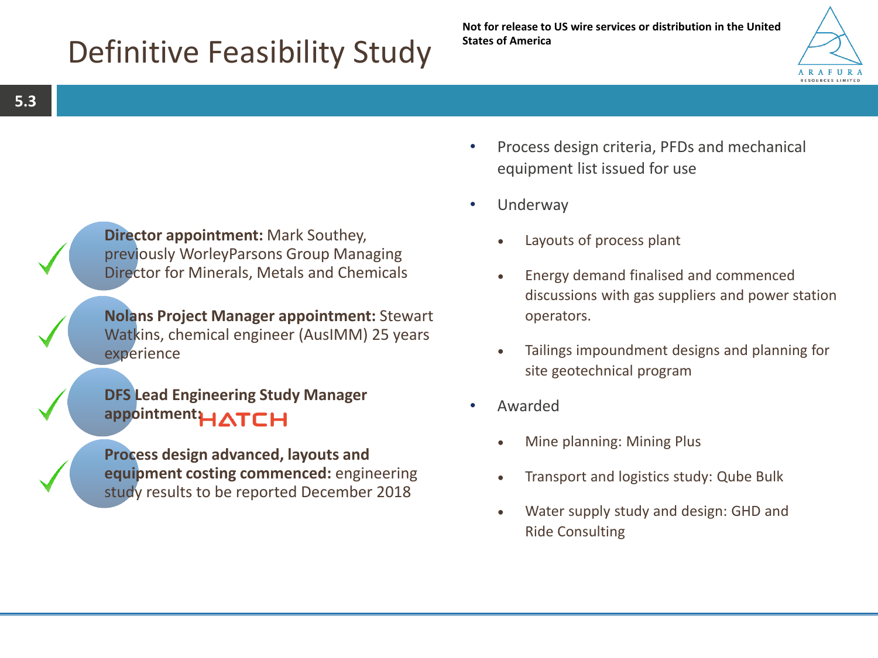# Definitive Feasibility Study

Not for release to US wire services or distribution in the United States of America

5.3

- **Director appointment:** Mark Southey, previously WorleyParsons Group Managing Director for Minerals, Metals and Chemicals
- **Nolans Project Manager appointment:** Stewart Watkins, chemical engineer (AusIMM) 25 years experience
- **DFS Lead Engineering Study Manager appointment:** HATCH
- **Process design advanced, layouts and equipment costing commenced:** engineering study results to be reported December 2018

- Process design criteria, PFDs and mechanical equipment list issued for use
- Underway
  - Layouts of process plant
  - Energy demand finalised and commenced discussions with gas suppliers and power station operators.
  - Tailings impoundment designs and planning for site geotechnical program
- Awarded
  - Mine planning: Mining Plus
  - Transport and logistics study: Qube Bulk
  - Water supply study and design: GHD and Ride Consulting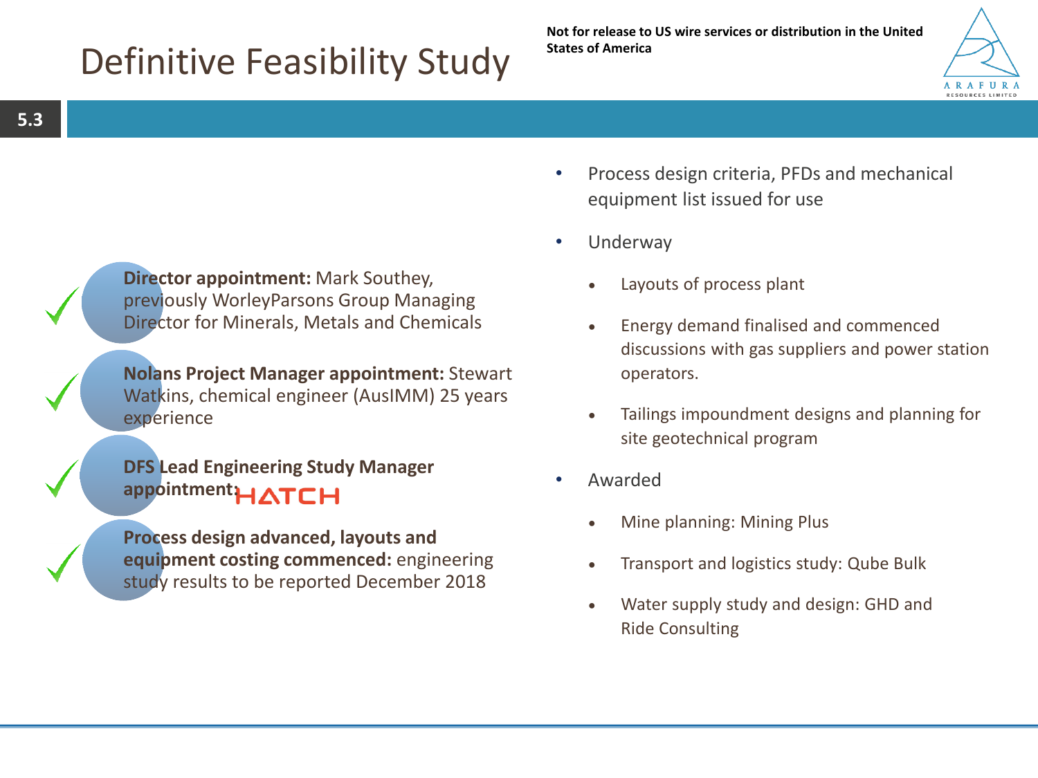# Definitive Feasibility Study

**Not for release to US wire services or distribution in the United States of America**

5.3

- **Director appointment:** Mark Southey, previously WorleyParsons Group Managing Director for Minerals, Metals and Chemicals
- **Nolans Project Manager appointment:** Stewart Watkins, chemical engineer (AusIMM) 25 years experience
- **DFS Lead Engineering Study Manager appointment:** HATCH
- **Process design advanced, layouts and equipment costing commenced:** engineering study results to be reported December 2018

- Process design criteria, PFDs and mechanical equipment list issued for use
- Underway
  - Layouts of process plant
  - Energy demand finalised and commenced discussions with gas suppliers and power station operators.
  - Tailings impoundment designs and planning for site geotechnical program
- Awarded
  - Mine planning: Mining Plus
  - Transport and logistics study: Qube Bulk
  - Water supply study and design: GHD and Ride Consulting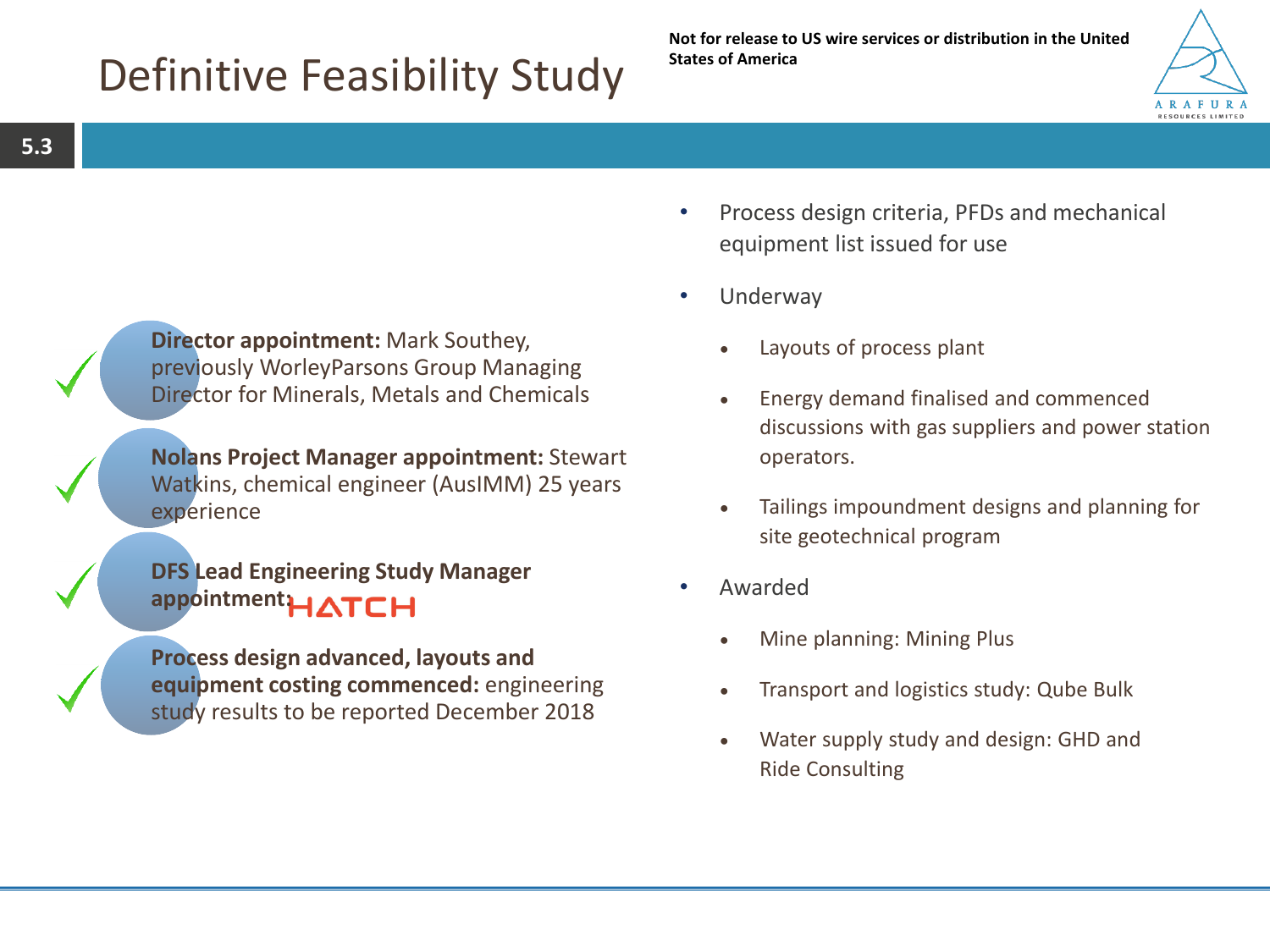# Definitive Feasibility Study

**Not for release to US wire services or distribution in the United States of America**

5.3

- **Director appointment:** Mark Southey, previously WorleyParsons Group Managing Director for Minerals, Metals and Chemicals
- **Nolans Project Manager appointment:** Stewart Watkins, chemical engineer (AusIMM) 25 years experience
- **DFS Lead Engineering Study Manager appointment:** HATCH
- **Process design advanced, layouts and equipment costing commenced:** engineering study results to be reported December 2018

- Process design criteria, PFDs and mechanical equipment list issued for use
- Underway
  - Layouts of process plant
  - Energy demand finalised and commenced discussions with gas suppliers and power station operators.
  - Tailings impoundment designs and planning for site geotechnical program
- Awarded
  - Mine planning: Mining Plus
  - Transport and logistics study: Qube Bulk
  - Water supply study and design: GHD and Ride Consulting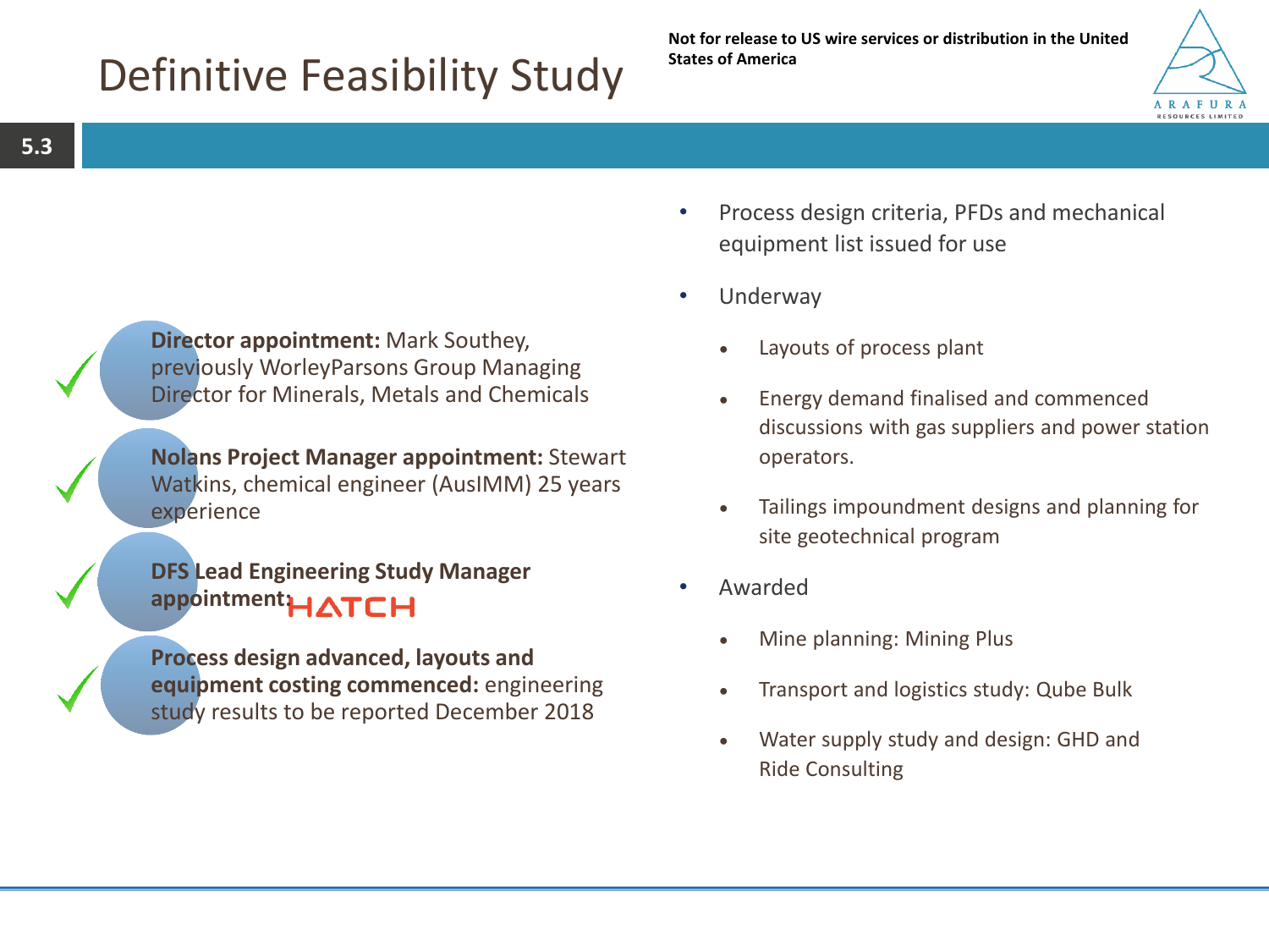# Definitive Feasibility Study

**Not for release to US wire services or distribution in the United States of America**

5.3

- **Director appointment:** Mark Southey, previously WorleyParsons Group Managing Director for Minerals, Metals and Chemicals
- **Nolans Project Manager appointment:** Stewart Watkins, chemical engineer (AusIMM) 25 years experience
- **DFS Lead Engineering Study Manager appointment:** HATCH
- **Process design advanced, layouts and equipment costing commenced:** engineering study results to be reported December 2018

- Process design criteria, PFDs and mechanical equipment list issued for use
- Underway
  - Layouts of process plant
  - Energy demand finalised and commenced discussions with gas suppliers and power station operators.
  - Tailings impoundment designs and planning for site geotechnical program
- Awarded
  - Mine planning: Mining Plus
  - Transport and logistics study: Qube Bulk
  - Water supply study and design: GHD and Ride Consulting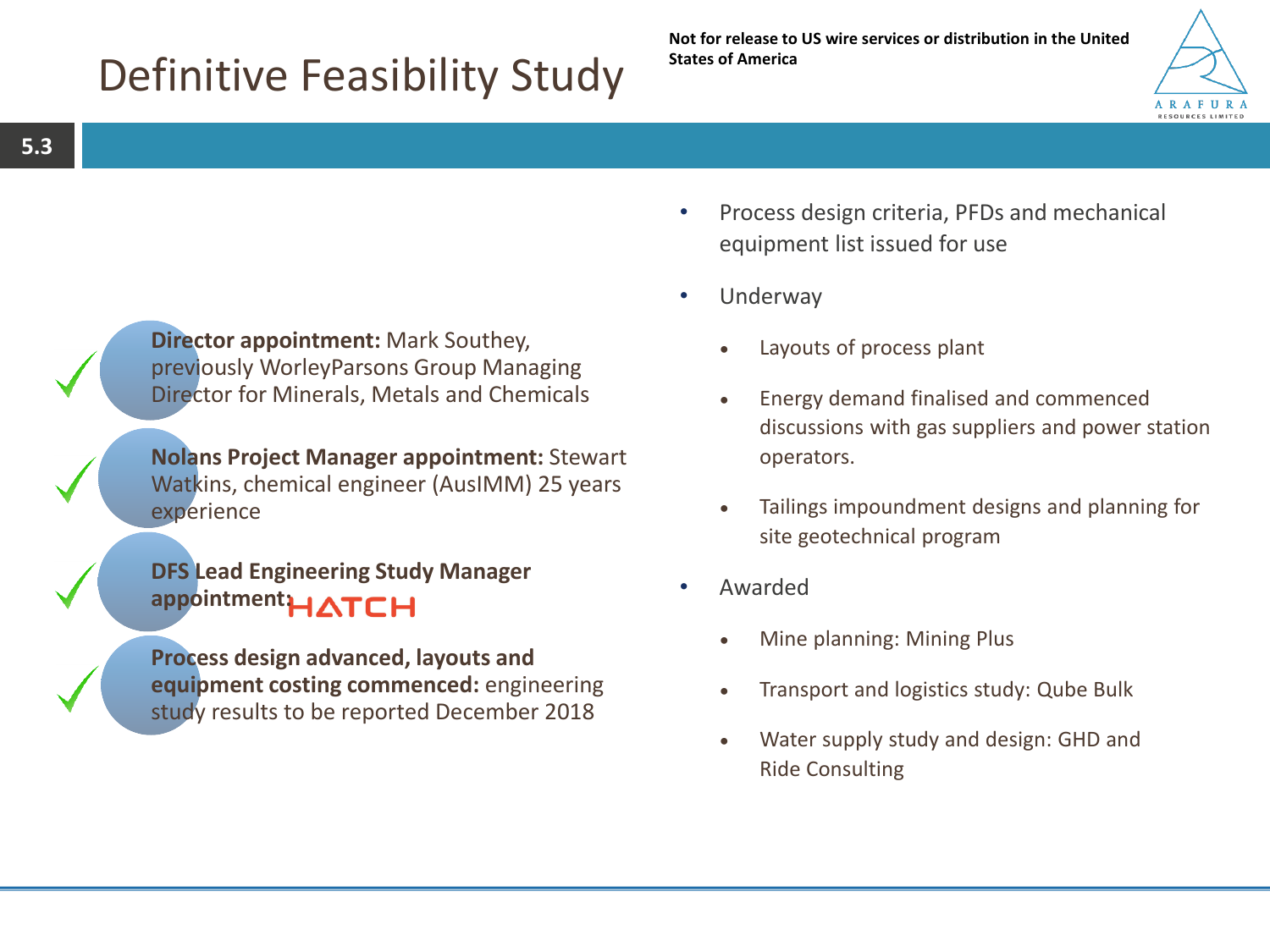# Definitive Feasibility Study

**Not for release to US wire services or distribution in the United States of America**

5.3

- **Director appointment:** Mark Southey, previously WorleyParsons Group Managing Director for Minerals, Metals and Chemicals
- **Nolans Project Manager appointment:** Stewart Watkins, chemical engineer (AusIMM) 25 years experience
- **DFS Lead Engineering Study Manager appointment:** HATCH
- **Process design advanced, layouts and equipment costing commenced:** engineering study results to be reported December 2018

- Process design criteria, PFDs and mechanical equipment list issued for use
- Underway
  - Layouts of process plant
  - Energy demand finalised and commenced discussions with gas suppliers and power station operators.
  - Tailings impoundment designs and planning for site geotechnical program
- Awarded
  - Mine planning: Mining Plus
  - Transport and logistics study: Qube Bulk
  - Water supply study and design: GHD and Ride Consulting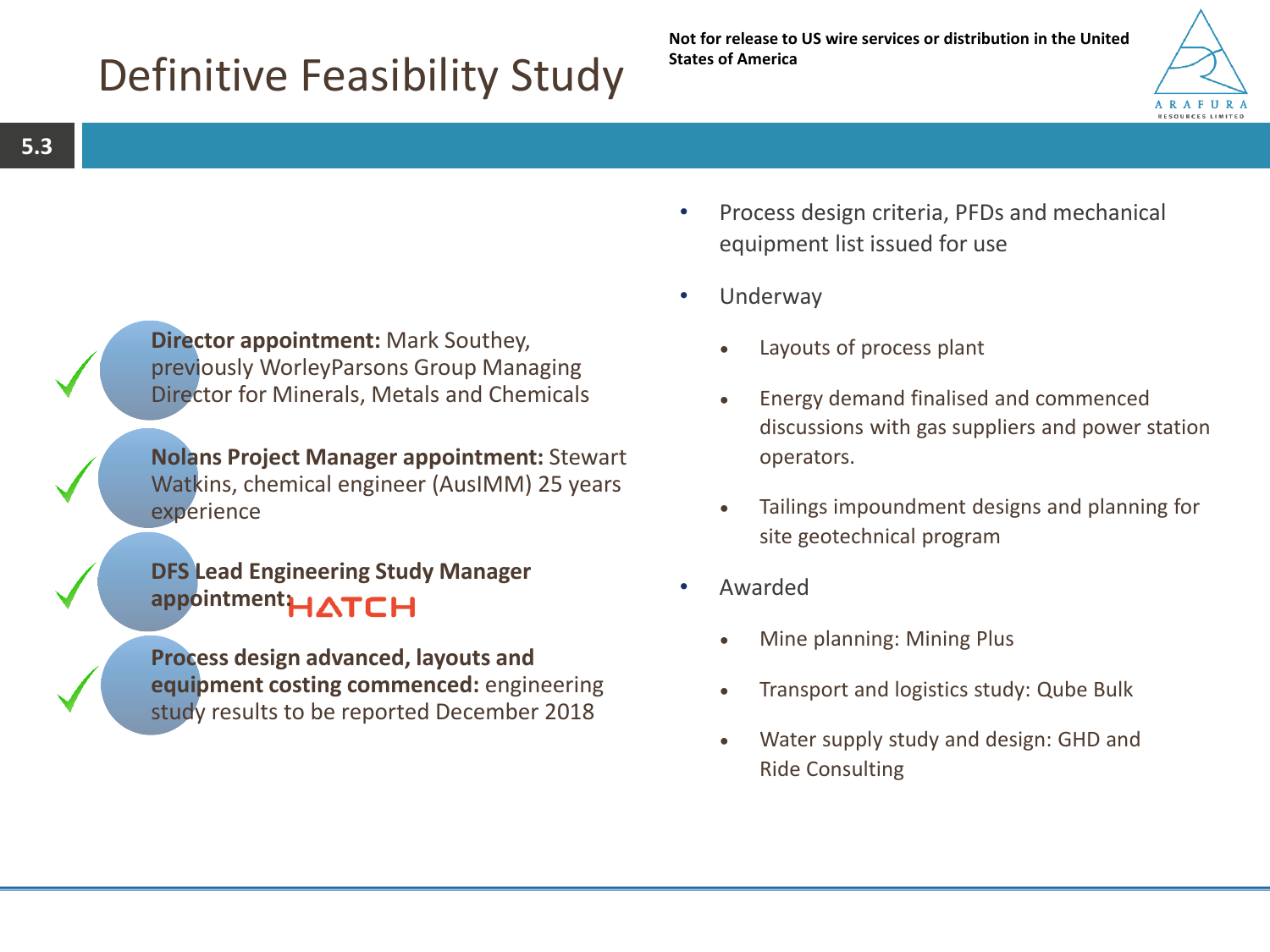# Definitive Feasibility Study

**Not for release to US wire services or distribution in the United States of America**

5.3

- **Director appointment:** Mark Southey, previously WorleyParsons Group Managing Director for Minerals, Metals and Chemicals
- **Nolans Project Manager appointment:** Stewart Watkins, chemical engineer (AusIMM) 25 years experience
- **DFS Lead Engineering Study Manager appointment:** HATCH
- **Process design advanced, layouts and equipment costing commenced:** engineering study results to be reported December 2018

- Process design criteria, PFDs and mechanical equipment list issued for use
- Underway
  - Layouts of process plant
  - Energy demand finalised and commenced discussions with gas suppliers and power station operators.
  - Tailings impoundment designs and planning for site geotechnical program
- Awarded
  - Mine planning: Mining Plus
  - Transport and logistics study: Qube Bulk
  - Water supply study and design: GHD and Ride Consulting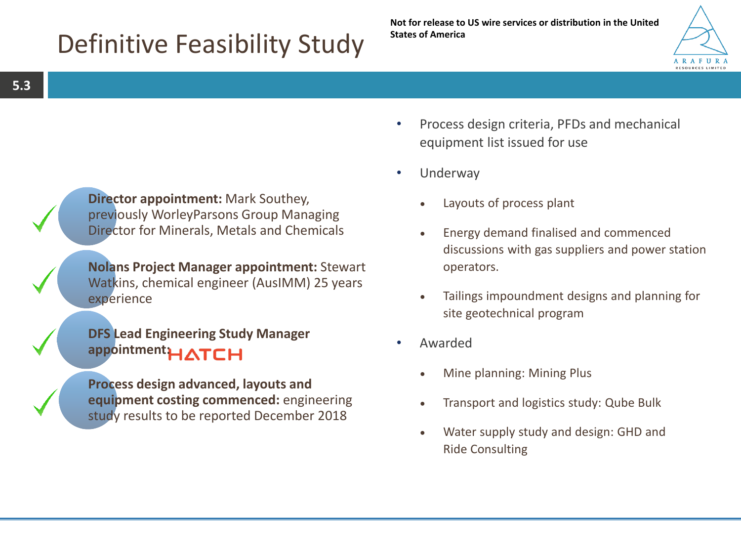# Definitive Feasibility Study

**Not for release to US wire services or distribution in the United States of America**

5.3

- **Director appointment:** Mark Southey, previously WorleyParsons Group Managing Director for Minerals, Metals and Chemicals
- **Nolans Project Manager appointment:** Stewart Watkins, chemical engineer (AusIMM) 25 years experience
- **DFS Lead Engineering Study Manager appointment:** HATCH
- **Process design advanced, layouts and equipment costing commenced:** engineering study results to be reported December 2018

- Process design criteria, PFDs and mechanical equipment list issued for use
- Underway
  - Layouts of process plant
  - Energy demand finalised and commenced discussions with gas suppliers and power station operators.
  - Tailings impoundment designs and planning for site geotechnical program
- Awarded
  - Mine planning: Mining Plus
  - Transport and logistics study: Qube Bulk
  - Water supply study and design: GHD and Ride Consulting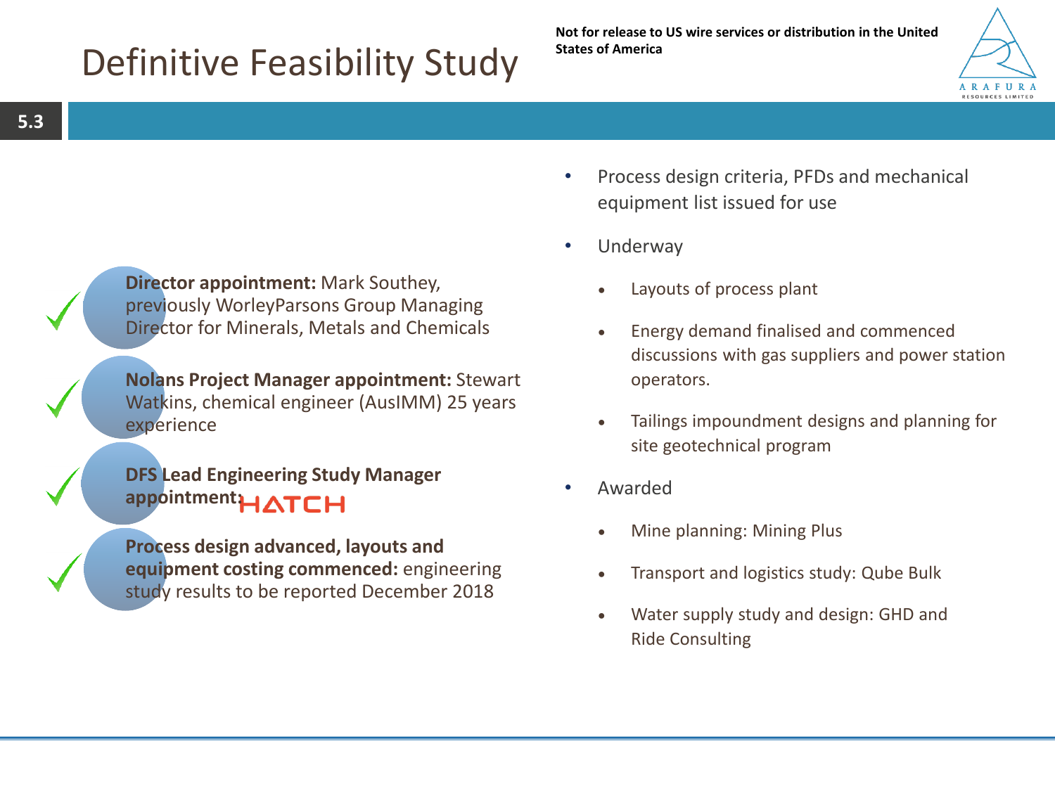# Definitive Feasibility Study

**Not for release to US wire services or distribution in the United States of America**

5.3

- **Director appointment:** Mark Southey, previously WorleyParsons Group Managing Director for Minerals, Metals and Chemicals
- **Nolans Project Manager appointment:** Stewart Watkins, chemical engineer (AusIMM) 25 years experience
- **DFS Lead Engineering Study Manager appointment:** HATCH
- **Process design advanced, layouts and equipment costing commenced:** engineering study results to be reported December 2018

- Process design criteria, PFDs and mechanical equipment list issued for use
- Underway
  - Layouts of process plant
  - Energy demand finalised and commenced discussions with gas suppliers and power station operators.
  - Tailings impoundment designs and planning for site geotechnical program
- Awarded
  - Mine planning: Mining Plus
  - Transport and logistics study: Qube Bulk
  - Water supply study and design: GHD and Ride Consulting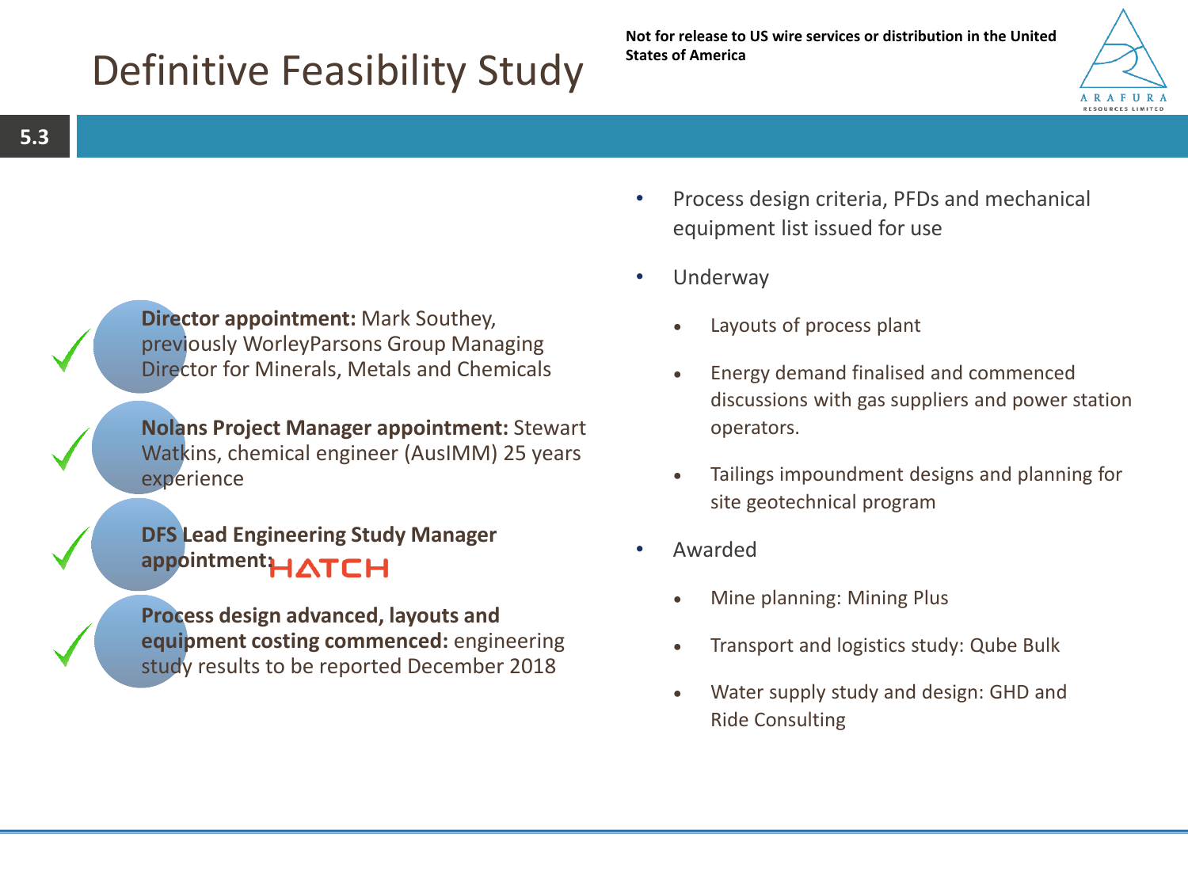# Definitive Feasibility Study

**Not for release to US wire services or distribution in the United States of America**

5.3

- **Director appointment:** Mark Southey, previously WorleyParsons Group Managing Director for Minerals, Metals and Chemicals
- **Nolans Project Manager appointment:** Stewart Watkins, chemical engineer (AusIMM) 25 years experience
- **DFS Lead Engineering Study Manager appointment:** HATCH
- **Process design advanced, layouts and equipment costing commenced:** engineering study results to be reported December 2018

- Process design criteria, PFDs and mechanical equipment list issued for use
- Underway
  - Layouts of process plant
  - Energy demand finalised and commenced discussions with gas suppliers and power station operators.
  - Tailings impoundment designs and planning for site geotechnical program
- Awarded
  - Mine planning: Mining Plus
  - Transport and logistics study: Qube Bulk
  - Water supply study and design: GHD and Ride Consulting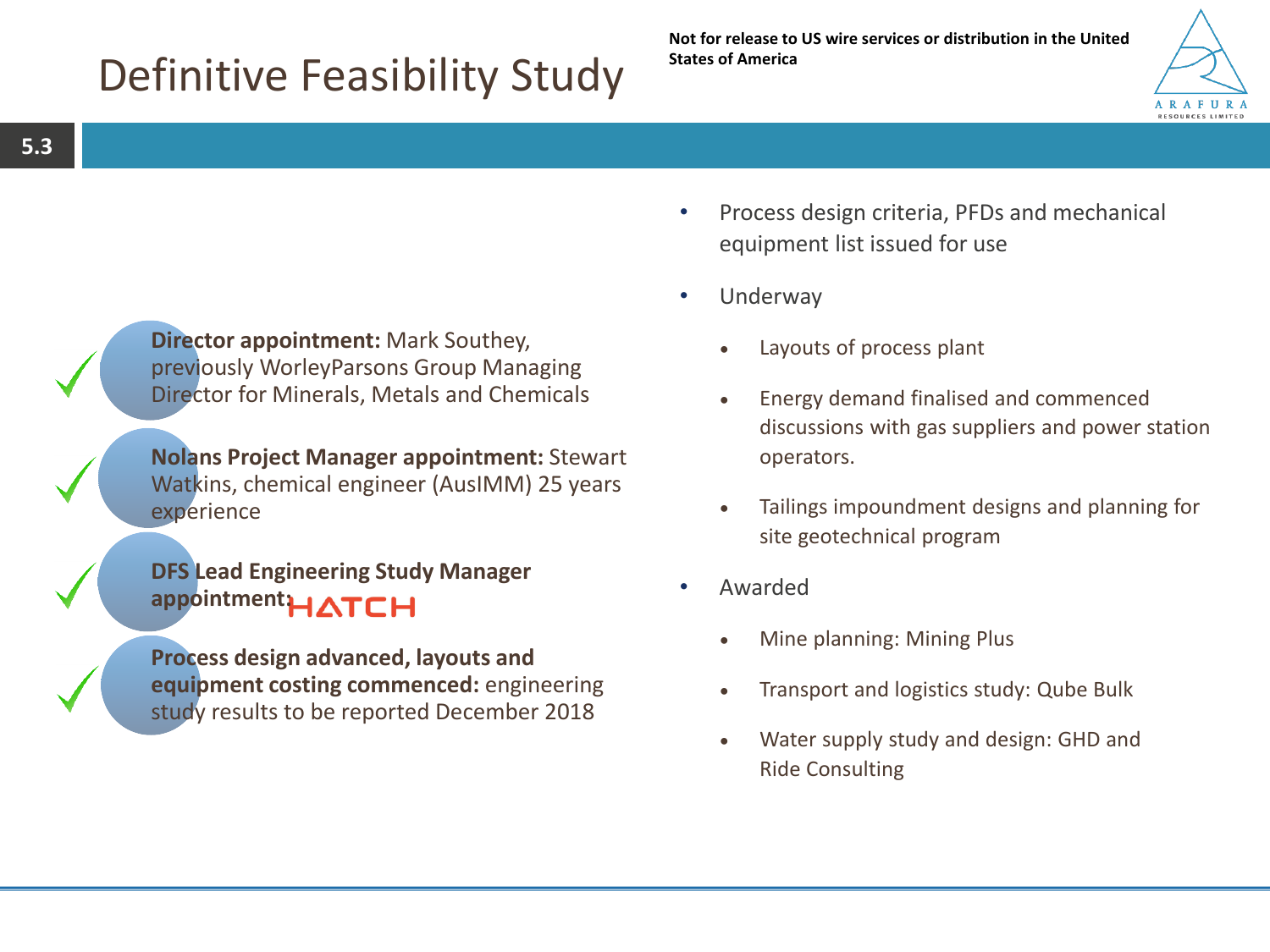# Definitive Feasibility Study

**Not for release to US wire services or distribution in the United States of America**

5.3

- **Director appointment:** Mark Southey, previously WorleyParsons Group Managing Director for Minerals, Metals and Chemicals
- **Nolans Project Manager appointment:** Stewart Watkins, chemical engineer (AusIMM) 25 years experience
- **DFS Lead Engineering Study Manager appointment:** HATCH
- **Process design advanced, layouts and equipment costing commenced:** engineering study results to be reported December 2018

- Process design criteria, PFDs and mechanical equipment list issued for use
- Underway
  - Layouts of process plant
  - Energy demand finalised and commenced discussions with gas suppliers and power station operators.
  - Tailings impoundment designs and planning for site geotechnical program
- Awarded
  - Mine planning: Mining Plus
  - Transport and logistics study: Qube Bulk
  - Water supply study and design: GHD and Ride Consulting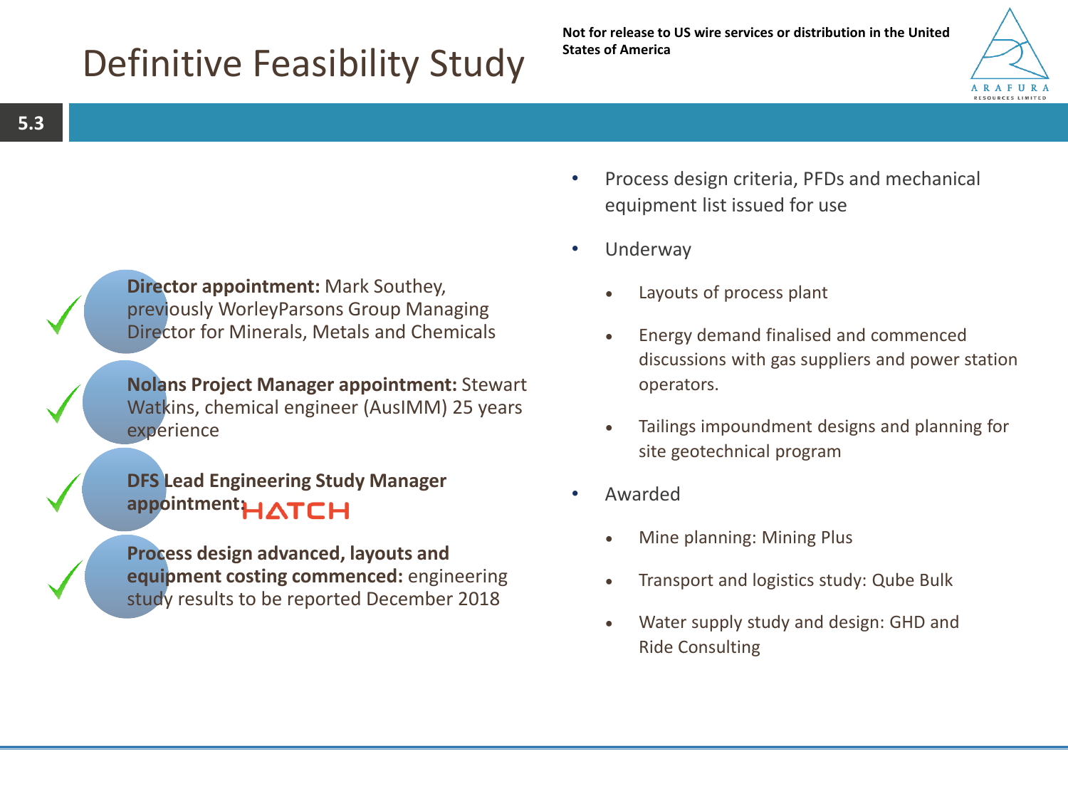# Definitive Feasibility Study

**Not for release to US wire services or distribution in the United States of America**

5.3

- **Director appointment:** Mark Southey, previously WorleyParsons Group Managing Director for Minerals, Metals and Chemicals
- **Nolans Project Manager appointment:** Stewart Watkins, chemical engineer (AusIMM) 25 years experience
- **DFS Lead Engineering Study Manager appointment:** HATCH
- **Process design advanced, layouts and equipment costing commenced:** engineering study results to be reported December 2018

- Process design criteria, PFDs and mechanical equipment list issued for use
- Underway
  - Layouts of process plant
  - Energy demand finalised and commenced discussions with gas suppliers and power station operators.
  - Tailings impoundment designs and planning for site geotechnical program
- Awarded
  - Mine planning: Mining Plus
  - Transport and logistics study: Qube Bulk
  - Water supply study and design: GHD and Ride Consulting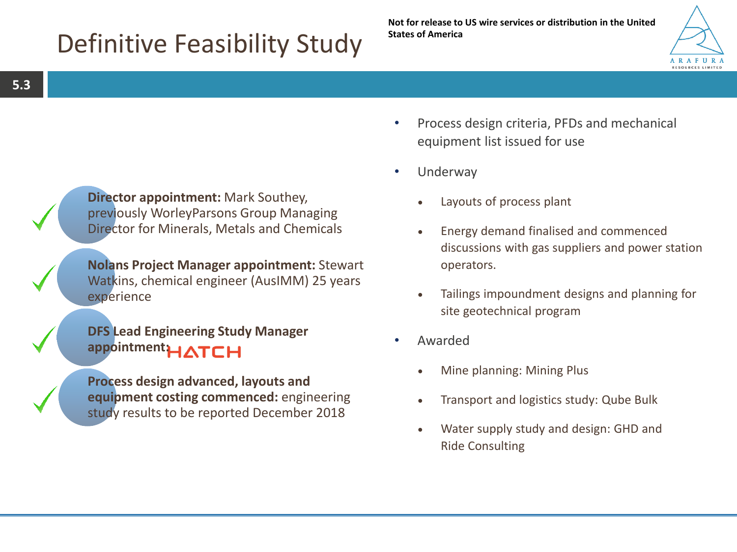# Definitive Feasibility Study

**Not for release to US wire services or distribution in the United States of America**

5.3

- **Director appointment:** Mark Southey, previously WorleyParsons Group Managing Director for Minerals, Metals and Chemicals
- **Nolans Project Manager appointment:** Stewart Watkins, chemical engineer (AusIMM) 25 years experience
- **DFS Lead Engineering Study Manager appointment:** HATCH
- **Process design advanced, layouts and equipment costing commenced:** engineering study results to be reported December 2018

- Process design criteria, PFDs and mechanical equipment list issued for use
- Underway
  - Layouts of process plant
  - Energy demand finalised and commenced discussions with gas suppliers and power station operators.
  - Tailings impoundment designs and planning for site geotechnical program
- Awarded
  - Mine planning: Mining Plus
  - Transport and logistics study: Qube Bulk
  - Water supply study and design: GHD and Ride Consulting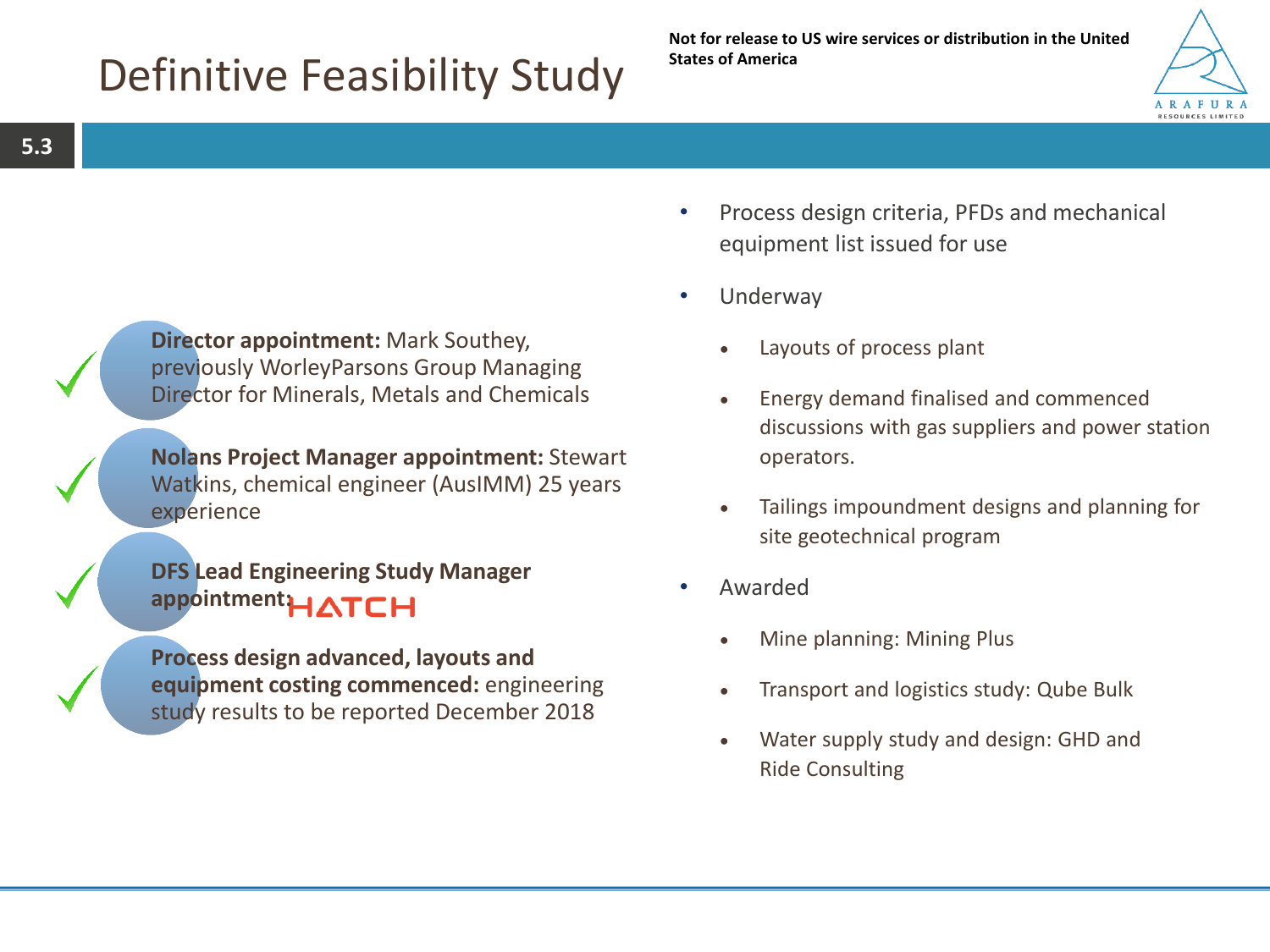# Definitive Feasibility Study

**Not for release to US wire services or distribution in the United States of America**

5.3

- **Director appointment:** Mark Southey, previously WorleyParsons Group Managing Director for Minerals, Metals and Chemicals
- **Nolans Project Manager appointment:** Stewart Watkins, chemical engineer (AusIMM) 25 years experience
- **DFS Lead Engineering Study Manager appointment:** HATCH
- **Process design advanced, layouts and equipment costing commenced:** engineering study results to be reported December 2018

- Process design criteria, PFDs and mechanical equipment list issued for use
- Underway
  - Layouts of process plant
  - Energy demand finalised and commenced discussions with gas suppliers and power station operators.
  - Tailings impoundment designs and planning for site geotechnical program
- Awarded
  - Mine planning: Mining Plus
  - Transport and logistics study: Qube Bulk
  - Water supply study and design: GHD and Ride Consulting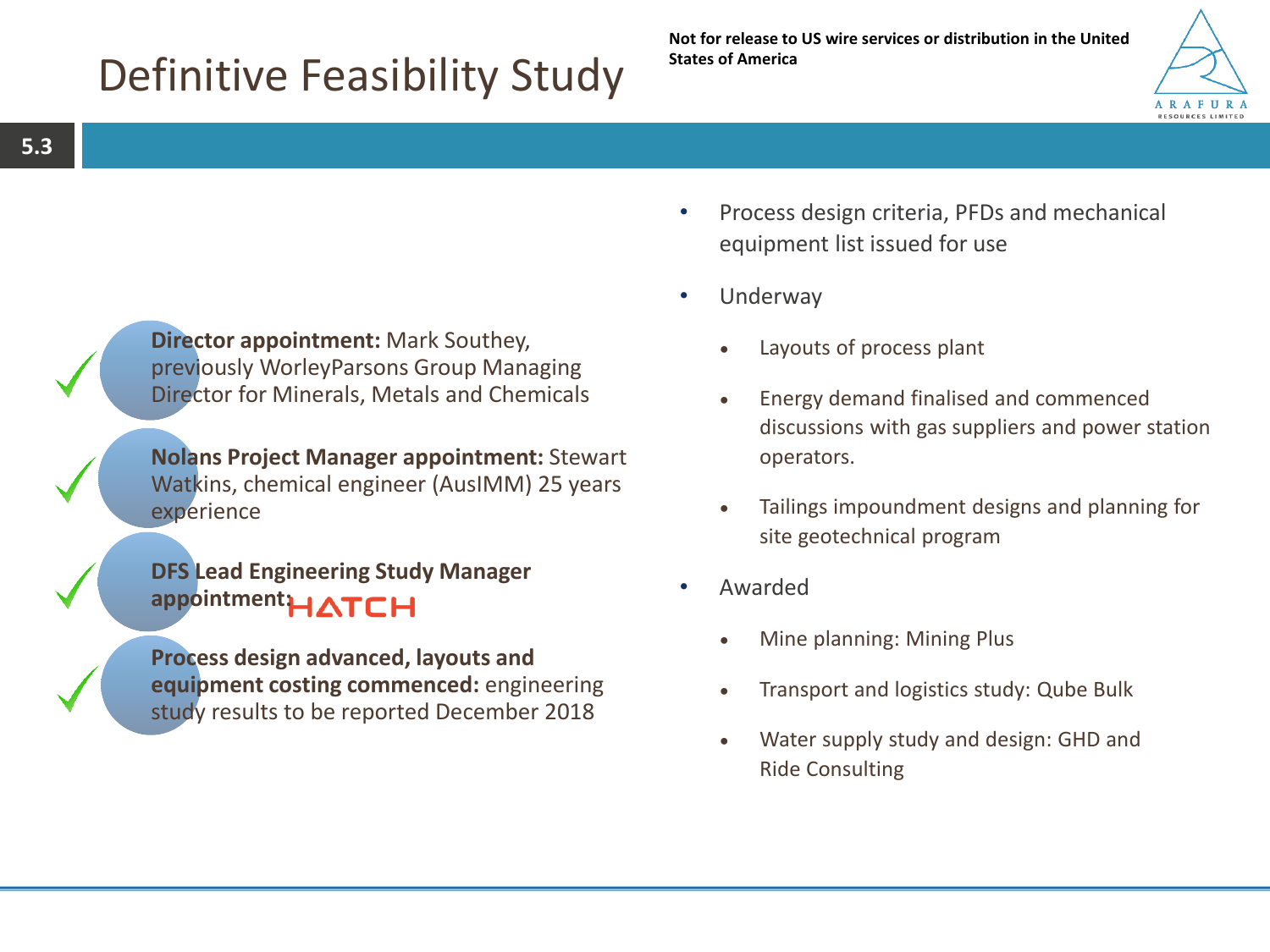# Definitive Feasibility Study

**Not for release to US wire services or distribution in the United States of America**

5.3

- **Director appointment:** Mark Southey, previously WorleyParsons Group Managing Director for Minerals, Metals and Chemicals
- **Nolans Project Manager appointment:** Stewart Watkins, chemical engineer (AusIMM) 25 years experience
- **DFS Lead Engineering Study Manager appointment:** HATCH
- **Process design advanced, layouts and equipment costing commenced:** engineering study results to be reported December 2018

- Process design criteria, PFDs and mechanical equipment list issued for use
- Underway
  - Layouts of process plant
  - Energy demand finalised and commenced discussions with gas suppliers and power station operators.
  - Tailings impoundment designs and planning for site geotechnical program
- Awarded
  - Mine planning: Mining Plus
  - Transport and logistics study: Qube Bulk
  - Water supply study and design: GHD and Ride Consulting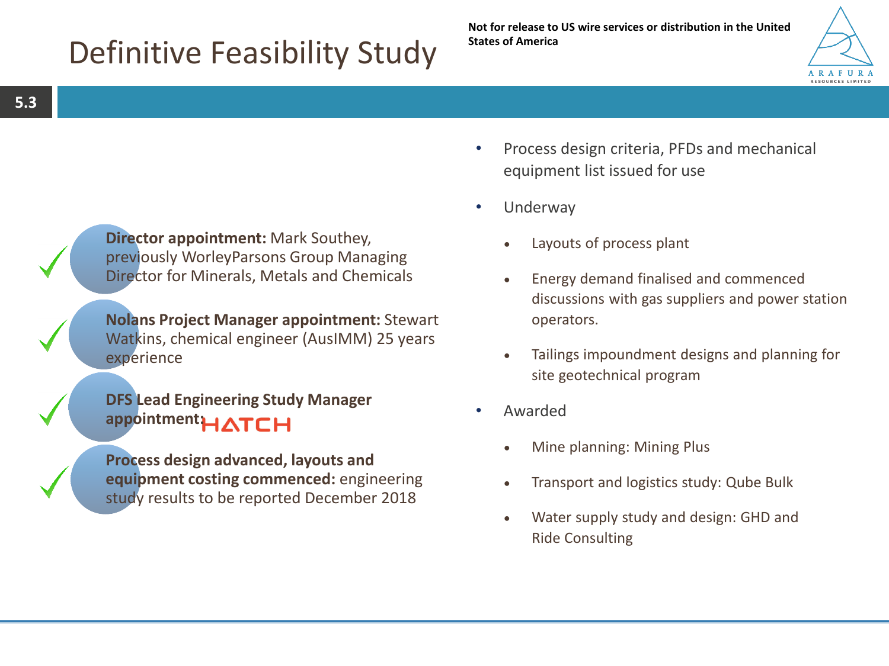# Definitive Feasibility Study

**Not for release to US wire services or distribution in the United States of America**

5.3

- **Director appointment:** Mark Southey, previously WorleyParsons Group Managing Director for Minerals, Metals and Chemicals
- **Nolans Project Manager appointment:** Stewart Watkins, chemical engineer (AusIMM) 25 years experience
- **DFS Lead Engineering Study Manager appointment:** HATCH
- **Process design advanced, layouts and equipment costing commenced:** engineering study results to be reported December 2018

- Process design criteria, PFDs and mechanical equipment list issued for use
- Underway
  - Layouts of process plant
  - Energy demand finalised and commenced discussions with gas suppliers and power station operators.
  - Tailings impoundment designs and planning for site geotechnical program
- Awarded
  - Mine planning: Mining Plus
  - Transport and logistics study: Qube Bulk
  - Water supply study and design: GHD and Ride Consulting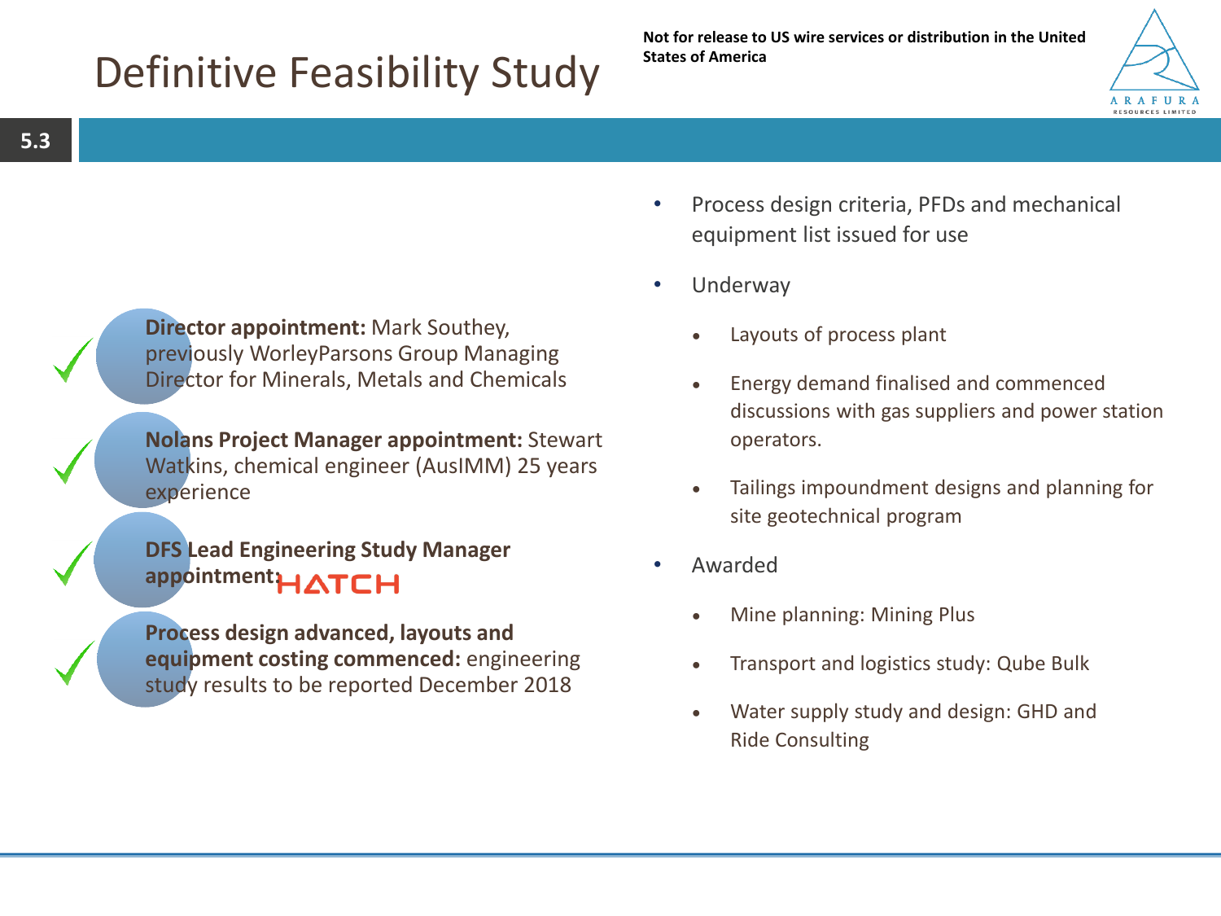# Definitive Feasibility Study

Not for release to US wire services or distribution in the United States of America

5.3

- **Director appointment:** Mark Southey, previously WorleyParsons Group Managing Director for Minerals, Metals and Chemicals
- **Nolans Project Manager appointment:** Stewart Watkins, chemical engineer (AusIMM) 25 years experience
- **DFS Lead Engineering Study Manager appointment:** HATCH
- **Process design advanced, layouts and equipment costing commenced:** engineering study results to be reported December 2018

- Process design criteria, PFDs and mechanical equipment list issued for use
- Underway
  - Layouts of process plant
  - Energy demand finalised and commenced discussions with gas suppliers and power station operators.
  - Tailings impoundment designs and planning for site geotechnical program
- Awarded
  - Mine planning: Mining Plus
  - Transport and logistics study: Qube Bulk
  - Water supply study and design: GHD and Ride Consulting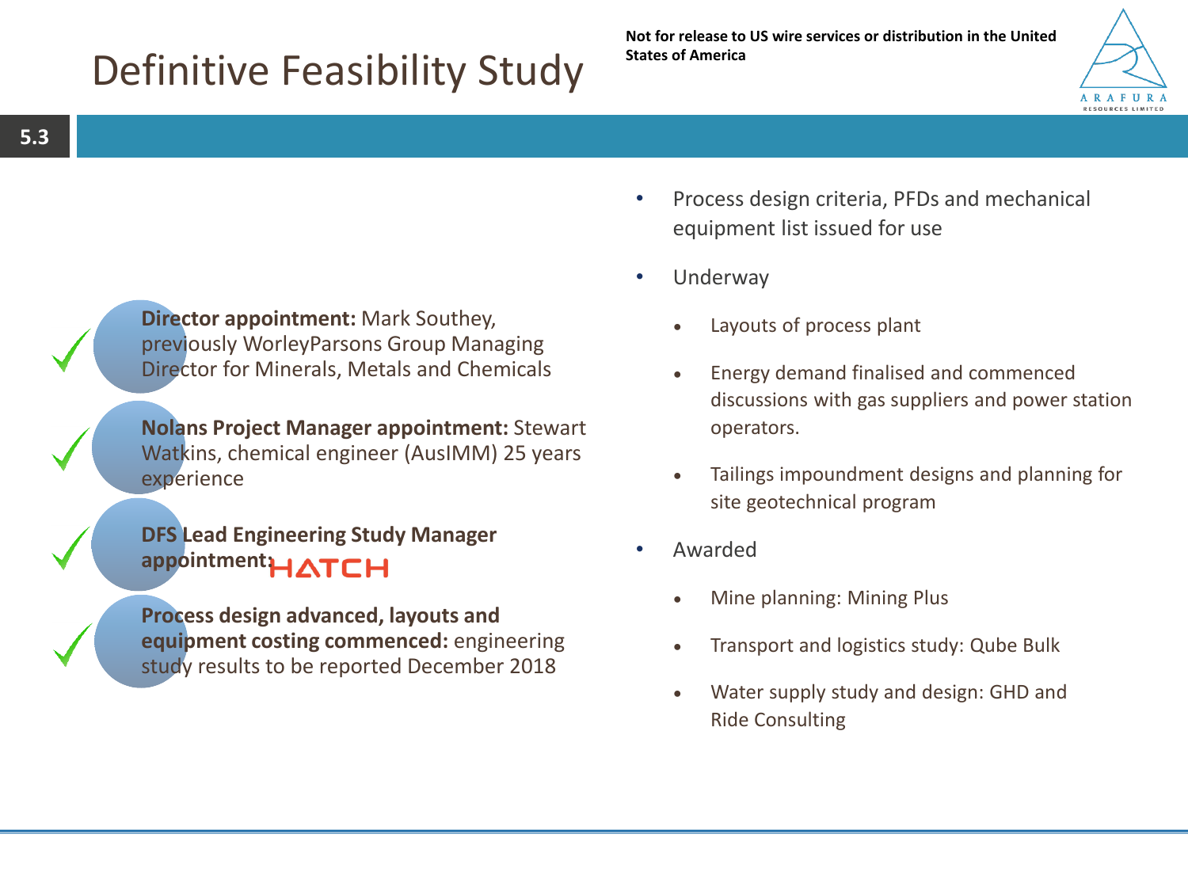# Definitive Feasibility Study

**Not for release to US wire services or distribution in the United States of America**

5.3

- **Director appointment:** Mark Southey, previously WorleyParsons Group Managing Director for Minerals, Metals and Chemicals
- **Nolans Project Manager appointment:** Stewart Watkins, chemical engineer (AusIMM) 25 years experience
- **DFS Lead Engineering Study Manager appointment:** HATCH
- **Process design advanced, layouts and equipment costing commenced:** engineering study results to be reported December 2018

- Process design criteria, PFDs and mechanical equipment list issued for use
- Underway
  - Layouts of process plant
  - Energy demand finalised and commenced discussions with gas suppliers and power station operators.
  - Tailings impoundment designs and planning for site geotechnical program
- Awarded
  - Mine planning: Mining Plus
  - Transport and logistics study: Qube Bulk
  - Water supply study and design: GHD and Ride Consulting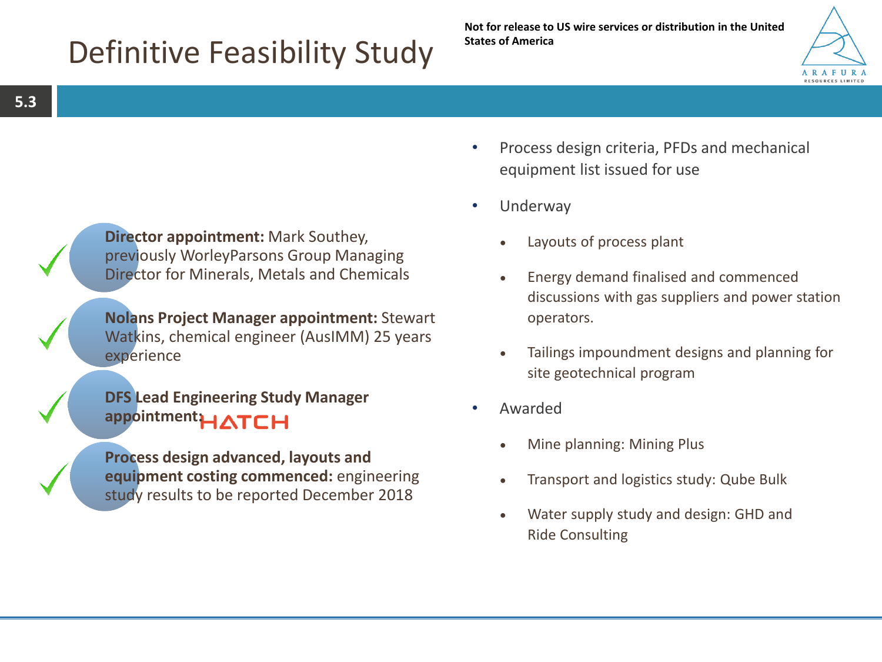# Definitive Feasibility Study

**Not for release to US wire services or distribution in the United States of America**

5.3

- **Director appointment:** Mark Southey, previously WorleyParsons Group Managing Director for Minerals, Metals and Chemicals
- **Nolans Project Manager appointment:** Stewart Watkins, chemical engineer (AusIMM) 25 years experience
- **DFS Lead Engineering Study Manager appointment:** HATCH
- **Process design advanced, layouts and equipment costing commenced:** engineering study results to be reported December 2018

- Process design criteria, PFDs and mechanical equipment list issued for use
- Underway
  - Layouts of process plant
  - Energy demand finalised and commenced discussions with gas suppliers and power station operators.
  - Tailings impoundment designs and planning for site geotechnical program
- Awarded
  - Mine planning: Mining Plus
  - Transport and logistics study: Qube Bulk
  - Water supply study and design: GHD and Ride Consulting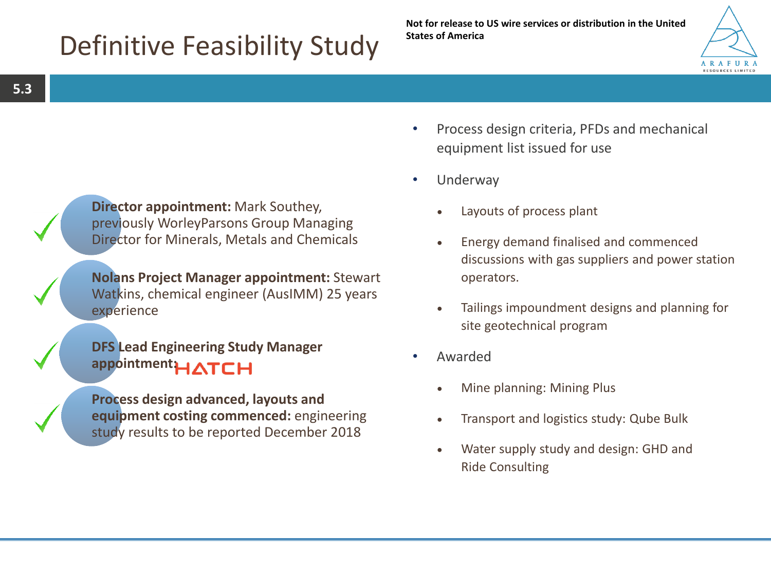# Definitive Feasibility Study

**Not for release to US wire services or distribution in the United States of America**

5.3

- **Director appointment:** Mark Southey, previously WorleyParsons Group Managing Director for Minerals, Metals and Chemicals
- **Nolans Project Manager appointment:** Stewart Watkins, chemical engineer (AusIMM) 25 years experience
- **DFS Lead Engineering Study Manager appointment:** HATCH
- **Process design advanced, layouts and equipment costing commenced:** engineering study results to be reported December 2018

- Process design criteria, PFDs and mechanical equipment list issued for use
- Underway
  - Layouts of process plant
  - Energy demand finalised and commenced discussions with gas suppliers and power station operators.
  - Tailings impoundment designs and planning for site geotechnical program
- Awarded
  - Mine planning: Mining Plus
  - Transport and logistics study: Qube Bulk
  - Water supply study and design: GHD and Ride Consulting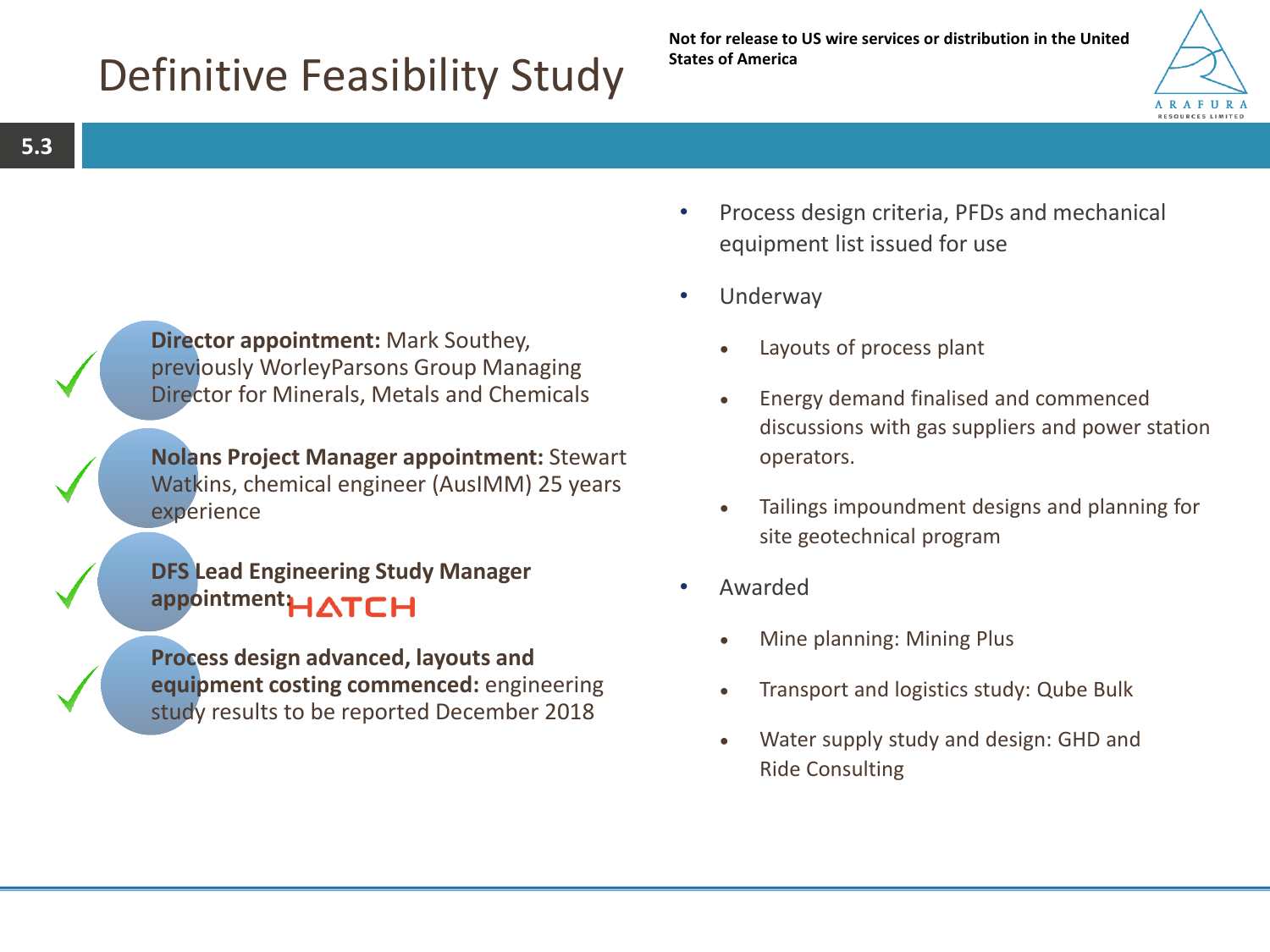# Definitive Feasibility Study

**Not for release to US wire services or distribution in the United States of America**

5.3

- **Director appointment:** Mark Southey, previously WorleyParsons Group Managing Director for Minerals, Metals and Chemicals
- **Nolans Project Manager appointment:** Stewart Watkins, chemical engineer (AusIMM) 25 years experience
- **DFS Lead Engineering Study Manager appointment:** HATCH
- **Process design advanced, layouts and equipment costing commenced:** engineering study results to be reported December 2018

- Process design criteria, PFDs and mechanical equipment list issued for use
- Underway
  - Layouts of process plant
  - Energy demand finalised and commenced discussions with gas suppliers and power station operators.
  - Tailings impoundment designs and planning for site geotechnical program
- Awarded
  - Mine planning: Mining Plus
  - Transport and logistics study: Qube Bulk
  - Water supply study and design: GHD and Ride Consulting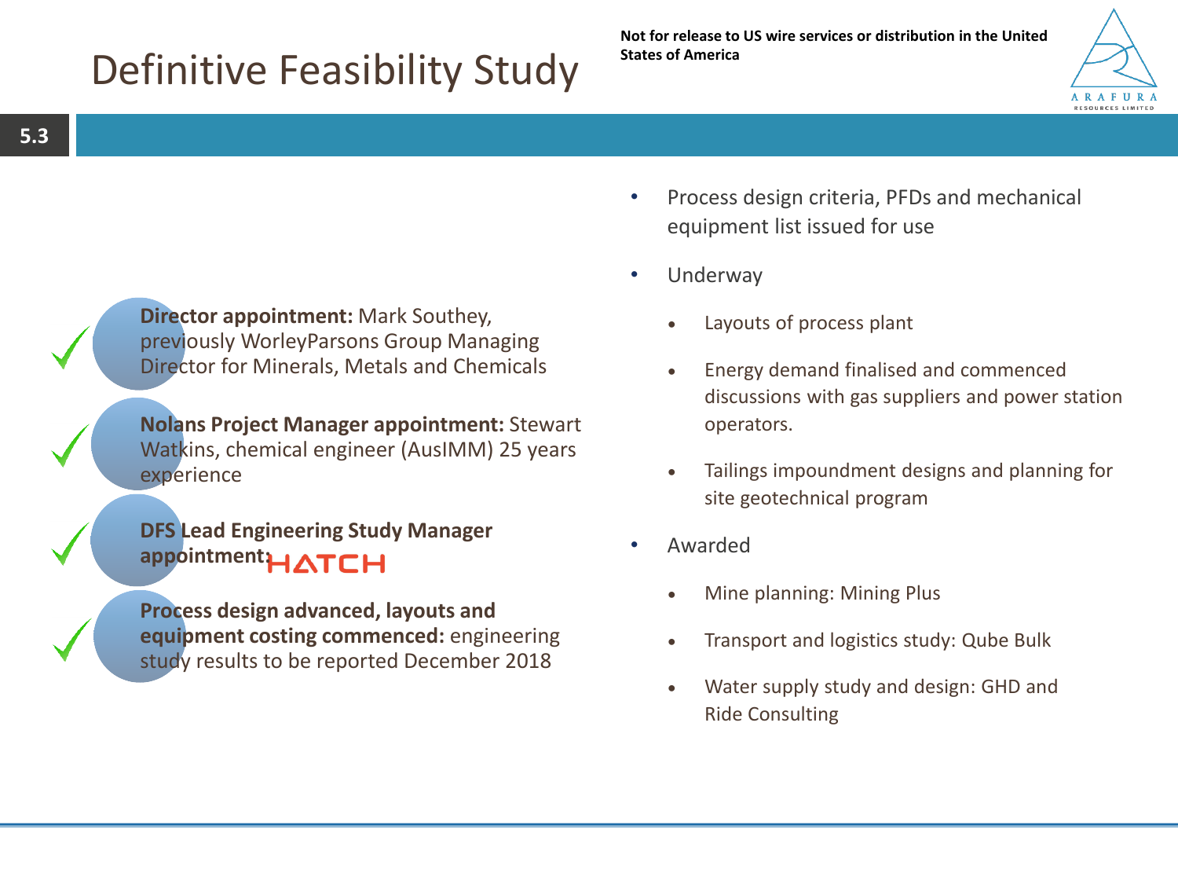# Definitive Feasibility Study

**Not for release to US wire services or distribution in the United States of America**

5.3

- **Director appointment:** Mark Southey, previously WorleyParsons Group Managing Director for Minerals, Metals and Chemicals
- **Nolans Project Manager appointment:** Stewart Watkins, chemical engineer (AusIMM) 25 years experience
- **DFS Lead Engineering Study Manager appointment:** HATCH
- **Process design advanced, layouts and equipment costing commenced:** engineering study results to be reported December 2018

- Process design criteria, PFDs and mechanical equipment list issued for use
- Underway
  - Layouts of process plant
  - Energy demand finalised and commenced discussions with gas suppliers and power station operators.
  - Tailings impoundment designs and planning for site geotechnical program
- Awarded
  - Mine planning: Mining Plus
  - Transport and logistics study: Qube Bulk
  - Water supply study and design: GHD and Ride Consulting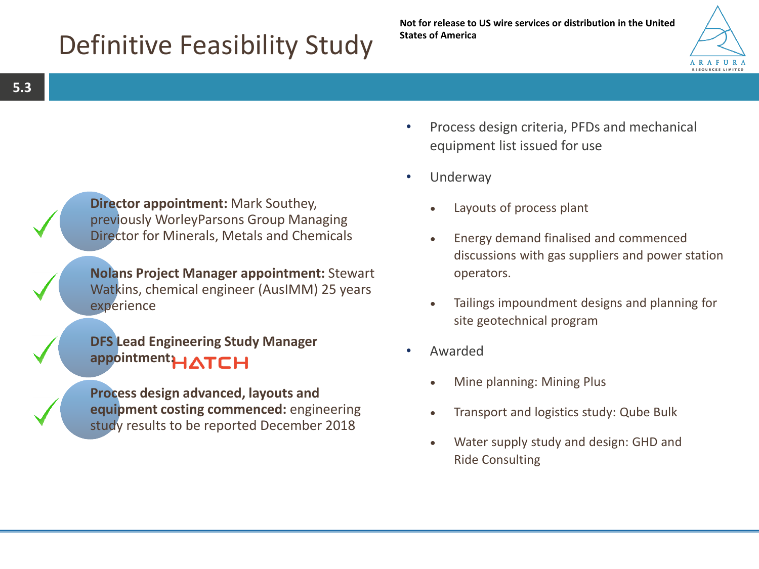# Definitive Feasibility Study

**Not for release to US wire services or distribution in the United States of America**

5.3

- **Director appointment:** Mark Southey, previously WorleyParsons Group Managing Director for Minerals, Metals and Chemicals
- **Nolans Project Manager appointment:** Stewart Watkins, chemical engineer (AusIMM) 25 years experience
- **DFS Lead Engineering Study Manager appointment:** HATCH
- **Process design advanced, layouts and equipment costing commenced:** engineering study results to be reported December 2018

- Process design criteria, PFDs and mechanical equipment list issued for use
- Underway
  - Layouts of process plant
  - Energy demand finalised and commenced discussions with gas suppliers and power station operators.
  - Tailings impoundment designs and planning for site geotechnical program
- Awarded
  - Mine planning: Mining Plus
  - Transport and logistics study: Qube Bulk
  - Water supply study and design: GHD and Ride Consulting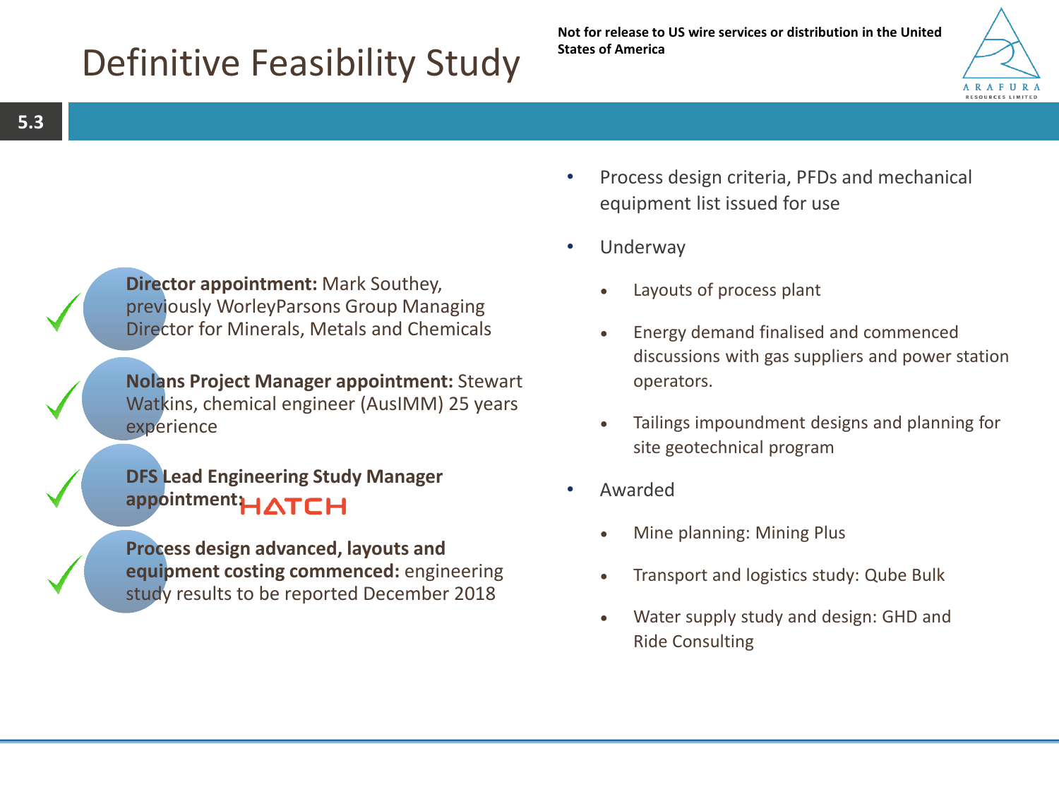# Definitive Feasibility Study

**Not for release to US wire services or distribution in the United States of America**

5.3

- **Director appointment:** Mark Southey, previously WorleyParsons Group Managing Director for Minerals, Metals and Chemicals
- **Nolans Project Manager appointment:** Stewart Watkins, chemical engineer (AusIMM) 25 years experience
- **DFS Lead Engineering Study Manager appointment:** HATCH
- **Process design advanced, layouts and equipment costing commenced:** engineering study results to be reported December 2018

- Process design criteria, PFDs and mechanical equipment list issued for use
- Underway
  - Layouts of process plant
  - Energy demand finalised and commenced discussions with gas suppliers and power station operators.
  - Tailings impoundment designs and planning for site geotechnical program
- Awarded
  - Mine planning: Mining Plus
  - Transport and logistics study: Qube Bulk
  - Water supply study and design: GHD and Ride Consulting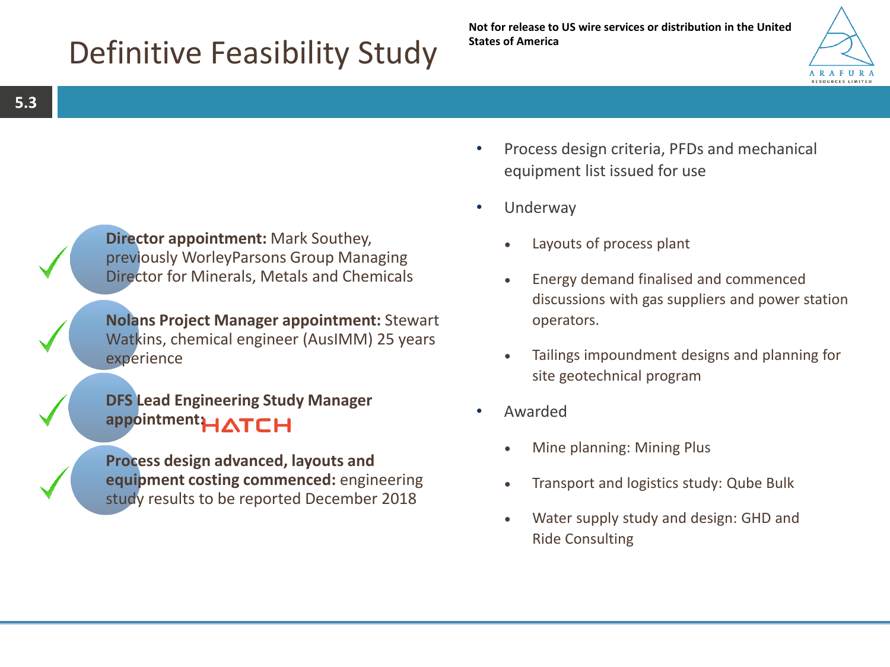# Definitive Feasibility Study

Not for release to US wire services or distribution in the United States of America

5.3

- **Director appointment:** Mark Southey, previously WorleyParsons Group Managing Director for Minerals, Metals and Chemicals
- **Nolans Project Manager appointment:** Stewart Watkins, chemical engineer (AusIMM) 25 years experience
- **DFS Lead Engineering Study Manager appointment:** HATCH
- **Process design advanced, layouts and equipment costing commenced:** engineering study results to be reported December 2018

- Process design criteria, PFDs and mechanical equipment list issued for use
- Underway
  - Layouts of process plant
  - Energy demand finalised and commenced discussions with gas suppliers and power station operators.
  - Tailings impoundment designs and planning for site geotechnical program
- Awarded
  - Mine planning: Mining Plus
  - Transport and logistics study: Qube Bulk
  - Water supply study and design: GHD and Ride Consulting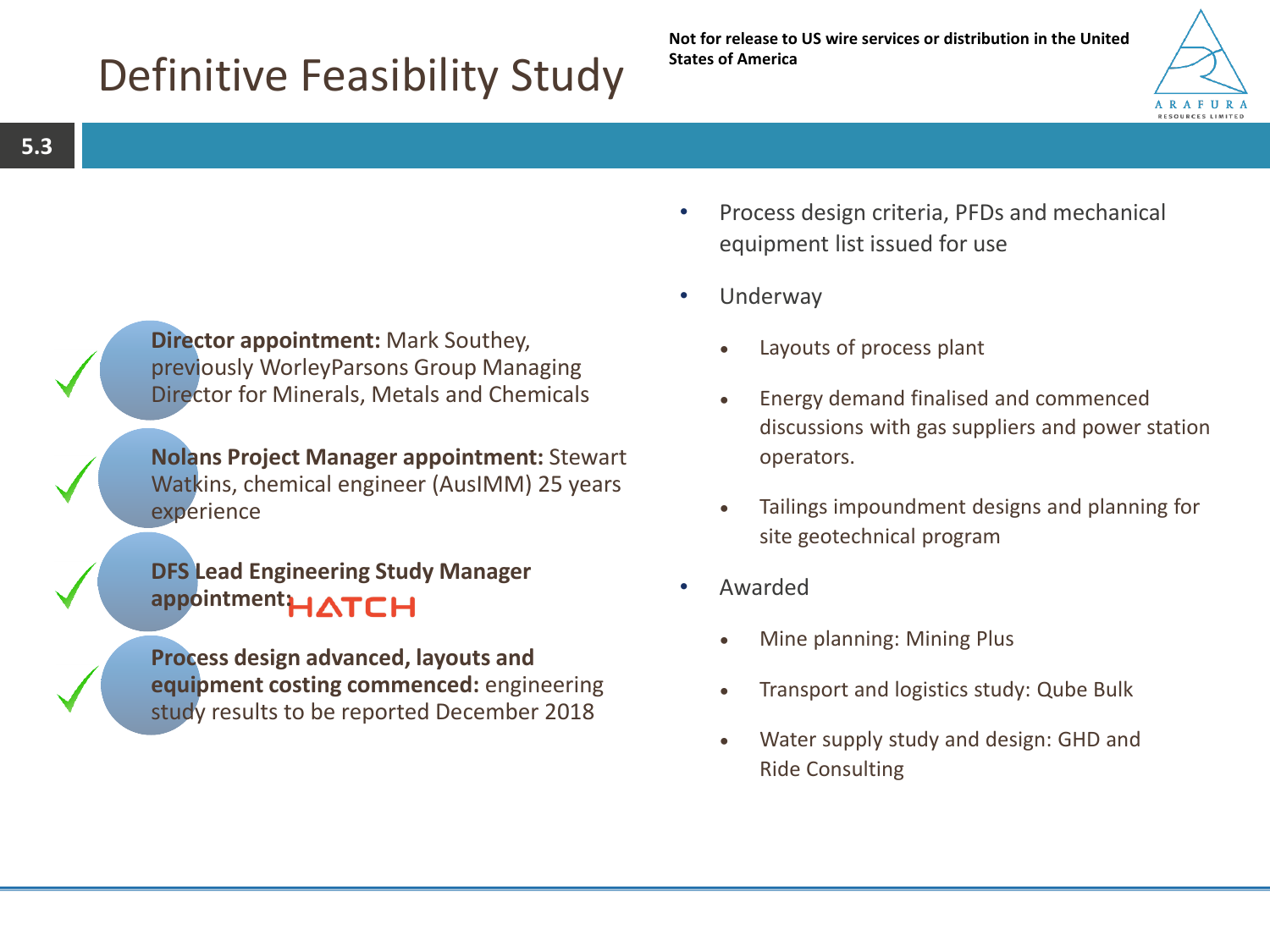# Definitive Feasibility Study

**Not for release to US wire services or distribution in the United States of America**

5.3

- **Director appointment:** Mark Southey, previously WorleyParsons Group Managing Director for Minerals, Metals and Chemicals
- **Nolans Project Manager appointment:** Stewart Watkins, chemical engineer (AusIMM) 25 years experience
- **DFS Lead Engineering Study Manager appointment:** HATCH
- **Process design advanced, layouts and equipment costing commenced:** engineering study results to be reported December 2018

- Process design criteria, PFDs and mechanical equipment list issued for use
- Underway
  - Layouts of process plant
  - Energy demand finalised and commenced discussions with gas suppliers and power station operators.
  - Tailings impoundment designs and planning for site geotechnical program
- Awarded
  - Mine planning: Mining Plus
  - Transport and logistics study: Qube Bulk
  - Water supply study and design: GHD and Ride Consulting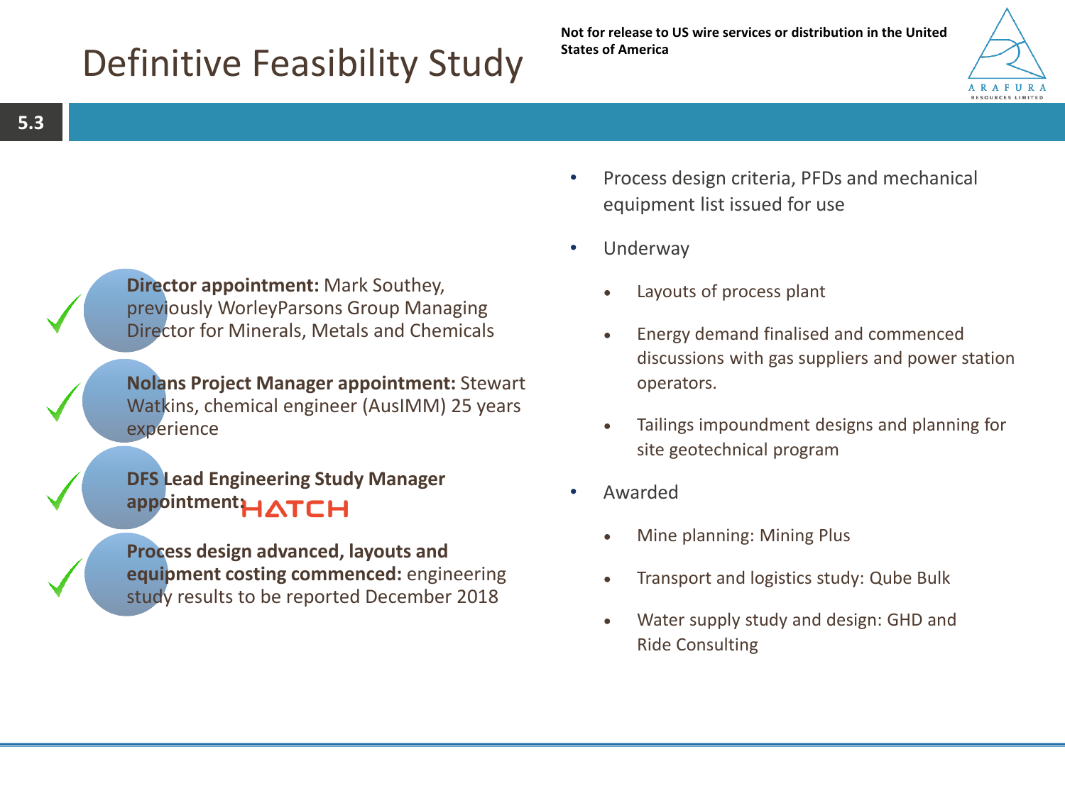# Definitive Feasibility Study

**Not for release to US wire services or distribution in the United States of America**

5.3

- **Director appointment:** Mark Southey, previously WorleyParsons Group Managing Director for Minerals, Metals and Chemicals
- **Nolans Project Manager appointment:** Stewart Watkins, chemical engineer (AusIMM) 25 years experience
- **DFS Lead Engineering Study Manager appointment:** HATCH
- **Process design advanced, layouts and equipment costing commenced:** engineering study results to be reported December 2018

- Process design criteria, PFDs and mechanical equipment list issued for use
- Underway
  - Layouts of process plant
  - Energy demand finalised and commenced discussions with gas suppliers and power station operators.
  - Tailings impoundment designs and planning for site geotechnical program
- Awarded
  - Mine planning: Mining Plus
  - Transport and logistics study: Qube Bulk
  - Water supply study and design: GHD and Ride Consulting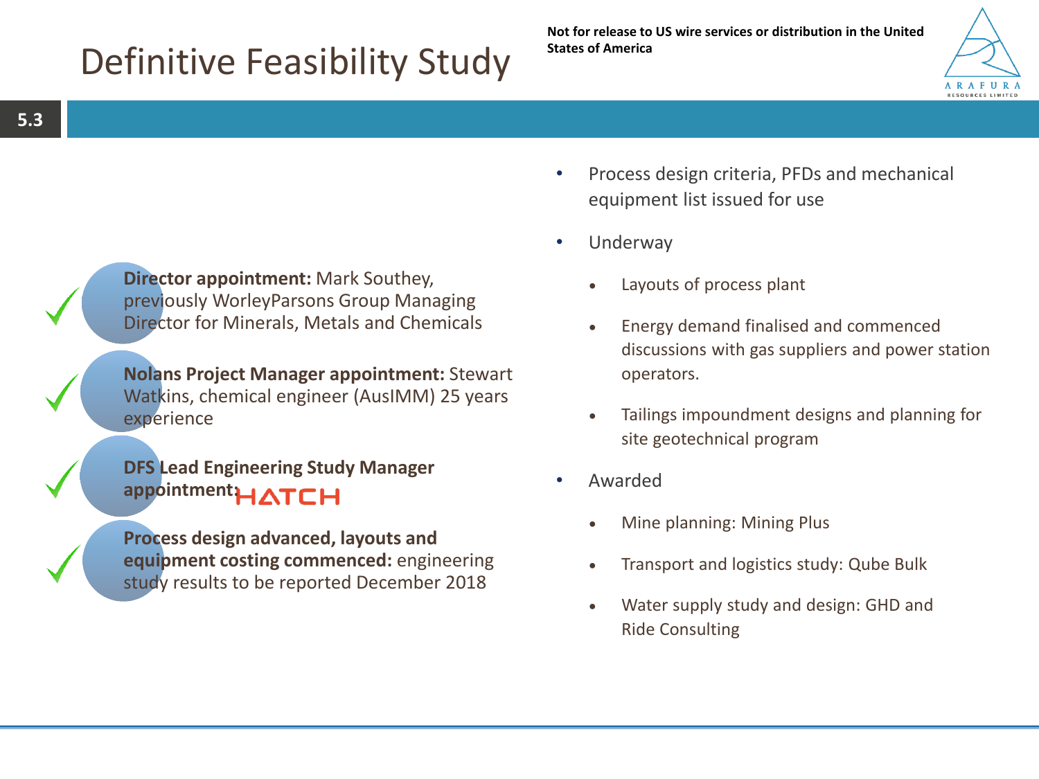# Definitive Feasibility Study

**Not for release to US wire services or distribution in the United States of America**

5.3

- ✓ **Director appointment:** Mark Southey, previously WorleyParsons Group Managing Director for Minerals, Metals and Chemicals
- ✓ **Nolans Project Manager appointment:** Stewart Watkins, chemical engineer (AusIMM) 25 years experience
- ✓ **DFS Lead Engineering Study Manager appointment:** HATCH
- ✓ **Process design advanced, layouts and equipment costing commenced:** engineering study results to be reported December 2018

- Process design criteria, PFDs and mechanical equipment list issued for use
- Underway
  - Layouts of process plant
  - Energy demand finalised and commenced discussions with gas suppliers and power station operators.
  - Tailings impoundment designs and planning for site geotechnical program
- Awarded
  - Mine planning: Mining Plus
  - Transport and logistics study: Qube Bulk
  - Water supply study and design: GHD and Ride Consulting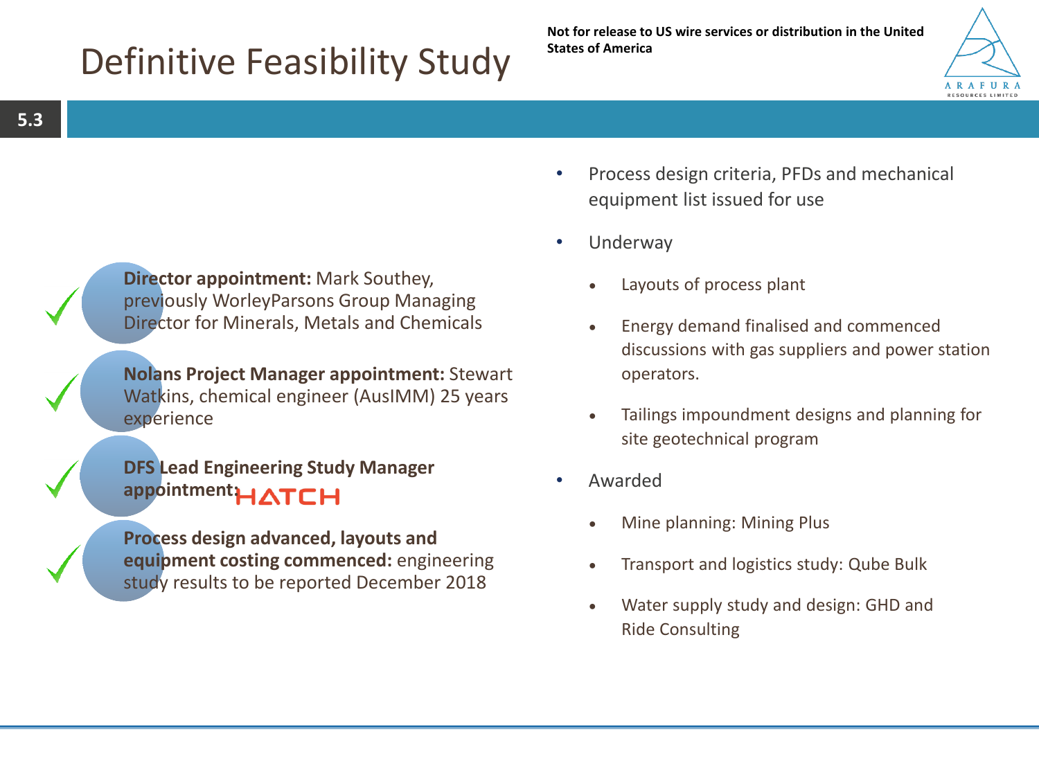# Definitive Feasibility Study

Not for release to US wire services or distribution in the United States of America

5.3

- **Director appointment:** Mark Southey, previously WorleyParsons Group Managing Director for Minerals, Metals and Chemicals
- **Nolans Project Manager appointment:** Stewart Watkins, chemical engineer (AusIMM) 25 years experience
- **DFS Lead Engineering Study Manager appointment:** HATCH
- **Process design advanced, layouts and equipment costing commenced:** engineering study results to be reported December 2018

- Process design criteria, PFDs and mechanical equipment list issued for use
- Underway
  - Layouts of process plant
  - Energy demand finalised and commenced discussions with gas suppliers and power station operators.
  - Tailings impoundment designs and planning for site geotechnical program
- Awarded
  - Mine planning: Mining Plus
  - Transport and logistics study: Qube Bulk
  - Water supply study and design: GHD and Ride Consulting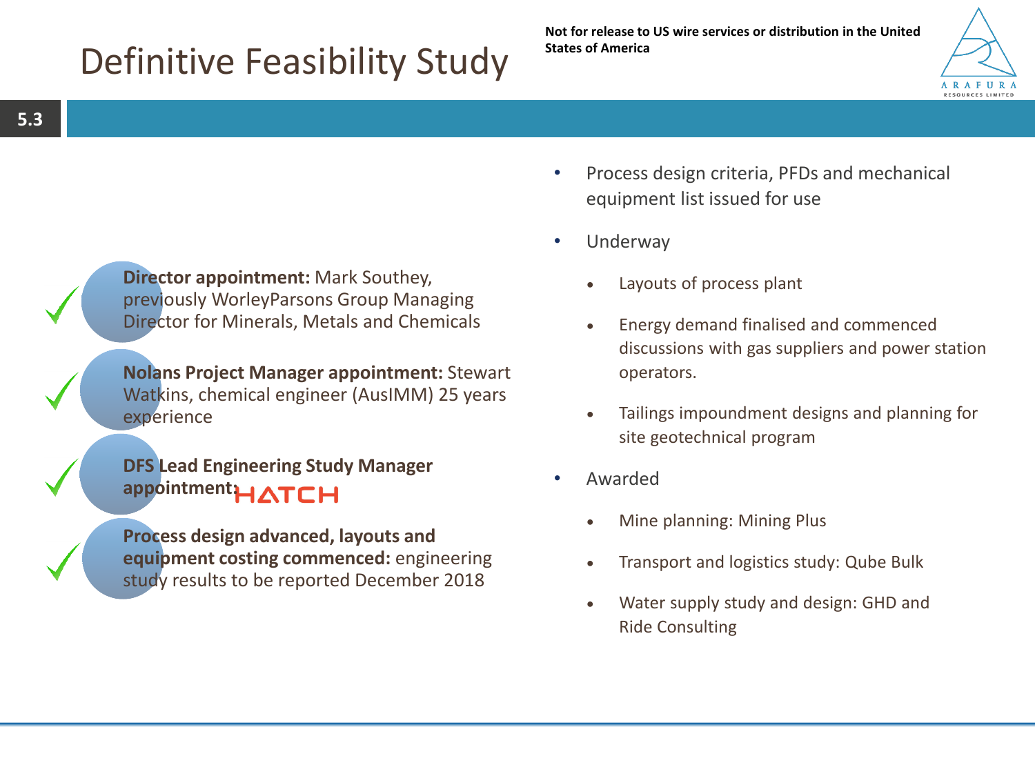# Definitive Feasibility Study

**Not for release to US wire services or distribution in the United States of America**

5.3

- **Director appointment:** Mark Southey, previously WorleyParsons Group Managing Director for Minerals, Metals and Chemicals
- **Nolans Project Manager appointment:** Stewart Watkins, chemical engineer (AusIMM) 25 years experience
- **DFS Lead Engineering Study Manager appointment:** HATCH
- **Process design advanced, layouts and equipment costing commenced:** engineering study results to be reported December 2018

- Process design criteria, PFDs and mechanical equipment list issued for use
- Underway
  - Layouts of process plant
  - Energy demand finalised and commenced discussions with gas suppliers and power station operators.
  - Tailings impoundment designs and planning for site geotechnical program
- Awarded
  - Mine planning: Mining Plus
  - Transport and logistics study: Qube Bulk
  - Water supply study and design: GHD and Ride Consulting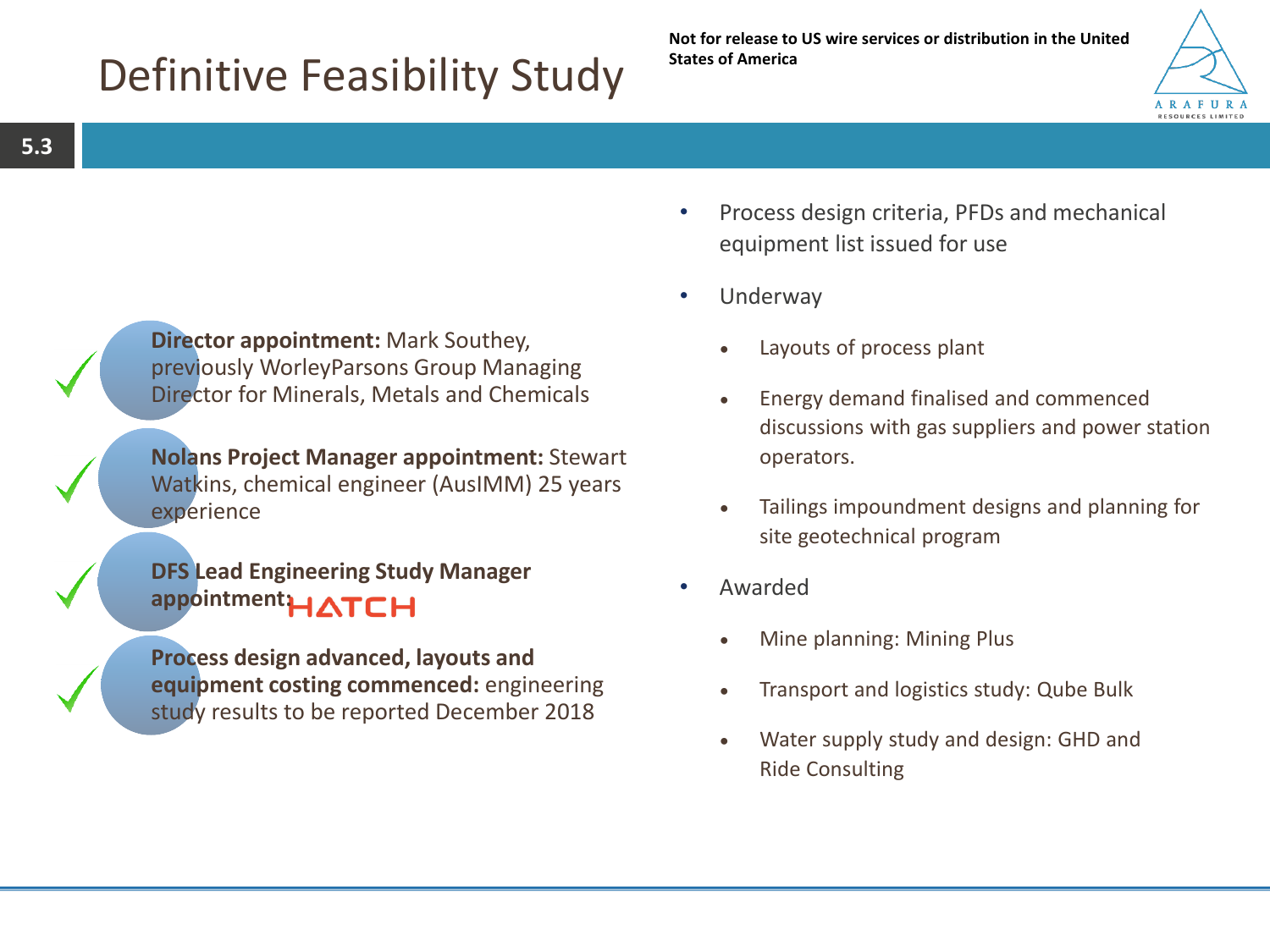# Definitive Feasibility Study

**Not for release to US wire services or distribution in the United States of America**

5.3

- ✓ **Director appointment:** Mark Southey, previously WorleyParsons Group Managing Director for Minerals, Metals and Chemicals
- ✓ **Nolans Project Manager appointment:** Stewart Watkins, chemical engineer (AusIMM) 25 years experience
- ✓ **DFS Lead Engineering Study Manager appointment:** HATCH
- ✓ **Process design advanced, layouts and equipment costing commenced:** engineering study results to be reported December 2018

- Process design criteria, PFDs and mechanical equipment list issued for use
- Underway
  - Layouts of process plant
  - Energy demand finalised and commenced discussions with gas suppliers and power station operators.
  - Tailings impoundment designs and planning for site geotechnical program
- Awarded
  - Mine planning: Mining Plus
  - Transport and logistics study: Qube Bulk
  - Water supply study and design: GHD and Ride Consulting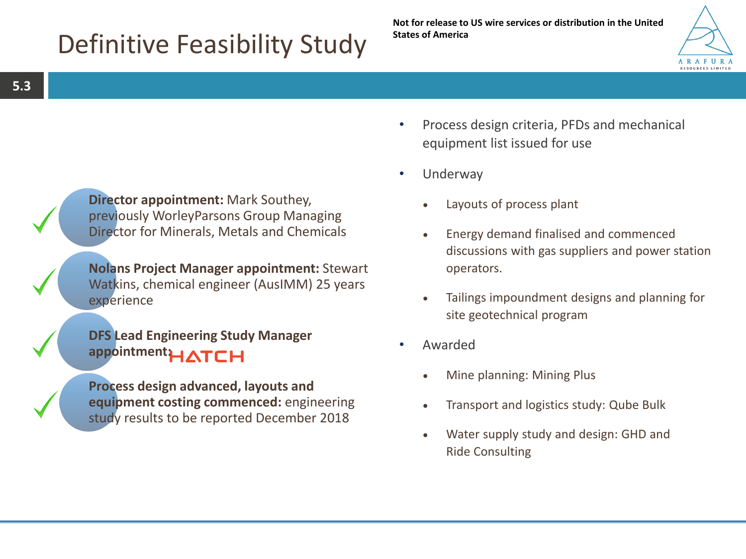# Definitive Feasibility Study

**Not for release to US wire services or distribution in the United States of America**

5.3

- **Director appointment:** Mark Southey, previously WorleyParsons Group Managing Director for Minerals, Metals and Chemicals
- **Nolans Project Manager appointment:** Stewart Watkins, chemical engineer (AusIMM) 25 years experience
- **DFS Lead Engineering Study Manager appointment:** HATCH
- **Process design advanced, layouts and equipment costing commenced:** engineering study results to be reported December 2018

- Process design criteria, PFDs and mechanical equipment list issued for use
- Underway
  - Layouts of process plant
  - Energy demand finalised and commenced discussions with gas suppliers and power station operators.
  - Tailings impoundment designs and planning for site geotechnical program
- Awarded
  - Mine planning: Mining Plus
  - Transport and logistics study: Qube Bulk
  - Water supply study and design: GHD and Ride Consulting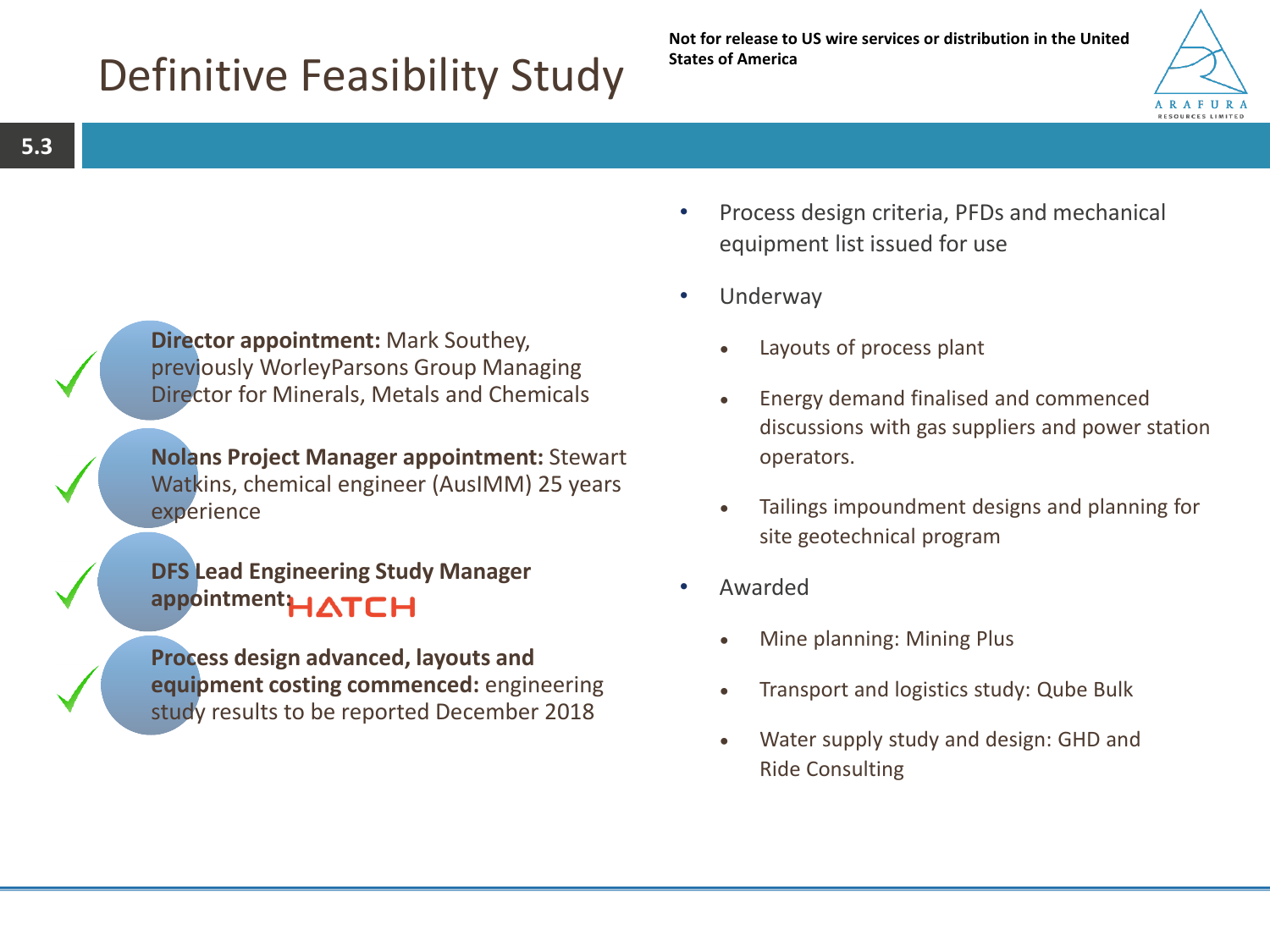# Definitive Feasibility Study

**Not for release to US wire services or distribution in the United States of America**

5.3

- **Director appointment:** Mark Southey, previously WorleyParsons Group Managing Director for Minerals, Metals and Chemicals
- **Nolans Project Manager appointment:** Stewart Watkins, chemical engineer (AusIMM) 25 years experience
- **DFS Lead Engineering Study Manager appointment:** HATCH
- **Process design advanced, layouts and equipment costing commenced:** engineering study results to be reported December 2018

- Process design criteria, PFDs and mechanical equipment list issued for use
- Underway
  - Layouts of process plant
  - Energy demand finalised and commenced discussions with gas suppliers and power station operators.
  - Tailings impoundment designs and planning for site geotechnical program
- Awarded
  - Mine planning: Mining Plus
  - Transport and logistics study: Qube Bulk
  - Water supply study and design: GHD and Ride Consulting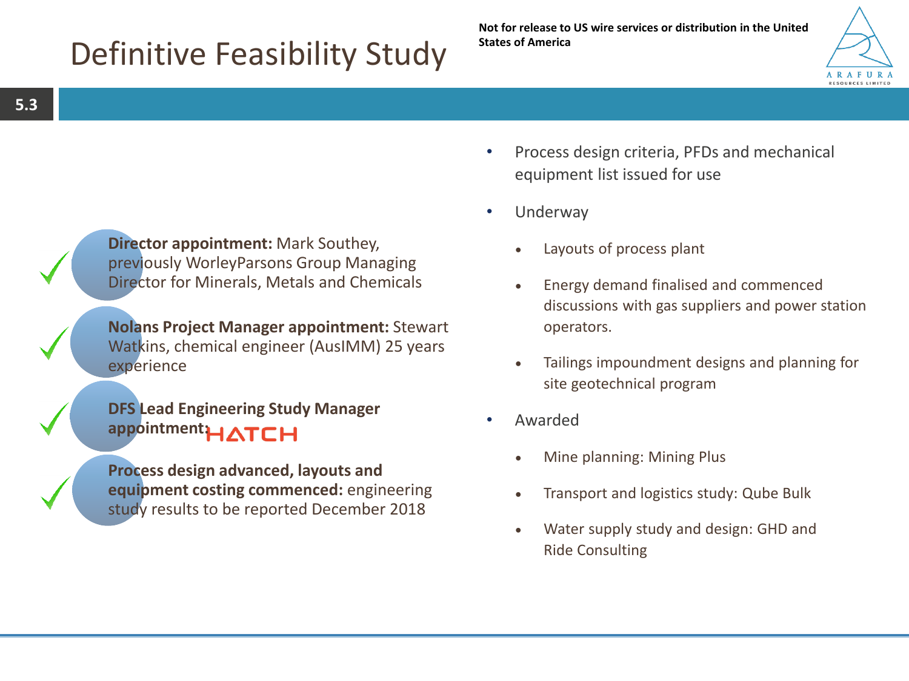# Definitive Feasibility Study

**Not for release to US wire services or distribution in the United States of America**

5.3

- **Director appointment:** Mark Southey, previously WorleyParsons Group Managing Director for Minerals, Metals and Chemicals
- **Nolans Project Manager appointment:** Stewart Watkins, chemical engineer (AusIMM) 25 years experience
- **DFS Lead Engineering Study Manager appointment:** HATCH
- **Process design advanced, layouts and equipment costing commenced:** engineering study results to be reported December 2018

- Process design criteria, PFDs and mechanical equipment list issued for use
- Underway
  - Layouts of process plant
  - Energy demand finalised and commenced discussions with gas suppliers and power station operators.
  - Tailings impoundment designs and planning for site geotechnical program
- Awarded
  - Mine planning: Mining Plus
  - Transport and logistics study: Qube Bulk
  - Water supply study and design: GHD and Ride Consulting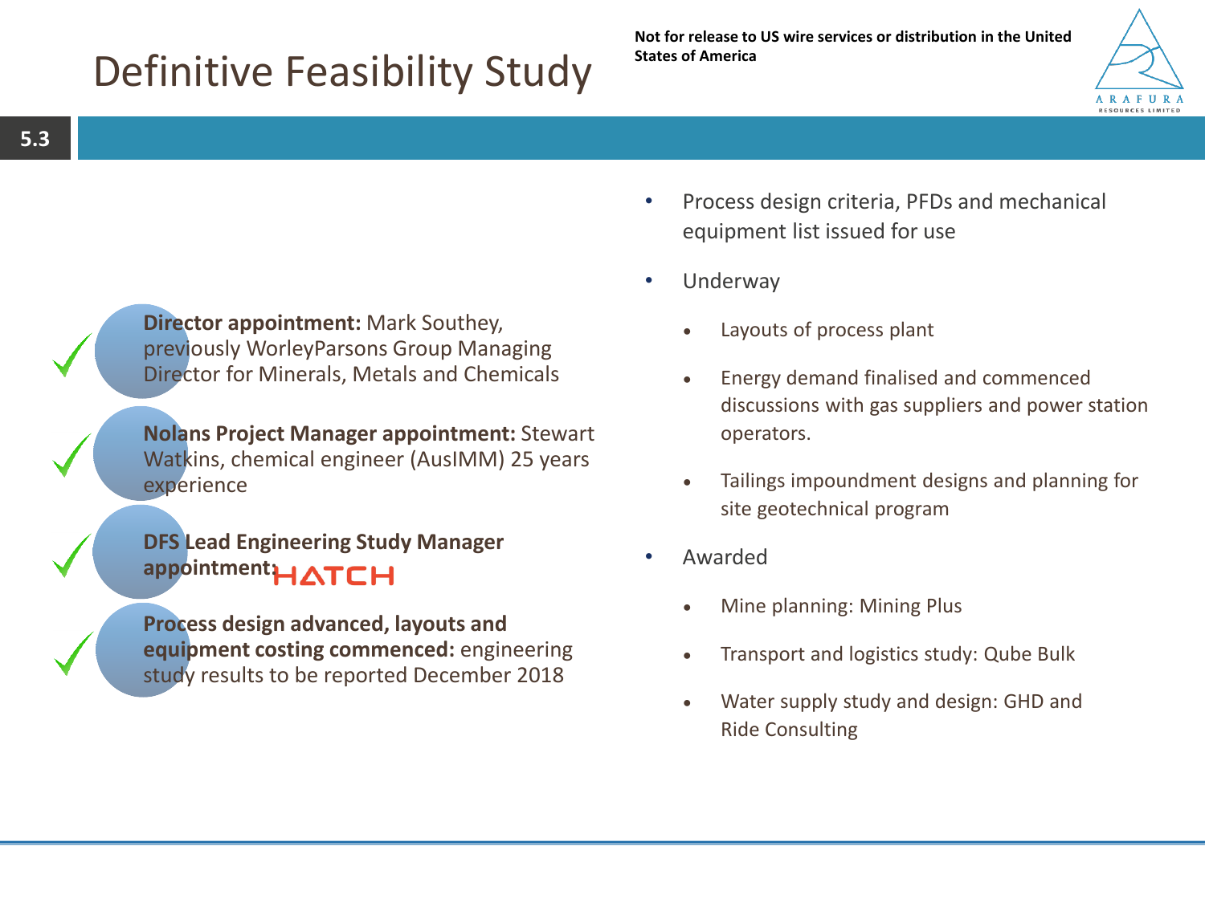# Definitive Feasibility Study

**Not for release to US wire services or distribution in the United States of America**

5.3

- **Director appointment:** Mark Southey, previously WorleyParsons Group Managing Director for Minerals, Metals and Chemicals
- **Nolans Project Manager appointment:** Stewart Watkins, chemical engineer (AusIMM) 25 years experience
- **DFS Lead Engineering Study Manager appointment:** HATCH
- **Process design advanced, layouts and equipment costing commenced:** engineering study results to be reported December 2018

- Process design criteria, PFDs and mechanical equipment list issued for use
- Underway
  - Layouts of process plant
  - Energy demand finalised and commenced discussions with gas suppliers and power station operators.
  - Tailings impoundment designs and planning for site geotechnical program
- Awarded
  - Mine planning: Mining Plus
  - Transport and logistics study: Qube Bulk
  - Water supply study and design: GHD and Ride Consulting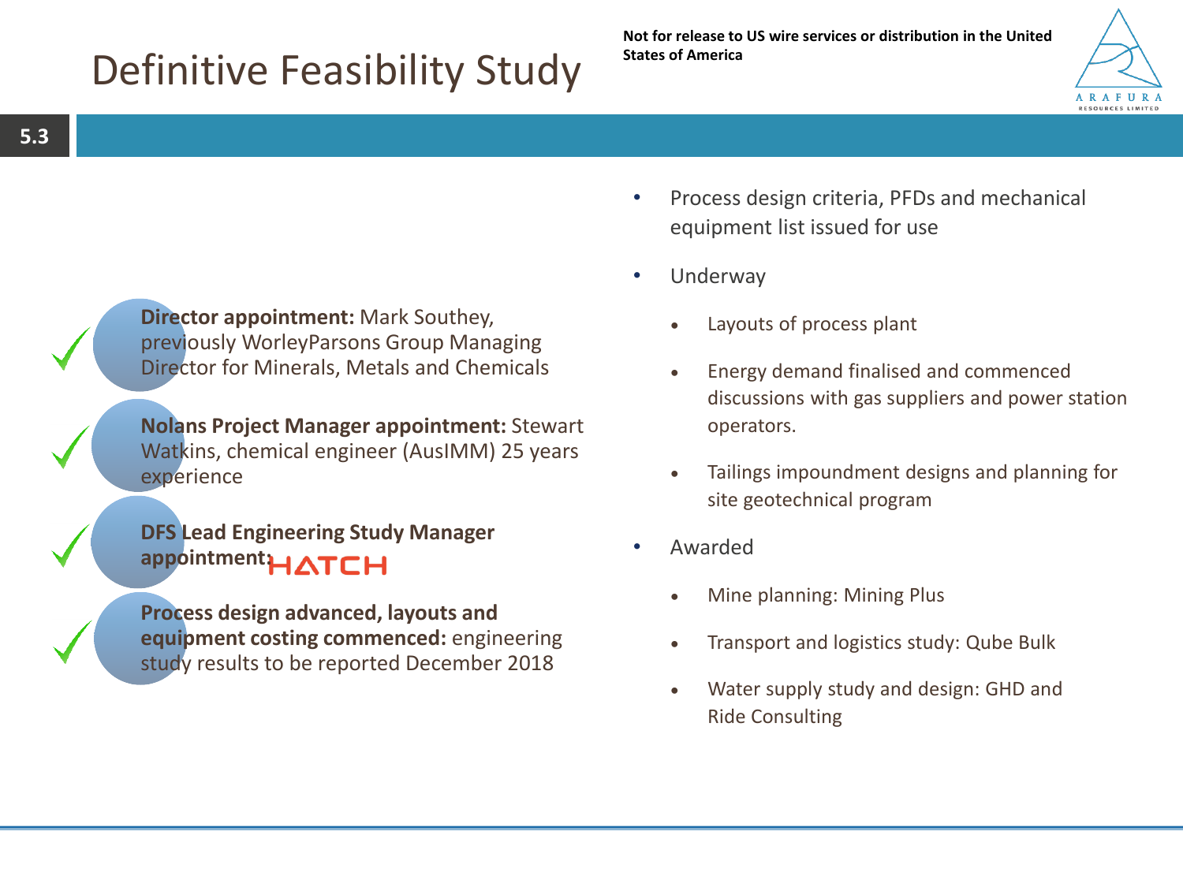# Definitive Feasibility Study

**Not for release to US wire services or distribution in the United States of America**

5.3

- **Director appointment:** Mark Southey, previously WorleyParsons Group Managing Director for Minerals, Metals and Chemicals
- **Nolans Project Manager appointment:** Stewart Watkins, chemical engineer (AusIMM) 25 years experience
- **DFS Lead Engineering Study Manager appointment:** HATCH
- **Process design advanced, layouts and equipment costing commenced:** engineering study results to be reported December 2018

- Process design criteria, PFDs and mechanical equipment list issued for use
- Underway
  - Layouts of process plant
  - Energy demand finalised and commenced discussions with gas suppliers and power station operators.
  - Tailings impoundment designs and planning for site geotechnical program
- Awarded
  - Mine planning: Mining Plus
  - Transport and logistics study: Qube Bulk
  - Water supply study and design: GHD and Ride Consulting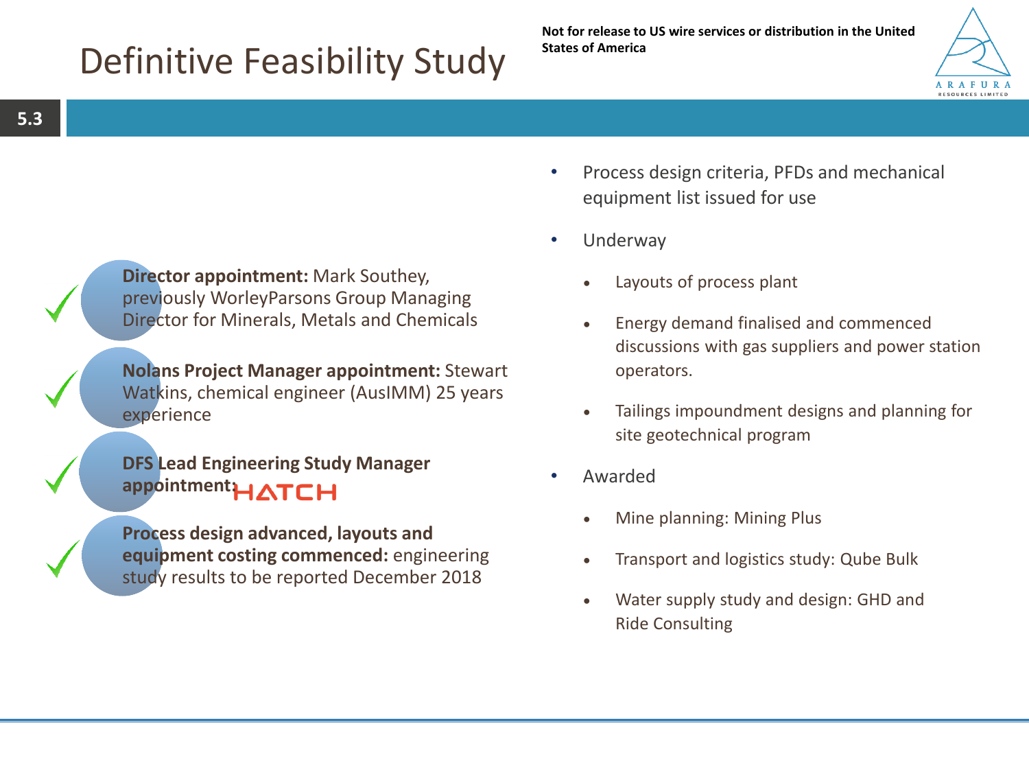# Definitive Feasibility Study

**Not for release to US wire services or distribution in the United States of America**

5.3

- **Director appointment:** Mark Southey, previously WorleyParsons Group Managing Director for Minerals, Metals and Chemicals
- **Nolans Project Manager appointment:** Stewart Watkins, chemical engineer (AusIMM) 25 years experience
- **DFS Lead Engineering Study Manager appointment:** HATCH
- **Process design advanced, layouts and equipment costing commenced:** engineering study results to be reported December 2018

- Process design criteria, PFDs and mechanical equipment list issued for use
- Underway
  - Layouts of process plant
  - Energy demand finalised and commenced discussions with gas suppliers and power station operators.
  - Tailings impoundment designs and planning for site geotechnical program
- Awarded
  - Mine planning: Mining Plus
  - Transport and logistics study: Qube Bulk
  - Water supply study and design: GHD and Ride Consulting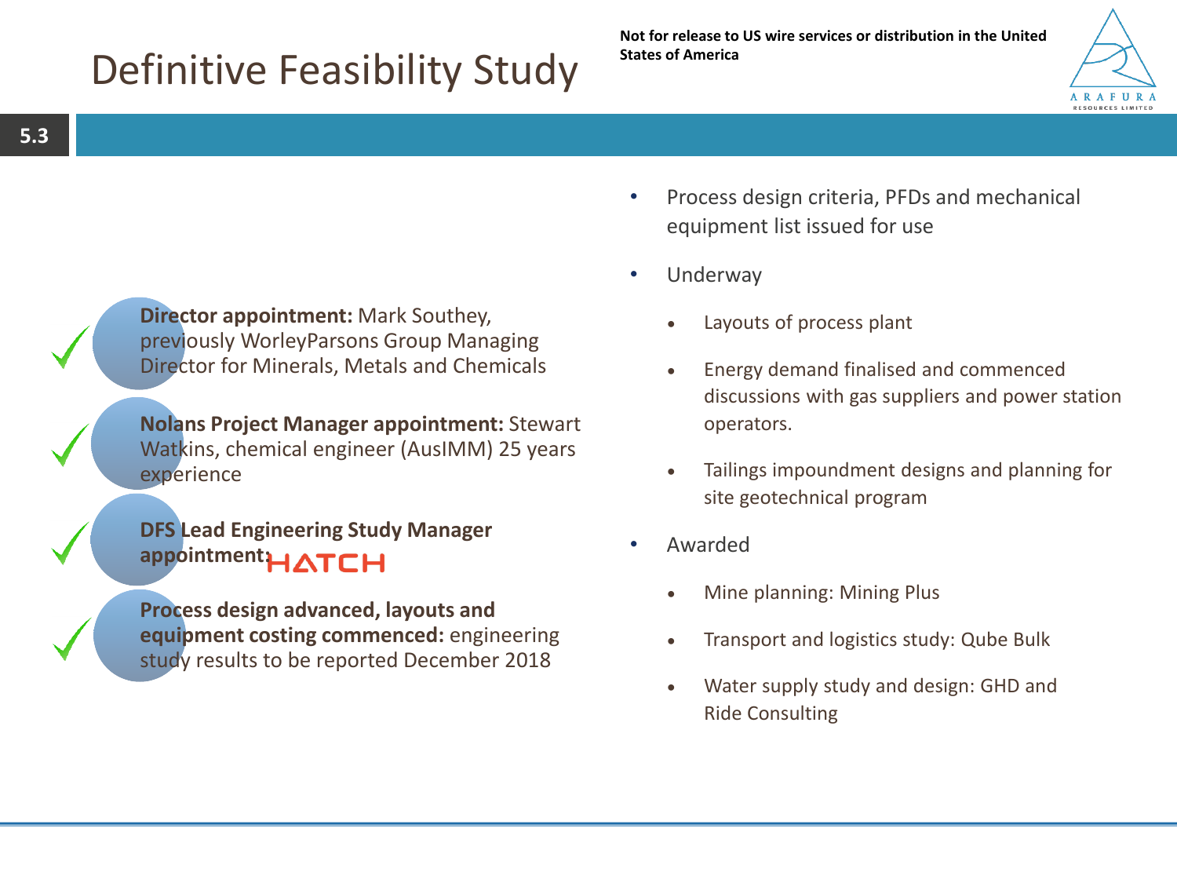# Definitive Feasibility Study

**Not for release to US wire services or distribution in the United States of America**

5.3

- **Director appointment:** Mark Southey, previously WorleyParsons Group Managing Director for Minerals, Metals and Chemicals
- **Nolans Project Manager appointment:** Stewart Watkins, chemical engineer (AusIMM) 25 years experience
- **DFS Lead Engineering Study Manager appointment:** HATCH
- **Process design advanced, layouts and equipment costing commenced:** engineering study results to be reported December 2018

- Process design criteria, PFDs and mechanical equipment list issued for use
- Underway
  - Layouts of process plant
  - Energy demand finalised and commenced discussions with gas suppliers and power station operators.
  - Tailings impoundment designs and planning for site geotechnical program
- Awarded
  - Mine planning: Mining Plus
  - Transport and logistics study: Qube Bulk
  - Water supply study and design: GHD and Ride Consulting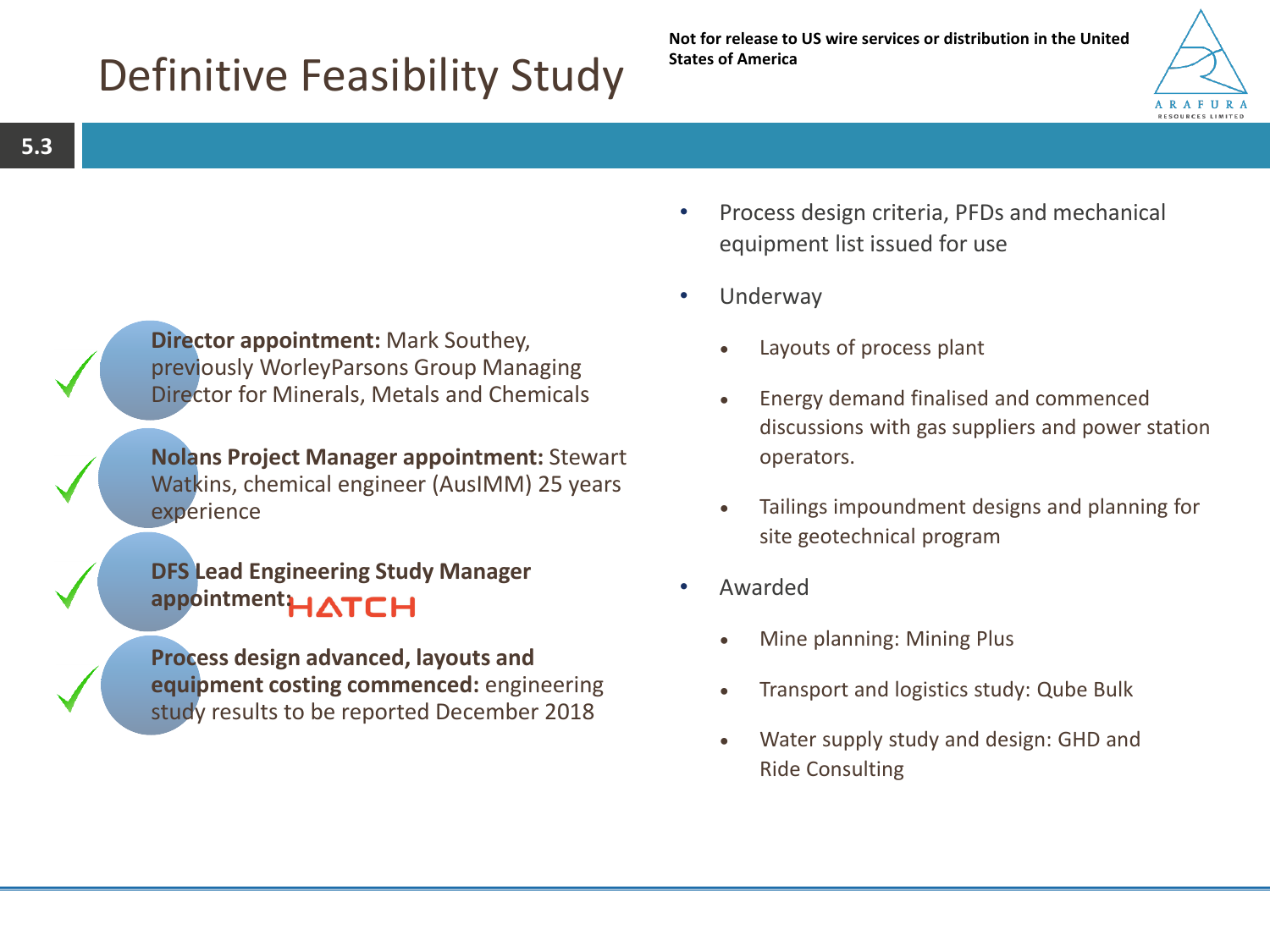# Definitive Feasibility Study

Not for release to US wire services or distribution in the United States of America

5.3

- **Director appointment:** Mark Southey, previously WorleyParsons Group Managing Director for Minerals, Metals and Chemicals
- **Nolans Project Manager appointment:** Stewart Watkins, chemical engineer (AusIMM) 25 years experience
- **DFS Lead Engineering Study Manager appointment:** HATCH
- **Process design advanced, layouts and equipment costing commenced:** engineering study results to be reported December 2018

- Process design criteria, PFDs and mechanical equipment list issued for use
- Underway
  - Layouts of process plant
  - Energy demand finalised and commenced discussions with gas suppliers and power station operators.
  - Tailings impoundment designs and planning for site geotechnical program
- Awarded
  - Mine planning: Mining Plus
  - Transport and logistics study: Qube Bulk
  - Water supply study and design: GHD and Ride Consulting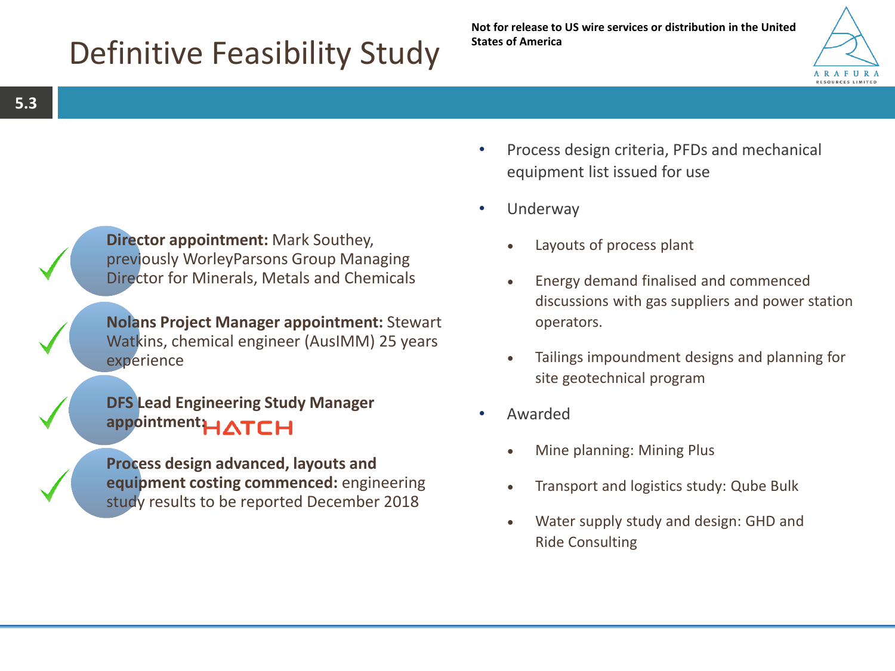# Definitive Feasibility Study

**Not for release to US wire services or distribution in the United States of America**

5.3

- **Director appointment:** Mark Southey, previously WorleyParsons Group Managing Director for Minerals, Metals and Chemicals
- **Nolans Project Manager appointment:** Stewart Watkins, chemical engineer (AusIMM) 25 years experience
- **DFS Lead Engineering Study Manager appointment:** HATCH
- **Process design advanced, layouts and equipment costing commenced:** engineering study results to be reported December 2018

- Process design criteria, PFDs and mechanical equipment list issued for use
- Underway
  - Layouts of process plant
  - Energy demand finalised and commenced discussions with gas suppliers and power station operators.
  - Tailings impoundment designs and planning for site geotechnical program
- Awarded
  - Mine planning: Mining Plus
  - Transport and logistics study: Qube Bulk
  - Water supply study and design: GHD and Ride Consulting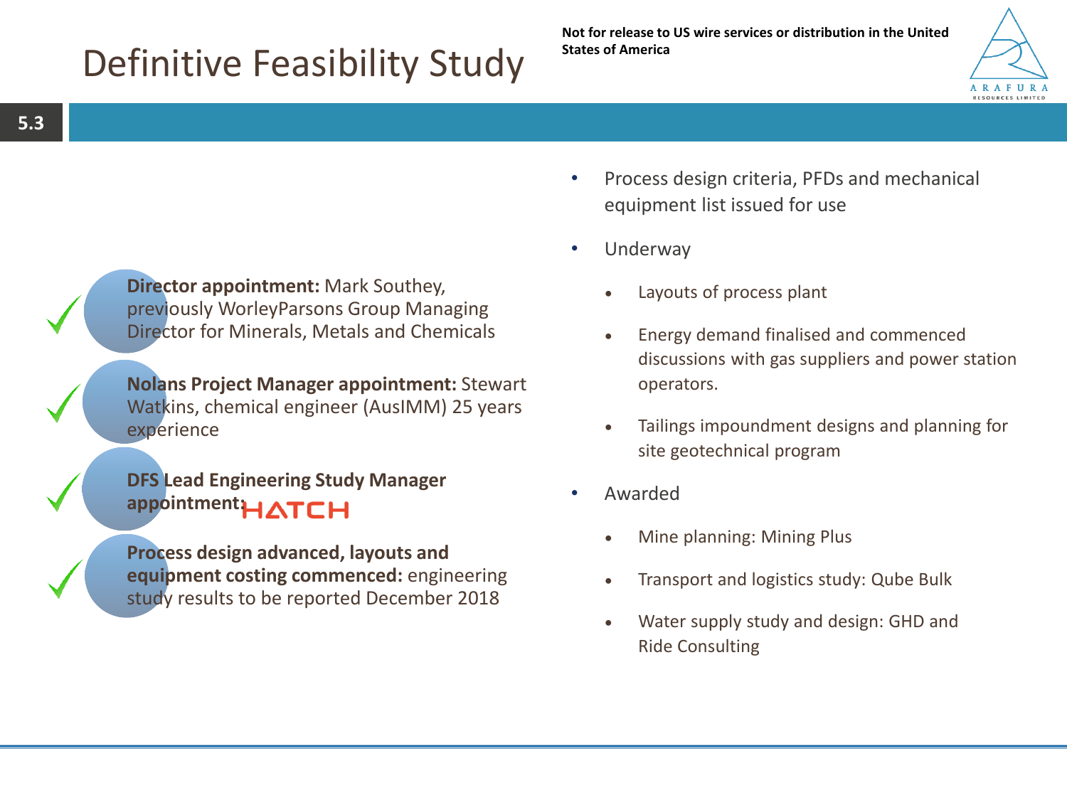# Definitive Feasibility Study

**Not for release to US wire services or distribution in the United States of America**

5.3

- ✓ **Director appointment:** Mark Southey, previously WorleyParsons Group Managing Director for Minerals, Metals and Chemicals
- ✓ **Nolans Project Manager appointment:** Stewart Watkins, chemical engineer (AusIMM) 25 years experience
- ✓ **DFS Lead Engineering Study Manager appointment:** HATCH
- ✓ **Process design advanced, layouts and equipment costing commenced:** engineering study results to be reported December 2018

- Process design criteria, PFDs and mechanical equipment list issued for use
- Underway
  - Layouts of process plant
  - Energy demand finalised and commenced discussions with gas suppliers and power station operators.
  - Tailings impoundment designs and planning for site geotechnical program
- Awarded
  - Mine planning: Mining Plus
  - Transport and logistics study: Qube Bulk
  - Water supply study and design: GHD and Ride Consulting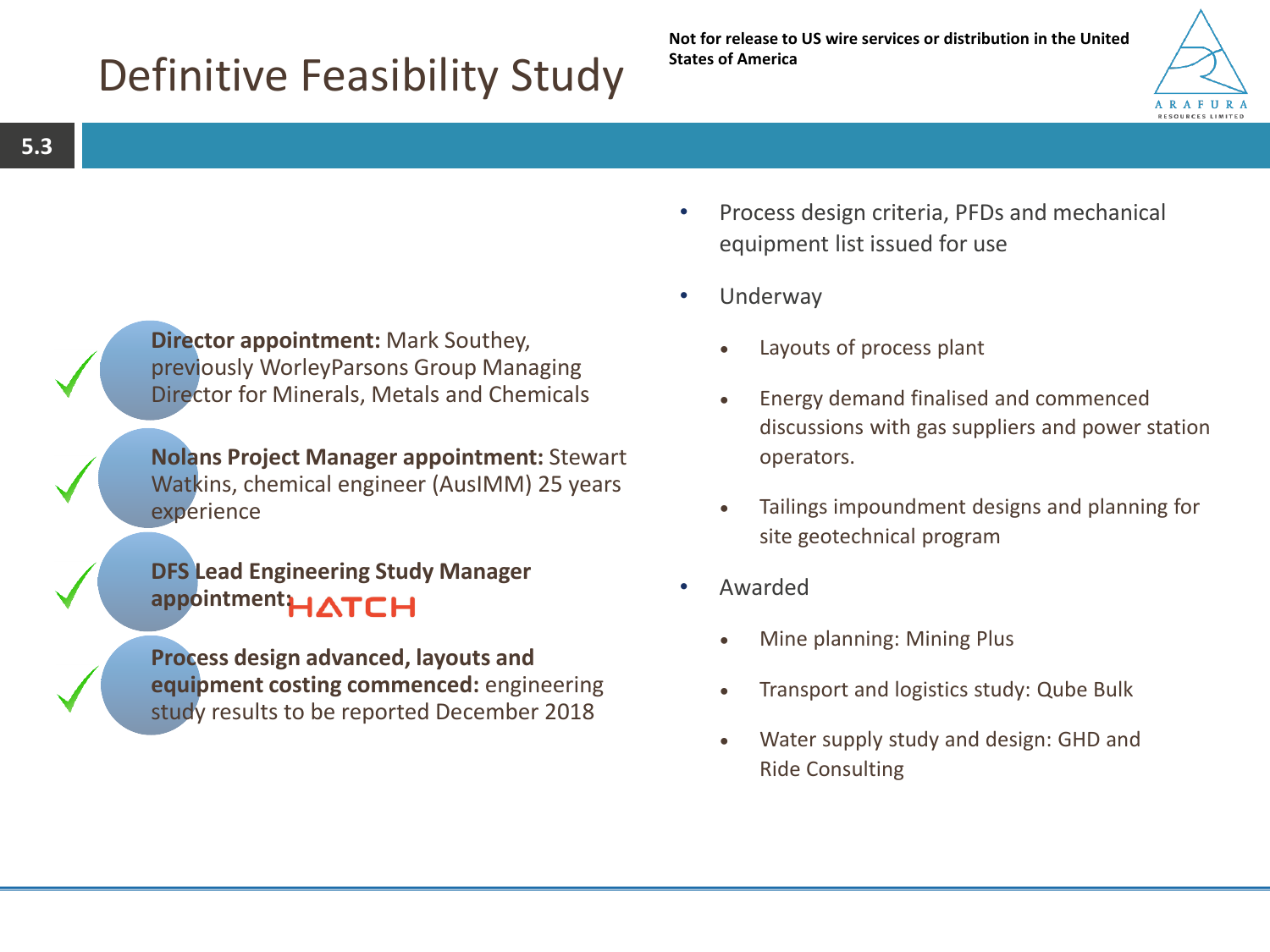# Definitive Feasibility Study

**Not for release to US wire services or distribution in the United States of America**

5.3

- **Director appointment:** Mark Southey, previously WorleyParsons Group Managing Director for Minerals, Metals and Chemicals
- **Nolans Project Manager appointment:** Stewart Watkins, chemical engineer (AusIMM) 25 years experience
- **DFS Lead Engineering Study Manager appointment:** HATCH
- **Process design advanced, layouts and equipment costing commenced:** engineering study results to be reported December 2018

- Process design criteria, PFDs and mechanical equipment list issued for use
- Underway
  - Layouts of process plant
  - Energy demand finalised and commenced discussions with gas suppliers and power station operators.
  - Tailings impoundment designs and planning for site geotechnical program
- Awarded
  - Mine planning: Mining Plus
  - Transport and logistics study: Qube Bulk
  - Water supply study and design: GHD and Ride Consulting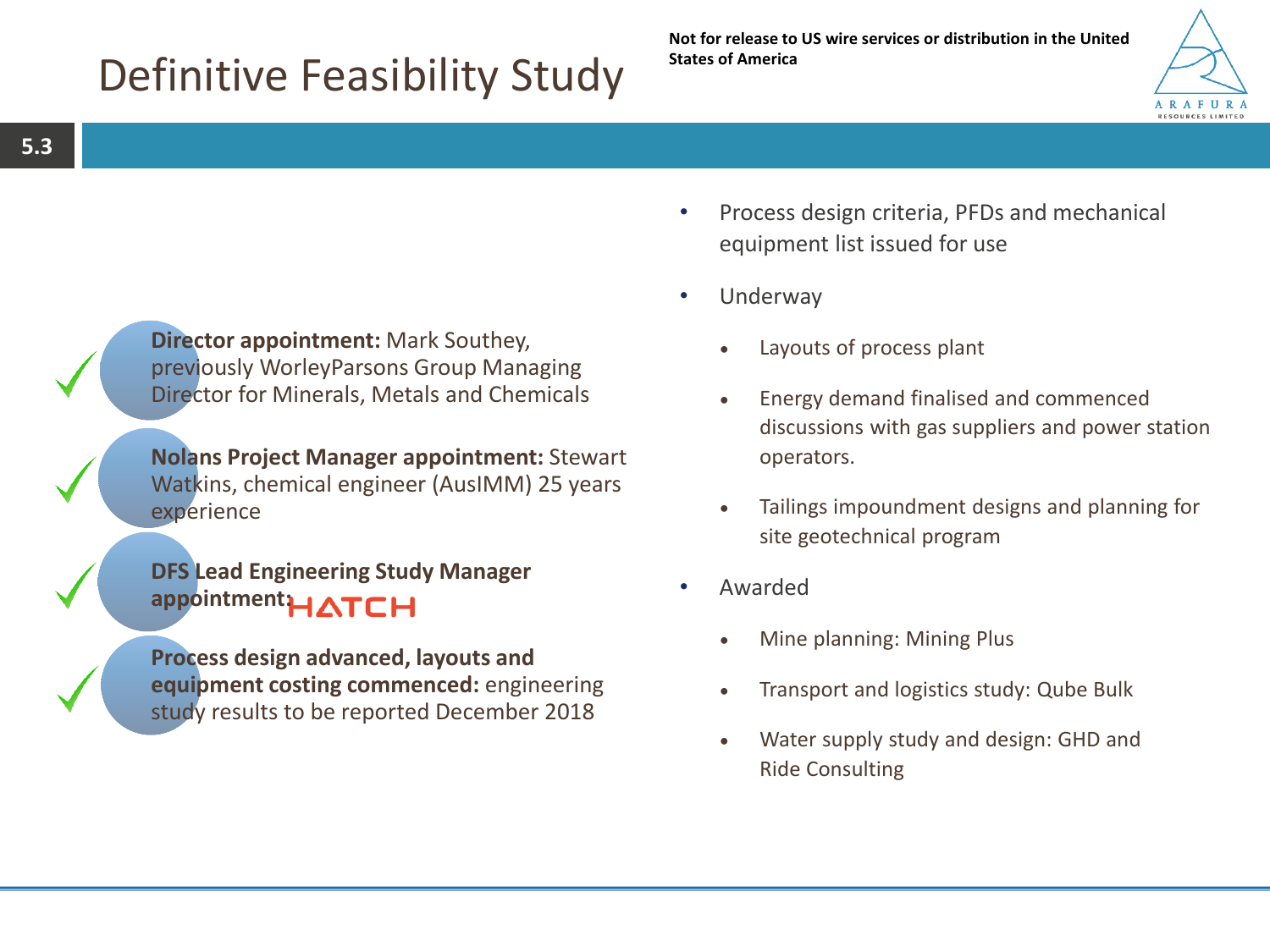# Definitive Feasibility Study

**Not for release to US wire services or distribution in the United States of America**

5.3

- ✓ **Director appointment:** Mark Southey, previously WorleyParsons Group Managing Director for Minerals, Metals and Chemicals
- ✓ **Nolans Project Manager appointment:** Stewart Watkins, chemical engineer (AusIMM) 25 years experience
- ✓ **DFS Lead Engineering Study Manager appointment:** HATCH
- ✓ **Process design advanced, layouts and equipment costing commenced:** engineering study results to be reported December 2018

- Process design criteria, PFDs and mechanical equipment list issued for use
- Underway
  - Layouts of process plant
  - Energy demand finalised and commenced discussions with gas suppliers and power station operators.
  - Tailings impoundment designs and planning for site geotechnical program
- Awarded
  - Mine planning: Mining Plus
  - Transport and logistics study: Qube Bulk
  - Water supply study and design: GHD and Ride Consulting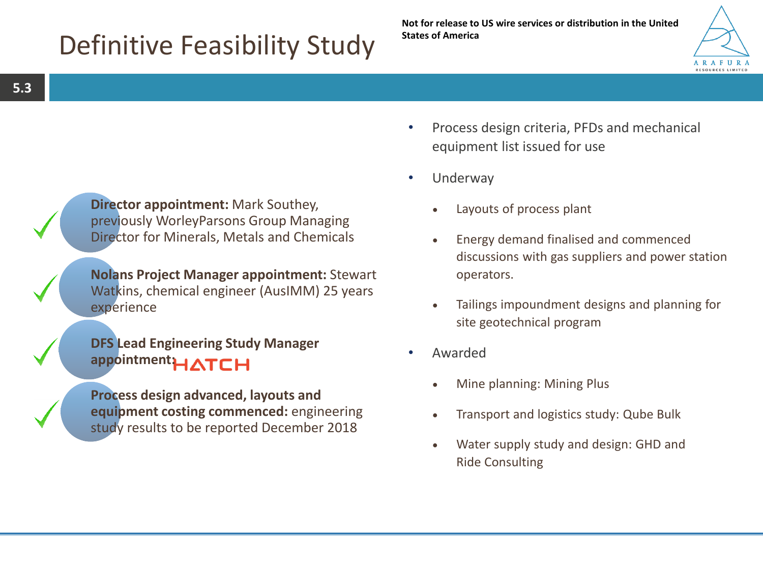# Definitive Feasibility Study

**Not for release to US wire services or distribution in the United States of America**

5.3

- **Director appointment:** Mark Southey, previously WorleyParsons Group Managing Director for Minerals, Metals and Chemicals
- **Nolans Project Manager appointment:** Stewart Watkins, chemical engineer (AusIMM) 25 years experience
- **DFS Lead Engineering Study Manager appointment:** HATCH
- **Process design advanced, layouts and equipment costing commenced:** engineering study results to be reported December 2018

- Process design criteria, PFDs and mechanical equipment list issued for use
- Underway
  - Layouts of process plant
  - Energy demand finalised and commenced discussions with gas suppliers and power station operators.
  - Tailings impoundment designs and planning for site geotechnical program
- Awarded
  - Mine planning: Mining Plus
  - Transport and logistics study: Qube Bulk
  - Water supply study and design: GHD and Ride Consulting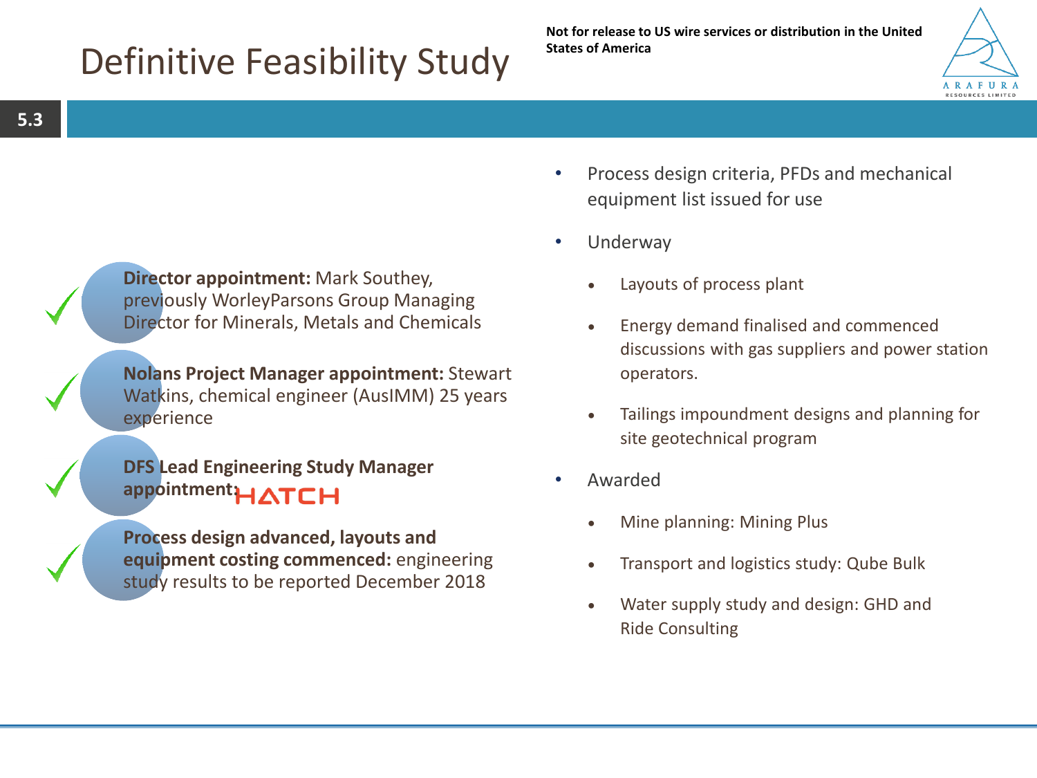# Definitive Feasibility Study

**Not for release to US wire services or distribution in the United States of America**

5.3

- **Director appointment:** Mark Southey, previously WorleyParsons Group Managing Director for Minerals, Metals and Chemicals
- **Nolans Project Manager appointment:** Stewart Watkins, chemical engineer (AusIMM) 25 years experience
- **DFS Lead Engineering Study Manager appointment:** HATCH
- **Process design advanced, layouts and equipment costing commenced:** engineering study results to be reported December 2018

- Process design criteria, PFDs and mechanical equipment list issued for use
- Underway
  - Layouts of process plant
  - Energy demand finalised and commenced discussions with gas suppliers and power station operators.
  - Tailings impoundment designs and planning for site geotechnical program
- Awarded
  - Mine planning: Mining Plus
  - Transport and logistics study: Qube Bulk
  - Water supply study and design: GHD and Ride Consulting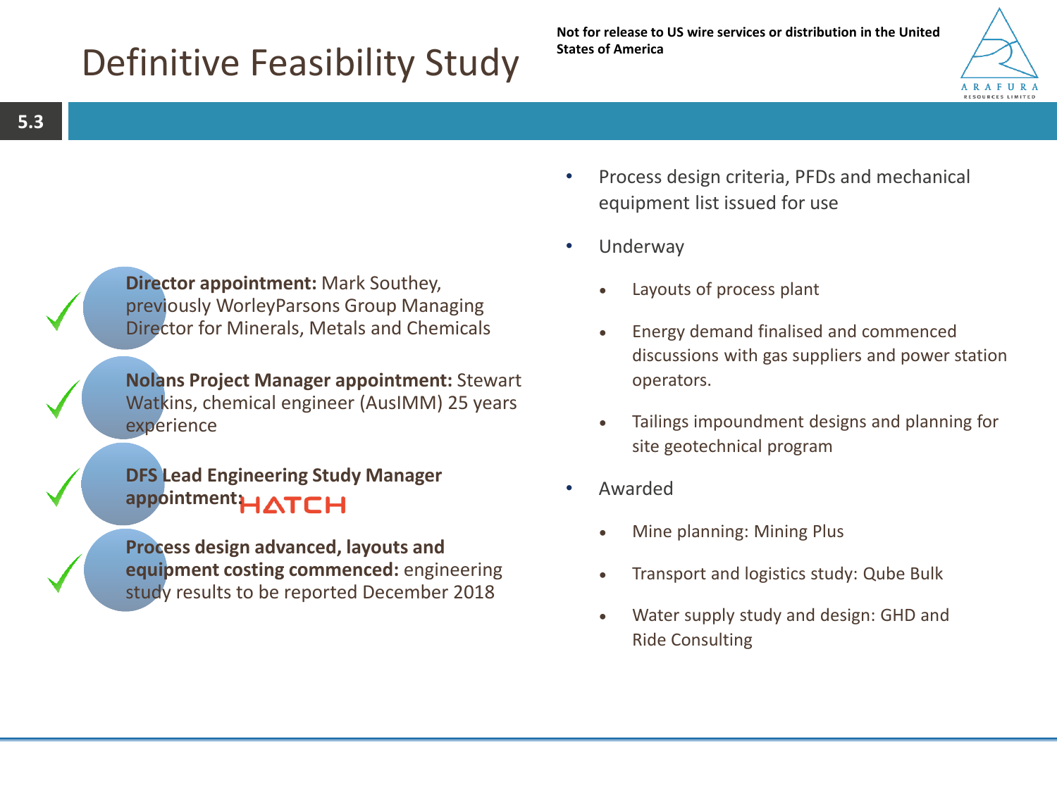# Definitive Feasibility Study

**Not for release to US wire services or distribution in the United States of America**

5.3

- **Director appointment:** Mark Southey, previously WorleyParsons Group Managing Director for Minerals, Metals and Chemicals
- **Nolans Project Manager appointment:** Stewart Watkins, chemical engineer (AusIMM) 25 years experience
- **DFS Lead Engineering Study Manager appointment:** HATCH
- **Process design advanced, layouts and equipment costing commenced:** engineering study results to be reported December 2018

- Process design criteria, PFDs and mechanical equipment list issued for use
- Underway
  - Layouts of process plant
  - Energy demand finalised and commenced discussions with gas suppliers and power station operators.
  - Tailings impoundment designs and planning for site geotechnical program
- Awarded
  - Mine planning: Mining Plus
  - Transport and logistics study: Qube Bulk
  - Water supply study and design: GHD and Ride Consulting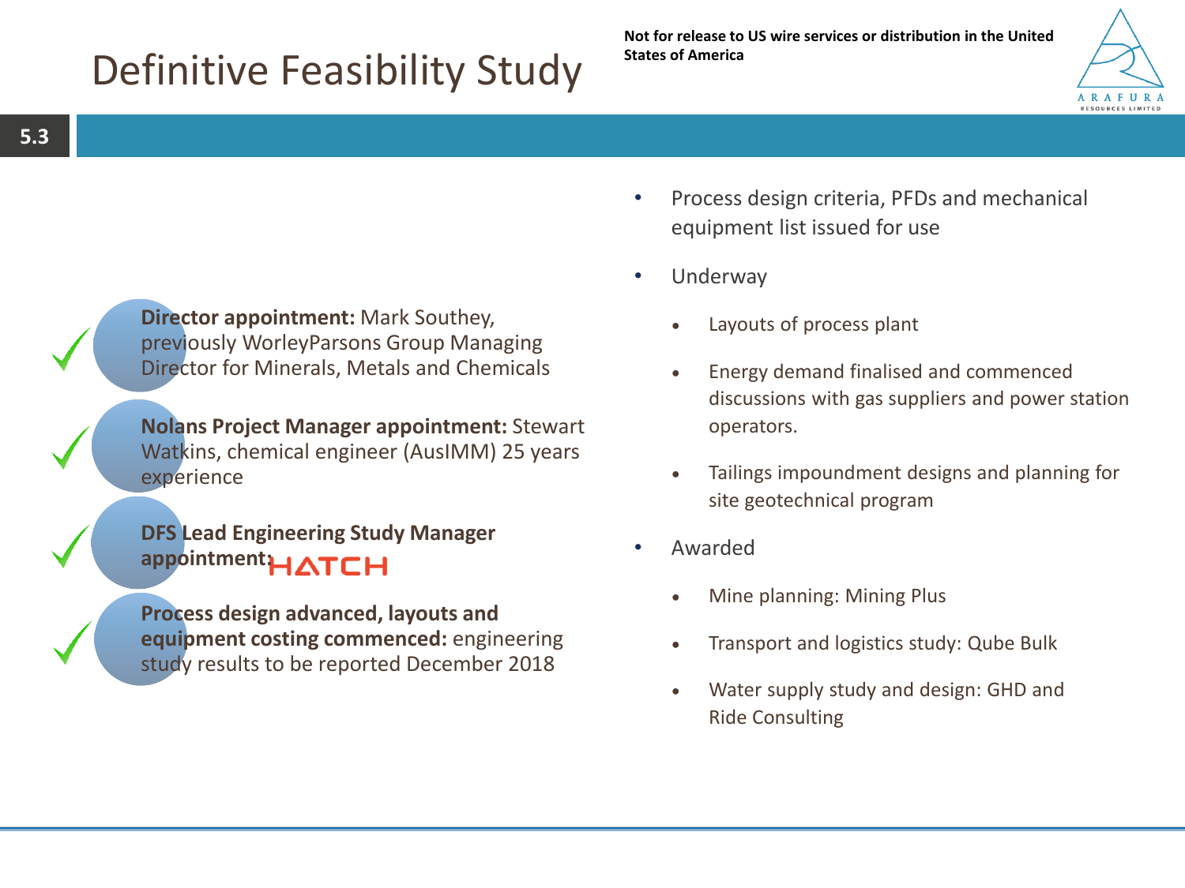# Definitive Feasibility Study

**Not for release to US wire services or distribution in the United States of America**

5.3

- ✓ **Director appointment:** Mark Southey, previously WorleyParsons Group Managing Director for Minerals, Metals and Chemicals
- ✓ **Nolans Project Manager appointment:** Stewart Watkins, chemical engineer (AusIMM) 25 years experience
- ✓ **DFS Lead Engineering Study Manager appointment:** HATCH
- ✓ **Process design advanced, layouts and equipment costing commenced:** engineering study results to be reported December 2018

- Process design criteria, PFDs and mechanical equipment list issued for use
- Underway
  - Layouts of process plant
  - Energy demand finalised and commenced discussions with gas suppliers and power station operators.
  - Tailings impoundment designs and planning for site geotechnical program
- Awarded
  - Mine planning: Mining Plus
  - Transport and logistics study: Qube Bulk
  - Water supply study and design: GHD and Ride Consulting